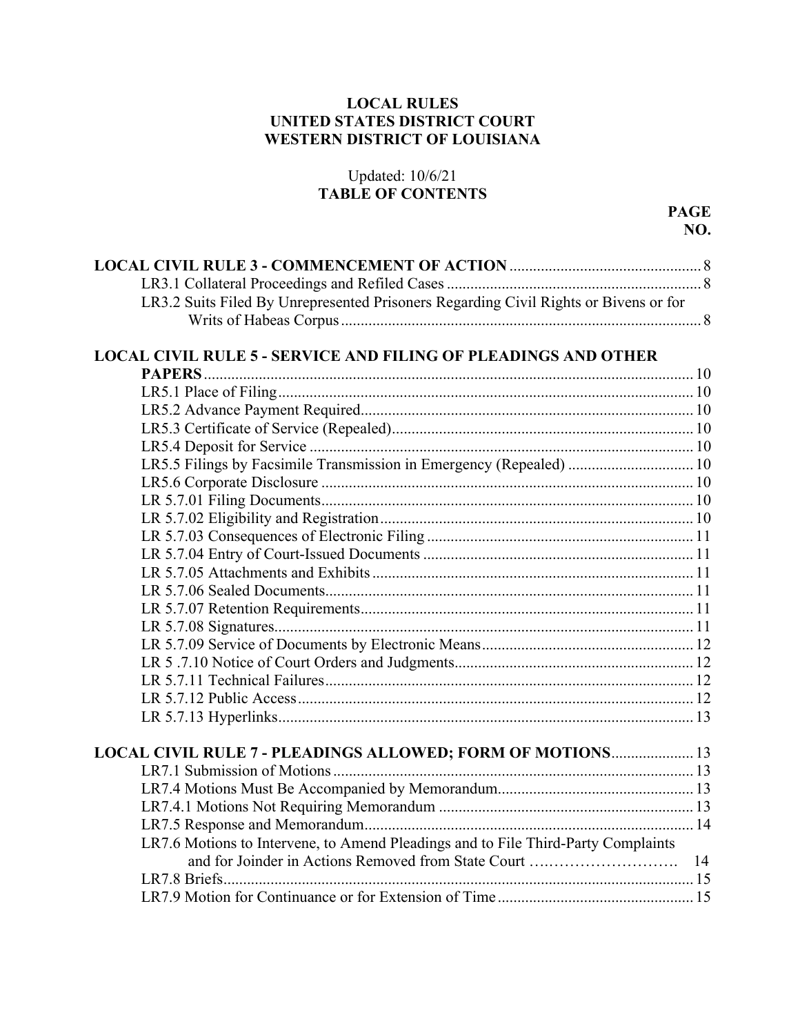**LOCAL RULES**
**UNITED STATES DISTRICT COURT**
**WESTERN DISTRICT OF LOUISIANA**

Updated: 10/6/21

**TABLE OF CONTENTS**

| | **PAGE NO.** |
|---|---|
| **LOCAL CIVIL RULE 3 - COMMENCEMENT OF ACTION** | 8 |
| LR3.1 Collateral Proceedings and Refiled Cases | 8 |
| LR3.2 Suits Filed By Unrepresented Prisoners Regarding Civil Rights or Bivens or for Writs of Habeas Corpus | 8 |
| **LOCAL CIVIL RULE 5 - SERVICE AND FILING OF PLEADINGS AND OTHER PAPERS** | 10 |
| LR5.1 Place of Filing | 10 |
| LR5.2 Advance Payment Required | 10 |
| LR5.3 Certificate of Service (Repealed) | 10 |
| LR5.4 Deposit for Service | 10 |
| LR5.5 Filings by Facsimile Transmission in Emergency (Repealed) | 10 |
| LR5.6 Corporate Disclosure | 10 |
| LR 5.7.01 Filing Documents | 10 |
| LR 5.7.02 Eligibility and Registration | 10 |
| LR 5.7.03 Consequences of Electronic Filing | 11 |
| LR 5.7.04 Entry of Court-Issued Documents | 11 |
| LR 5.7.05 Attachments and Exhibits | 11 |
| LR 5.7.06 Sealed Documents | 11 |
| LR 5.7.07 Retention Requirements | 11 |
| LR 5.7.08 Signatures | 11 |
| LR 5.7.09 Service of Documents by Electronic Means | 12 |
| LR 5 .7.10 Notice of Court Orders and Judgments | 12 |
| LR 5.7.11 Technical Failures | 12 |
| LR 5.7.12 Public Access | 12 |
| LR 5.7.13 Hyperlinks | 13 |
| **LOCAL CIVIL RULE 7 - PLEADINGS ALLOWED; FORM OF MOTIONS** | 13 |
| LR7.1 Submission of Motions | 13 |
| LR7.4 Motions Must Be Accompanied by Memorandum | 13 |
| LR7.4.1 Motions Not Requiring Memorandum | 13 |
| LR7.5 Response and Memorandum | 14 |
| LR7.6 Motions to Intervene, to Amend Pleadings and to File Third-Party Complaints and for Joinder in Actions Removed from State Court | 14 |
| LR7.8 Briefs | 15 |
| LR7.9 Motion for Continuance or for Extension of Time | 15 |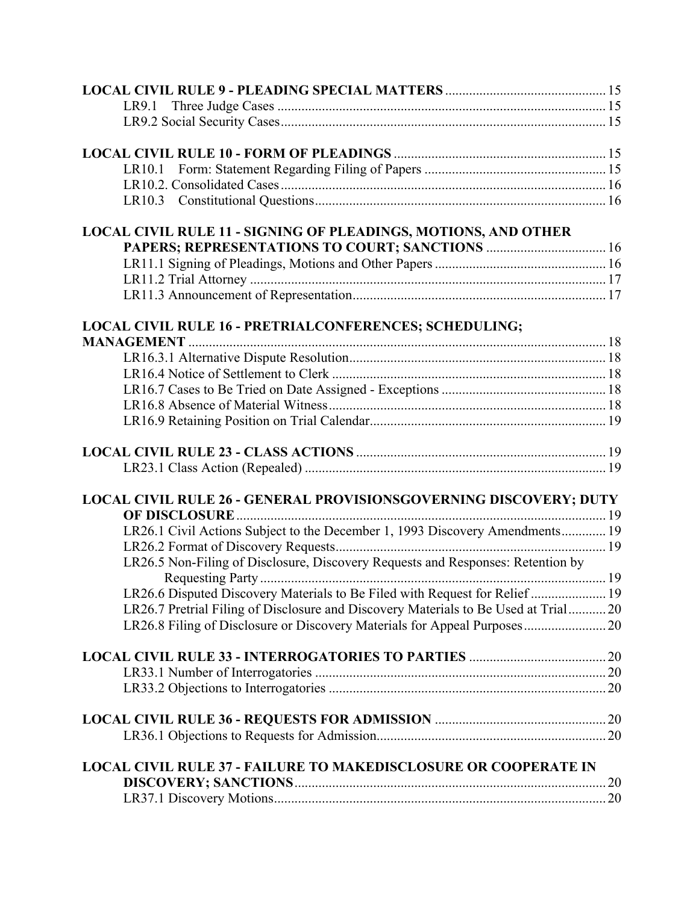**LOCAL CIVIL RULE 9 - PLEADING SPECIAL MATTERS** ............................................. 15

LR9.1 Three Judge Cases ................................................................................................ 15

LR9.2 Social Security Cases.............................................................................................. 15

**LOCAL CIVIL RULE 10 - FORM OF PLEADINGS** ............................................................ 15

LR10.1 Form: Statement Regarding Filing of Papers .................................................... 15

LR10.2. Consolidated Cases.............................................................................................. 16

LR10.3 Constitutional Questions.................................................................................... 16

**LOCAL CIVIL RULE 11 - SIGNING OF PLEADINGS, MOTIONS, AND OTHER PAPERS; REPRESENTATIONS TO COURT; SANCTIONS** .................................. 16

LR11.1 Signing of Pleadings, Motions and Other Papers .................................................. 16

LR11.2 Trial Attorney ....................................................................................................... 17

LR11.3 Announcement of Representation......................................................................... 17

**LOCAL CIVIL RULE 16 - PRETRIALCONFERENCES; SCHEDULING; MANAGEMENT** ........................................................................................................... 18

LR16.3.1 Alternative Dispute Resolution.......................................................................... 18

LR16.4 Notice of Settlement to Clerk ................................................................................ 18

LR16.7 Cases to Be Tried on Date Assigned - Exceptions ................................................ 18

LR16.8 Absence of Material Witness................................................................................ 18

LR16.9 Retaining Position on Trial Calendar.................................................................... 19

**LOCAL CIVIL RULE 23 - CLASS ACTIONS** ........................................................................ 19

LR23.1 Class Action (Repealed) ....................................................................................... 19

**LOCAL CIVIL RULE 26 - GENERAL PROVISIONSGOVERNING DISCOVERY; DUTY OF DISCLOSURE**........................................................................................................... 19

LR26.1 Civil Actions Subject to the December 1, 1993 Discovery Amendments............. 19

LR26.2 Format of Discovery Requests.............................................................................. 19

LR26.5 Non-Filing of Disclosure, Discovery Requests and Responses: Retention by Requesting Party ..................................................................................................... 19

LR26.6 Disputed Discovery Materials to Be Filed with Request for Relief ...................... 19

LR26.7 Pretrial Filing of Disclosure and Discovery Materials to Be Used at Trial........... 20

LR26.8 Filing of Disclosure or Discovery Materials for Appeal Purposes........................ 20

**LOCAL CIVIL RULE 33 - INTERROGATORIES TO PARTIES** ....................................... 20

LR33.1 Number of Interrogatories .................................................................................... 20

LR33.2 Objections to Interrogatories ................................................................................ 20

**LOCAL CIVIL RULE 36 - REQUESTS FOR ADMISSION** ................................................. 20

LR36.1 Objections to Requests for Admission.................................................................. 20

**LOCAL CIVIL RULE 37 - FAILURE TO MAKEDISCLOSURE OR COOPERATE IN DISCOVERY; SANCTIONS**.......................................................................................... 20

LR37.1 Discovery Motions................................................................................................ 20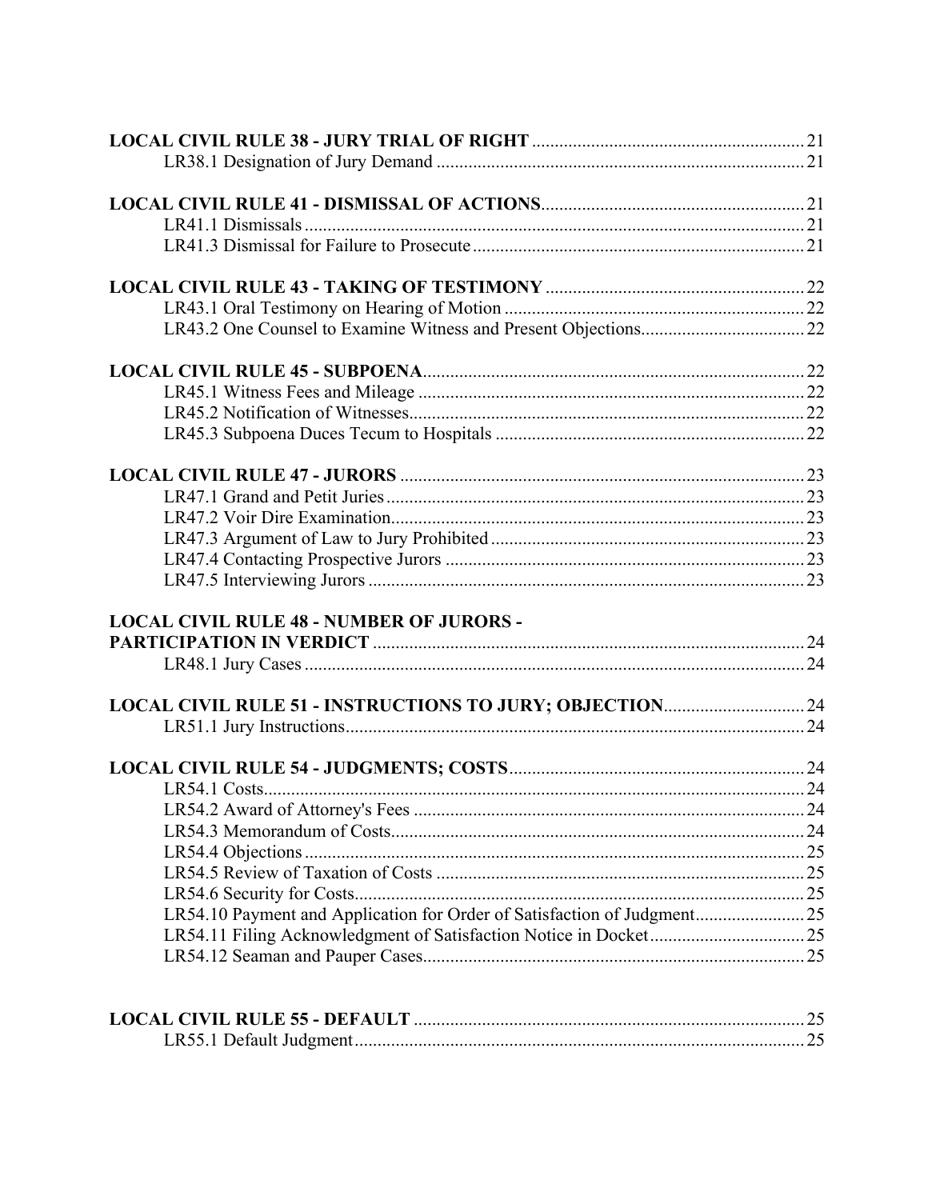**LOCAL CIVIL RULE 38 - JURY TRIAL OF RIGHT** ............................................................ 21
LR38.1 Designation of Jury Demand ................................................................................ 21

**LOCAL CIVIL RULE 41 - DISMISSAL OF ACTIONS**.......................................................... 21
LR41.1 Dismissals ............................................................................................................. 21
LR41.3 Dismissal for Failure to Prosecute ........................................................................ 21

**LOCAL CIVIL RULE 43 - TAKING OF TESTIMONY** ......................................................... 22
LR43.1 Oral Testimony on Hearing of Motion ................................................................. 22
LR43.2 One Counsel to Examine Witness and Present Objections.................................... 22

**LOCAL CIVIL RULE 45 - SUBPOENA**................................................................................... 22
LR45.1 Witness Fees and Mileage .................................................................................... 22
LR45.2 Notification of Witnesses...................................................................................... 22
LR45.3 Subpoena Duces Tecum to Hospitals ................................................................... 22

**LOCAL CIVIL RULE 47 - JURORS** ......................................................................................... 23
LR47.1 Grand and Petit Juries............................................................................................ 23
LR47.2 Voir Dire Examination........................................................................................... 23
LR47.3 Argument of Law to Jury Prohibited .................................................................... 23
LR47.4 Contacting Prospective Jurors .............................................................................. 23
LR47.5 Interviewing Jurors ............................................................................................... 23

**LOCAL CIVIL RULE 48 - NUMBER OF JURORS - PARTICIPATION IN VERDICT** .............................................................................................. 24
LR48.1 Jury Cases ............................................................................................................. 24

**LOCAL CIVIL RULE 51 - INSTRUCTIONS TO JURY; OBJECTION**.............................. 24
LR51.1 Jury Instructions.................................................................................................... 24

**LOCAL CIVIL RULE 54 - JUDGMENTS; COSTS**................................................................ 24
LR54.1 Costs...................................................................................................................... 24
LR54.2 Award of Attorney's Fees ..................................................................................... 24
LR54.3 Memorandum of Costs........................................................................................... 24
LR54.4 Objections ............................................................................................................. 25
LR54.5 Review of Taxation of Costs ................................................................................ 25
LR54.6 Security for Costs.................................................................................................. 25
LR54.10 Payment and Application for Order of Satisfaction of Judgment........................ 25
LR54.11 Filing Acknowledgment of Satisfaction Notice in Docket.................................. 25
LR54.12 Seaman and Pauper Cases................................................................................... 25

**LOCAL CIVIL RULE 55 - DEFAULT** ..................................................................................... 25
LR55.1 Default Judgment.................................................................................................. 25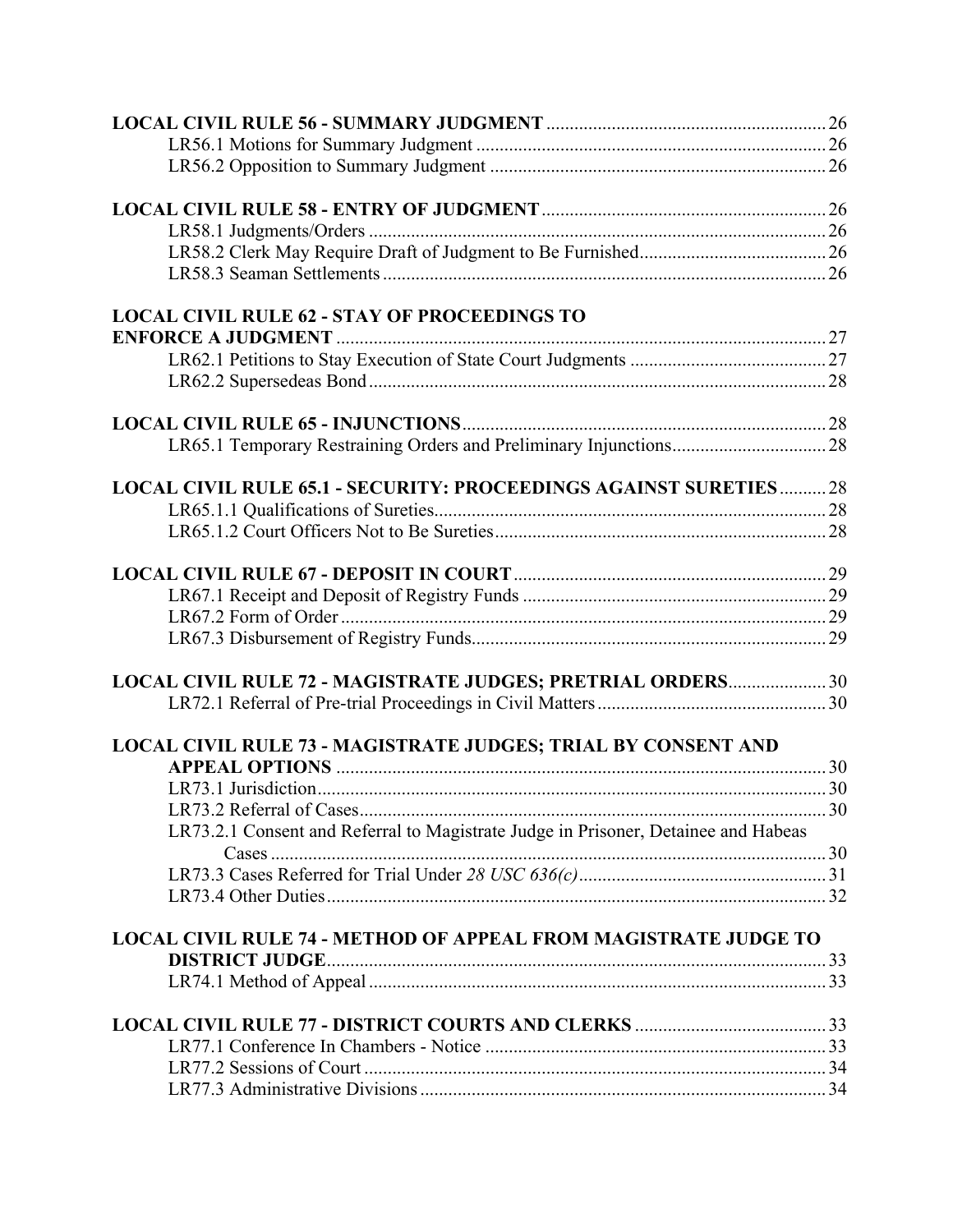**LOCAL CIVIL RULE 56 - SUMMARY JUDGMENT** ........................................................... 26
- LR56.1 Motions for Summary Judgment ........................................................................... 26
- LR56.2 Opposition to Summary Judgment ........................................................................ 26

**LOCAL CIVIL RULE 58 - ENTRY OF JUDGMENT** ............................................................ 26
- LR58.1 Judgments/Orders .................................................................................................. 26
- LR58.2 Clerk May Require Draft of Judgment to Be Furnished........................................ 26
- LR58.3 Seaman Settlements .............................................................................................. 26

**LOCAL CIVIL RULE 62 - STAY OF PROCEEDINGS TO ENFORCE A JUDGMENT** ........................................................................................ 27
- LR62.1 Petitions to Stay Execution of State Court Judgments .......................................... 27
- LR62.2 Supersedeas Bond ................................................................................................. 28

**LOCAL CIVIL RULE 65 - INJUNCTIONS** ............................................................................. 28
- LR65.1 Temporary Restraining Orders and Preliminary Injunctions................................. 28

**LOCAL CIVIL RULE 65.1 - SECURITY: PROCEEDINGS AGAINST SURETIES** .......... 28
- LR65.1.1 Qualifications of Sureties.................................................................................... 28
- LR65.1.2 Court Officers Not to Be Sureties....................................................................... 28

**LOCAL CIVIL RULE 67 - DEPOSIT IN COURT** .................................................................. 29
- LR67.1 Receipt and Deposit of Registry Funds ................................................................. 29
- LR67.2 Form of Order ........................................................................................................ 29
- LR67.3 Disbursement of Registry Funds............................................................................ 29

**LOCAL CIVIL RULE 72 - MAGISTRATE JUDGES; PRETRIAL ORDERS**..................... 30
- LR72.1 Referral of Pre-trial Proceedings in Civil Matters ................................................. 30

**LOCAL CIVIL RULE 73 - MAGISTRATE JUDGES; TRIAL BY CONSENT AND APPEAL OPTIONS** ......................................................................................... 30
- LR73.1 Jurisdiction............................................................................................................. 30
- LR73.2 Referral of Cases.................................................................................................... 30
- LR73.2.1 Consent and Referral to Magistrate Judge in Prisoner, Detainee and Habeas Cases ....................................................................................................................... 30
- LR73.3 Cases Referred for Trial Under *28 USC 636(c)*..................................................... 31
- LR73.4 Other Duties........................................................................................................... 32

**LOCAL CIVIL RULE 74 - METHOD OF APPEAL FROM MAGISTRATE JUDGE TO DISTRICT JUDGE**........................................................................................................... 33
- LR74.1 Method of Appeal .................................................................................................. 33

**LOCAL CIVIL RULE 77 - DISTRICT COURTS AND CLERKS** ......................................... 33
- LR77.1 Conference In Chambers - Notice ......................................................................... 33
- LR77.2 Sessions of Court ................................................................................................... 34
- LR77.3 Administrative Divisions ....................................................................................... 34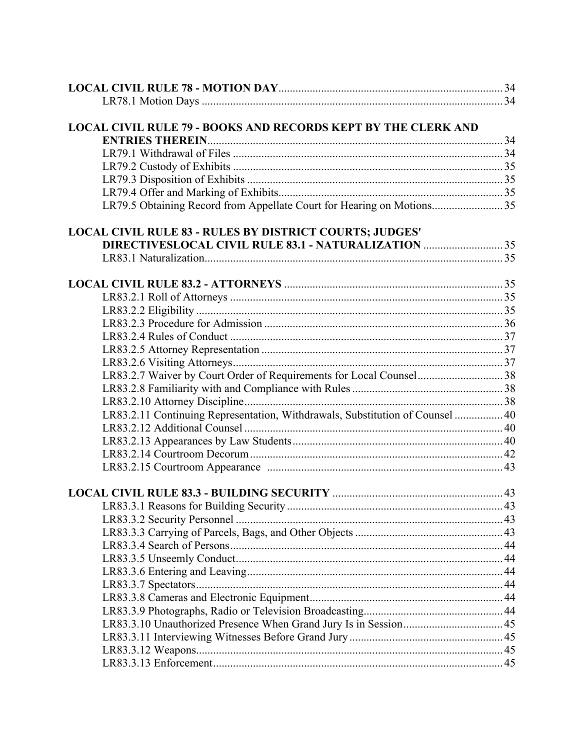**LOCAL CIVIL RULE 78 - MOTION DAY** .... 34

LR78.1 Motion Days .... 34

**LOCAL CIVIL RULE 79 - BOOKS AND RECORDS KEPT BY THE CLERK AND ENTRIES THEREIN** .... 34

LR79.1 Withdrawal of Files .... 34

LR79.2 Custody of Exhibits .... 35

LR79.3 Disposition of Exhibits .... 35

LR79.4 Offer and Marking of Exhibits .... 35

LR79.5 Obtaining Record from Appellate Court for Hearing on Motions .... 35

**LOCAL CIVIL RULE 83 - RULES BY DISTRICT COURTS; JUDGES' DIRECTIVESLOCAL CIVIL RULE 83.1 - NATURALIZATION** .... 35

LR83.1 Naturalization .... 35

**LOCAL CIVIL RULE 83.2 - ATTORNEYS** .... 35

LR83.2.1 Roll of Attorneys .... 35

LR83.2.2 Eligibility .... 35

LR83.2.3 Procedure for Admission .... 36

LR83.2.4 Rules of Conduct .... 37

LR83.2.5 Attorney Representation .... 37

LR83.2.6 Visiting Attorneys .... 37

LR83.2.7 Waiver by Court Order of Requirements for Local Counsel .... 38

LR83.2.8 Familiarity with and Compliance with Rules .... 38

LR83.2.10 Attorney Discipline .... 38

LR83.2.11 Continuing Representation, Withdrawals, Substitution of Counsel .... 40

LR83.2.12 Additional Counsel .... 40

LR83.2.13 Appearances by Law Students .... 40

LR83.2.14 Courtroom Decorum .... 42

LR83.2.15 Courtroom Appearance .... 43

**LOCAL CIVIL RULE 83.3 - BUILDING SECURITY** .... 43

LR83.3.1 Reasons for Building Security .... 43

LR83.3.2 Security Personnel .... 43

LR83.3.3 Carrying of Parcels, Bags, and Other Objects .... 43

LR83.3.4 Search of Persons .... 44

LR83.3.5 Unseemly Conduct .... 44

LR83.3.6 Entering and Leaving .... 44

LR83.3.7 Spectators .... 44

LR83.3.8 Cameras and Electronic Equipment .... 44

LR83.3.9 Photographs, Radio or Television Broadcasting .... 44

LR83.3.10 Unauthorized Presence When Grand Jury Is in Session .... 45

LR83.3.11 Interviewing Witnesses Before Grand Jury .... 45

LR83.3.12 Weapons .... 45

LR83.3.13 Enforcement .... 45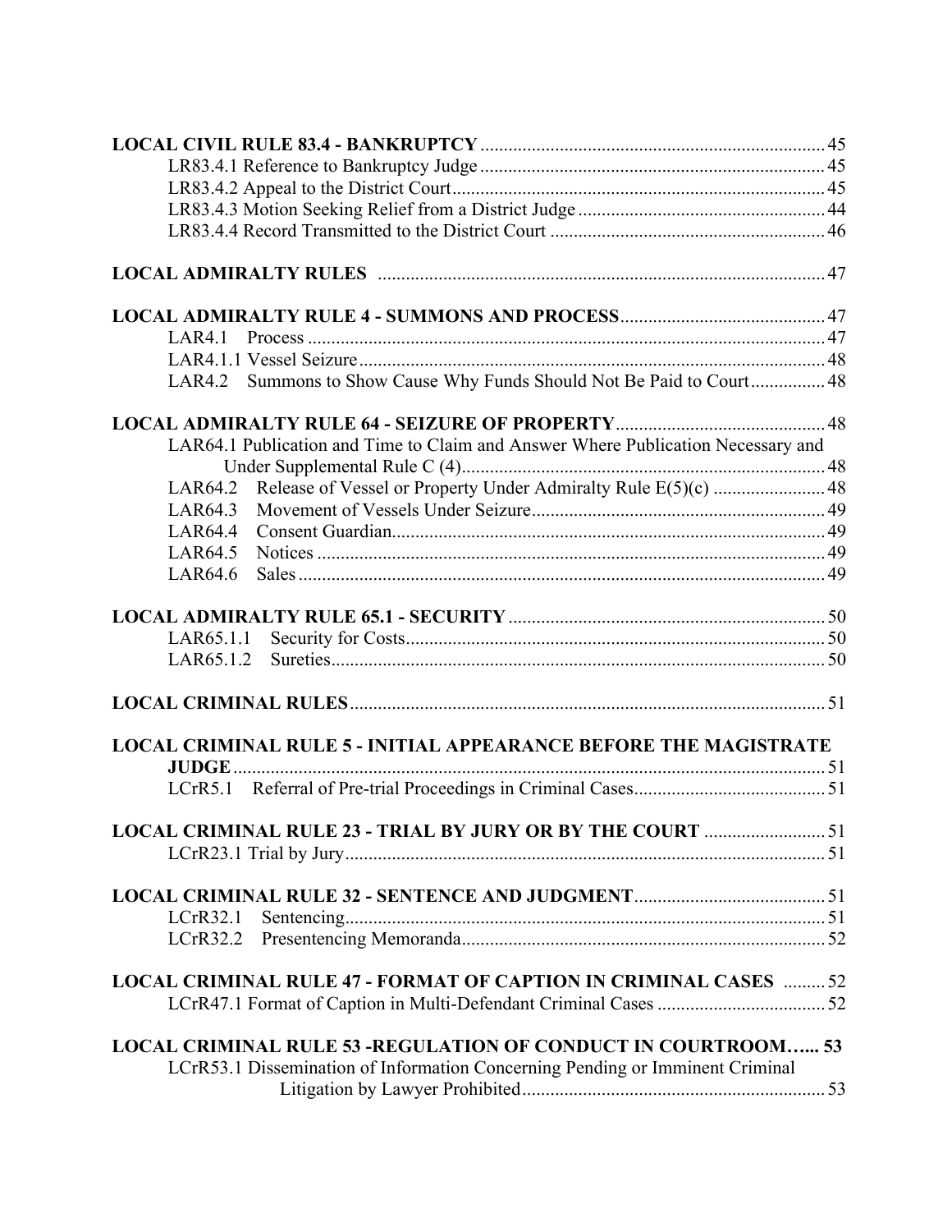**LOCAL CIVIL RULE 83.4 - BANKRUPTCY** .......... 45
- LR83.4.1 Reference to Bankruptcy Judge .......... 45
- LR83.4.2 Appeal to the District Court .......... 45
- LR83.4.3 Motion Seeking Relief from a District Judge .......... 44
- LR83.4.4 Record Transmitted to the District Court .......... 46

**LOCAL ADMIRALTY RULES** .......... 47

**LOCAL ADMIRALTY RULE 4 - SUMMONS AND PROCESS** .......... 47
- LAR4.1 Process .......... 47
- LAR4.1.1 Vessel Seizure .......... 48
- LAR4.2 Summons to Show Cause Why Funds Should Not Be Paid to Court .......... 48

**LOCAL ADMIRALTY RULE 64 - SEIZURE OF PROPERTY** .......... 48
- LAR64.1 Publication and Time to Claim and Answer Where Publication Necessary and Under Supplemental Rule C (4) .......... 48
- LAR64.2 Release of Vessel or Property Under Admiralty Rule E(5)(c) .......... 48
- LAR64.3 Movement of Vessels Under Seizure .......... 49
- LAR64.4 Consent Guardian .......... 49
- LAR64.5 Notices .......... 49
- LAR64.6 Sales .......... 49

**LOCAL ADMIRALTY RULE 65.1 - SECURITY** .......... 50
- LAR65.1.1 Security for Costs .......... 50
- LAR65.1.2 Sureties .......... 50

**LOCAL CRIMINAL RULES** .......... 51

**LOCAL CRIMINAL RULE 5 - INITIAL APPEARANCE BEFORE THE MAGISTRATE JUDGE** .......... 51
- LCrR5.1 Referral of Pre-trial Proceedings in Criminal Cases .......... 51

**LOCAL CRIMINAL RULE 23 - TRIAL BY JURY OR BY THE COURT** .......... 51
- LCrR23.1 Trial by Jury .......... 51

**LOCAL CRIMINAL RULE 32 - SENTENCE AND JUDGMENT** .......... 51
- LCrR32.1 Sentencing .......... 51
- LCrR32.2 Presentencing Memoranda .......... 52

**LOCAL CRIMINAL RULE 47 - FORMAT OF CAPTION IN CRIMINAL CASES** .......... 52
- LCrR47.1 Format of Caption in Multi-Defendant Criminal Cases .......... 52

**LOCAL CRIMINAL RULE 53 -REGULATION OF CONDUCT IN COURTROOM…... 53**
- LCrR53.1 Dissemination of Information Concerning Pending or Imminent Criminal Litigation by Lawyer Prohibited .......... 53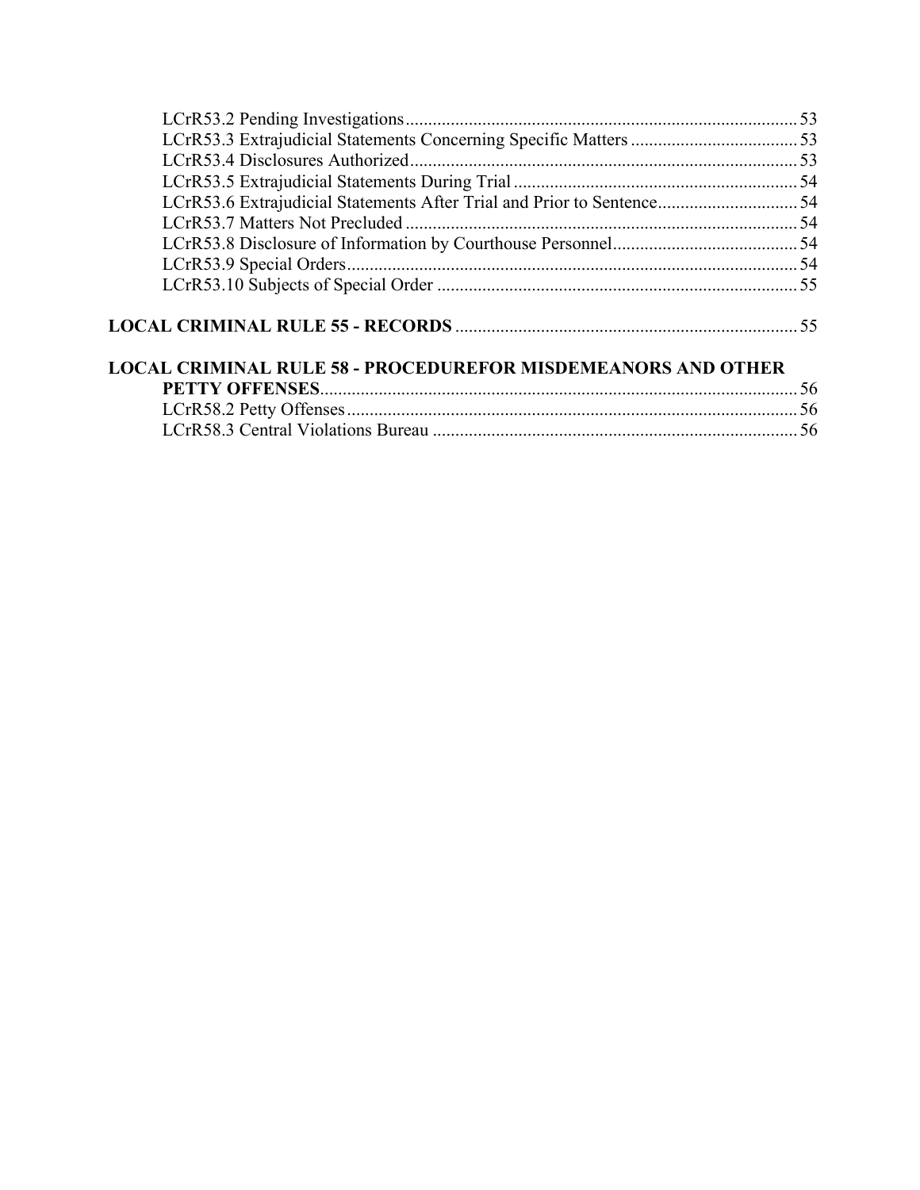LCrR53.2 Pending Investigations.......................................................................................... 53
LCrR53.3 Extrajudicial Statements Concerning Specific Matters ...................................... 53
LCrR53.4 Disclosures Authorized....................................................................................... 53
LCrR53.5 Extrajudicial Statements During Trial ................................................................ 54
LCrR53.6 Extrajudicial Statements After Trial and Prior to Sentence................................ 54
LCrR53.7 Matters Not Precluded ........................................................................................ 54
LCrR53.8 Disclosure of Information by Courthouse Personnel.......................................... 54
LCrR53.9 Special Orders..................................................................................................... 54
LCrR53.10 Subjects of Special Order ................................................................................. 55

**LOCAL CRIMINAL RULE 55 - RECORDS** ............................................................................ 55

**LOCAL CRIMINAL RULE 58 - PROCEDUREFOR MISDEMEANORS AND OTHER PETTY OFFENSES**.......................................................................................................... 56
LCrR58.2 Petty Offenses..................................................................................................... 56
LCrR58.3 Central Violations Bureau .................................................................................. 56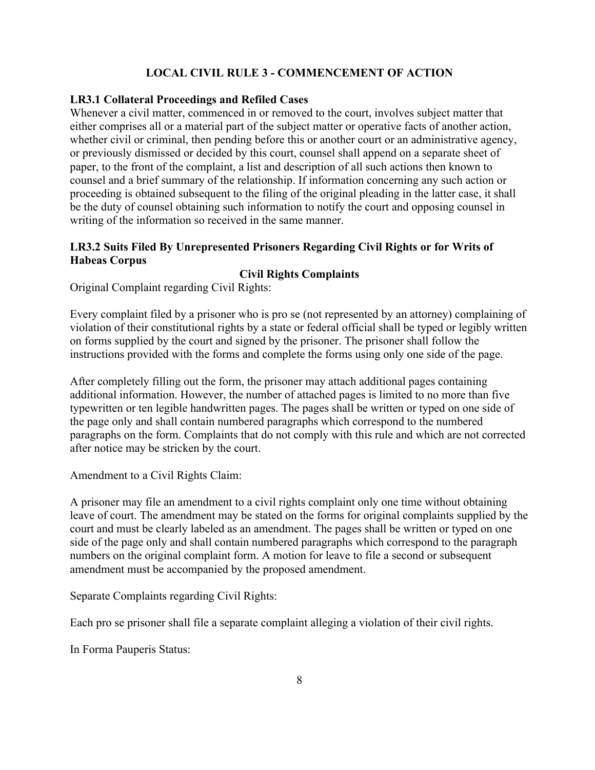# LOCAL CIVIL RULE 3 - COMMENCEMENT OF ACTION

## LR3.1 Collateral Proceedings and Refiled Cases

Whenever a civil matter, commenced in or removed to the court, involves subject matter that either comprises all or a material part of the subject matter or operative facts of another action, whether civil or criminal, then pending before this or another court or an administrative agency, or previously dismissed or decided by this court, counsel shall append on a separate sheet of paper, to the front of the complaint, a list and description of all such actions then known to counsel and a brief summary of the relationship. If information concerning any such action or proceeding is obtained subsequent to the filing of the original pleading in the latter case, it shall be the duty of counsel obtaining such information to notify the court and opposing counsel in writing of the information so received in the same manner.

## LR3.2 Suits Filed By Unrepresented Prisoners Regarding Civil Rights or for Writs of Habeas Corpus

### Civil Rights Complaints

Original Complaint regarding Civil Rights:

Every complaint filed by a prisoner who is pro se (not represented by an attorney) complaining of violation of their constitutional rights by a state or federal official shall be typed or legibly written on forms supplied by the court and signed by the prisoner. The prisoner shall follow the instructions provided with the forms and complete the forms using only one side of the page.

After completely filling out the form, the prisoner may attach additional pages containing additional information. However, the number of attached pages is limited to no more than five typewritten or ten legible handwritten pages. The pages shall be written or typed on one side of the page only and shall contain numbered paragraphs which correspond to the numbered paragraphs on the form. Complaints that do not comply with this rule and which are not corrected after notice may be stricken by the court.

Amendment to a Civil Rights Claim:

A prisoner may file an amendment to a civil rights complaint only one time without obtaining leave of court. The amendment may be stated on the forms for original complaints supplied by the court and must be clearly labeled as an amendment. The pages shall be written or typed on one side of the page only and shall contain numbered paragraphs which correspond to the paragraph numbers on the original complaint form. A motion for leave to file a second or subsequent amendment must be accompanied by the proposed amendment.

Separate Complaints regarding Civil Rights:

Each pro se prisoner shall file a separate complaint alleging a violation of their civil rights.

In Forma Pauperis Status: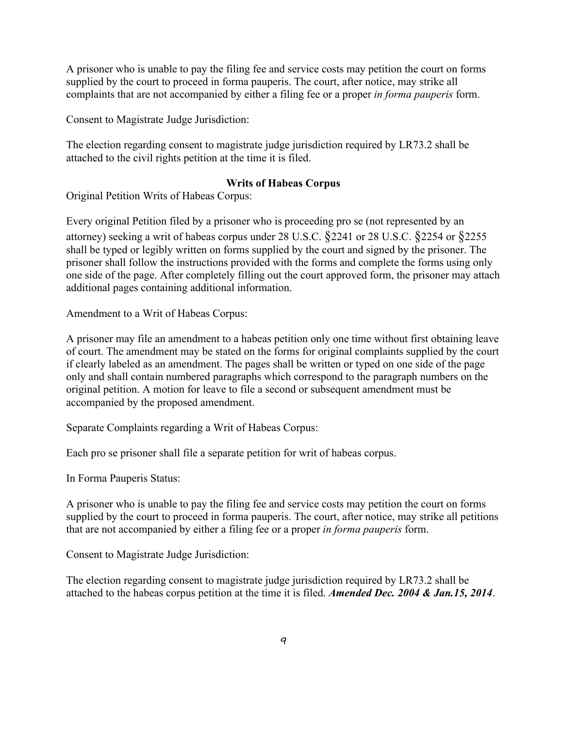A prisoner who is unable to pay the filing fee and service costs may petition the court on forms supplied by the court to proceed in forma pauperis. The court, after notice, may strike all complaints that are not accompanied by either a filing fee or a proper *in forma pauperis* form.

Consent to Magistrate Judge Jurisdiction:

The election regarding consent to magistrate judge jurisdiction required by LR73.2 shall be attached to the civil rights petition at the time it is filed.

### Writs of Habeas Corpus

Original Petition Writs of Habeas Corpus:

Every original Petition filed by a prisoner who is proceeding pro se (not represented by an attorney) seeking a writ of habeas corpus under 28 U.S.C. §2241 or 28 U.S.C. §2254 or §2255 shall be typed or legibly written on forms supplied by the court and signed by the prisoner. The prisoner shall follow the instructions provided with the forms and complete the forms using only one side of the page. After completely filling out the court approved form, the prisoner may attach additional pages containing additional information.

Amendment to a Writ of Habeas Corpus:

A prisoner may file an amendment to a habeas petition only one time without first obtaining leave of court. The amendment may be stated on the forms for original complaints supplied by the court if clearly labeled as an amendment. The pages shall be written or typed on one side of the page only and shall contain numbered paragraphs which correspond to the paragraph numbers on the original petition. A motion for leave to file a second or subsequent amendment must be accompanied by the proposed amendment.

Separate Complaints regarding a Writ of Habeas Corpus:

Each pro se prisoner shall file a separate petition for writ of habeas corpus.

In Forma Pauperis Status:

A prisoner who is unable to pay the filing fee and service costs may petition the court on forms supplied by the court to proceed in forma pauperis. The court, after notice, may strike all petitions that are not accompanied by either a filing fee or a proper *in forma pauperis* form.

Consent to Magistrate Judge Jurisdiction:

The election regarding consent to magistrate judge jurisdiction required by LR73.2 shall be attached to the habeas corpus petition at the time it is filed. ***Amended Dec. 2004 & Jan.15, 2014***.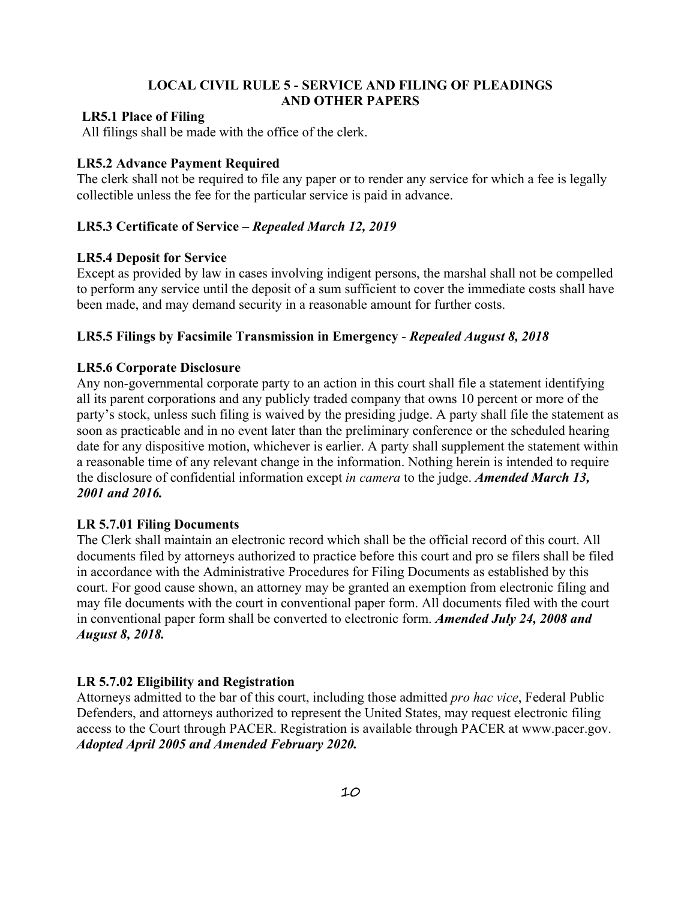## LOCAL CIVIL RULE 5 - SERVICE AND FILING OF PLEADINGS AND OTHER PAPERS

### LR5.1 Place of Filing

All filings shall be made with the office of the clerk.

### LR5.2 Advance Payment Required

The clerk shall not be required to file any paper or to render any service for which a fee is legally collectible unless the fee for the particular service is paid in advance.

### LR5.3 Certificate of Service – *Repealed March 12, 2019*

### LR5.4 Deposit for Service

Except as provided by law in cases involving indigent persons, the marshal shall not be compelled to perform any service until the deposit of a sum sufficient to cover the immediate costs shall have been made, and may demand security in a reasonable amount for further costs.

### LR5.5 Filings by Facsimile Transmission in Emergency - *Repealed August 8, 2018*

### LR5.6 Corporate Disclosure

Any non-governmental corporate party to an action in this court shall file a statement identifying all its parent corporations and any publicly traded company that owns 10 percent or more of the party's stock, unless such filing is waived by the presiding judge. A party shall file the statement as soon as practicable and in no event later than the preliminary conference or the scheduled hearing date for any dispositive motion, whichever is earlier. A party shall supplement the statement within a reasonable time of any relevant change in the information. Nothing herein is intended to require the disclosure of confidential information except *in camera* to the judge. ***Amended March 13, 2001 and 2016.***

### LR 5.7.01 Filing Documents

The Clerk shall maintain an electronic record which shall be the official record of this court. All documents filed by attorneys authorized to practice before this court and pro se filers shall be filed in accordance with the Administrative Procedures for Filing Documents as established by this court. For good cause shown, an attorney may be granted an exemption from electronic filing and may file documents with the court in conventional paper form. All documents filed with the court in conventional paper form shall be converted to electronic form. ***Amended July 24, 2008 and August 8, 2018.***

### LR 5.7.02 Eligibility and Registration

Attorneys admitted to the bar of this court, including those admitted *pro hac vice*, Federal Public Defenders, and attorneys authorized to represent the United States, may request electronic filing access to the Court through PACER. Registration is available through PACER at www.pacer.gov. ***Adopted April 2005 and Amended February 2020.***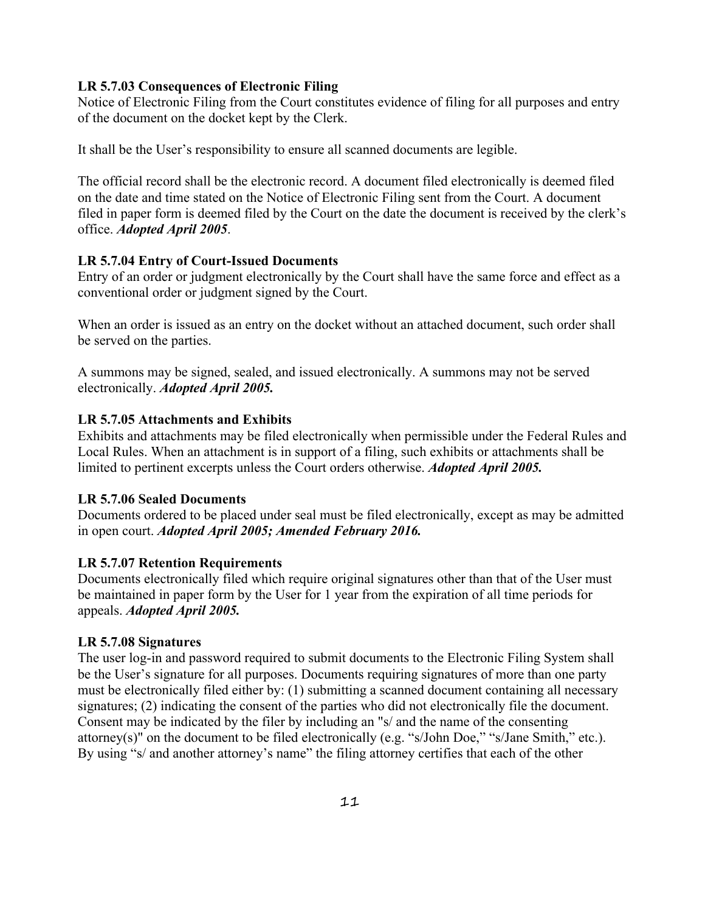**LR 5.7.03 Consequences of Electronic Filing**
Notice of Electronic Filing from the Court constitutes evidence of filing for all purposes and entry of the document on the docket kept by the Clerk.

It shall be the User's responsibility to ensure all scanned documents are legible.

The official record shall be the electronic record. A document filed electronically is deemed filed on the date and time stated on the Notice of Electronic Filing sent from the Court. A document filed in paper form is deemed filed by the Court on the date the document is received by the clerk's office. ***Adopted April 2005***.

**LR 5.7.04 Entry of Court-Issued Documents**
Entry of an order or judgment electronically by the Court shall have the same force and effect as a conventional order or judgment signed by the Court.

When an order is issued as an entry on the docket without an attached document, such order shall be served on the parties.

A summons may be signed, sealed, and issued electronically. A summons may not be served electronically. ***Adopted April 2005.***

**LR 5.7.05 Attachments and Exhibits**
Exhibits and attachments may be filed electronically when permissible under the Federal Rules and Local Rules. When an attachment is in support of a filing, such exhibits or attachments shall be limited to pertinent excerpts unless the Court orders otherwise. ***Adopted April 2005.***

**LR 5.7.06 Sealed Documents**
Documents ordered to be placed under seal must be filed electronically, except as may be admitted in open court. ***Adopted April 2005; Amended February 2016.***

**LR 5.7.07 Retention Requirements**
Documents electronically filed which require original signatures other than that of the User must be maintained in paper form by the User for 1 year from the expiration of all time periods for appeals. ***Adopted April 2005.***

**LR 5.7.08 Signatures**
The user log-in and password required to submit documents to the Electronic Filing System shall be the User's signature for all purposes. Documents requiring signatures of more than one party must be electronically filed either by: (1) submitting a scanned document containing all necessary signatures; (2) indicating the consent of the parties who did not electronically file the document. Consent may be indicated by the filer by including an "s/ and the name of the consenting attorney(s)" on the document to be filed electronically (e.g. "s/John Doe," "s/Jane Smith," etc.). By using "s/ and another attorney's name" the filing attorney certifies that each of the other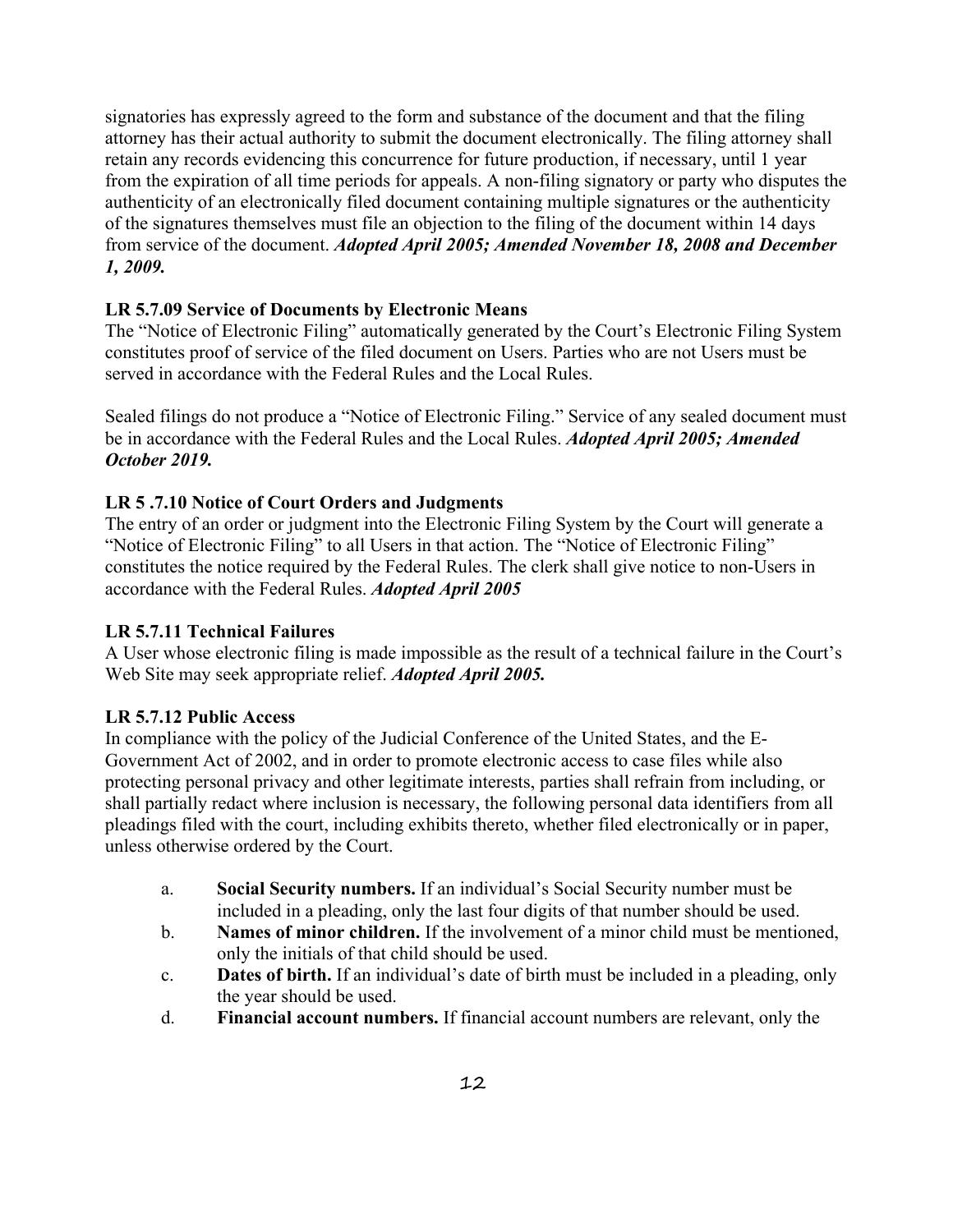signatories has expressly agreed to the form and substance of the document and that the filing attorney has their actual authority to submit the document electronically. The filing attorney shall retain any records evidencing this concurrence for future production, if necessary, until 1 year from the expiration of all time periods for appeals. A non-filing signatory or party who disputes the authenticity of an electronically filed document containing multiple signatures or the authenticity of the signatures themselves must file an objection to the filing of the document within 14 days from service of the document. ***Adopted April 2005; Amended November 18, 2008 and December 1, 2009.***

**LR 5.7.09 Service of Documents by Electronic Means**

The "Notice of Electronic Filing" automatically generated by the Court's Electronic Filing System constitutes proof of service of the filed document on Users. Parties who are not Users must be served in accordance with the Federal Rules and the Local Rules.

Sealed filings do not produce a "Notice of Electronic Filing." Service of any sealed document must be in accordance with the Federal Rules and the Local Rules. ***Adopted April 2005; Amended October 2019.***

**LR 5 .7.10 Notice of Court Orders and Judgments**

The entry of an order or judgment into the Electronic Filing System by the Court will generate a "Notice of Electronic Filing" to all Users in that action. The "Notice of Electronic Filing" constitutes the notice required by the Federal Rules. The clerk shall give notice to non-Users in accordance with the Federal Rules. ***Adopted April 2005***

**LR 5.7.11 Technical Failures**

A User whose electronic filing is made impossible as the result of a technical failure in the Court's Web Site may seek appropriate relief. ***Adopted April 2005.***

**LR 5.7.12 Public Access**

In compliance with the policy of the Judicial Conference of the United States, and the E-Government Act of 2002, and in order to promote electronic access to case files while also protecting personal privacy and other legitimate interests, parties shall refrain from including, or shall partially redact where inclusion is necessary, the following personal data identifiers from all pleadings filed with the court, including exhibits thereto, whether filed electronically or in paper, unless otherwise ordered by the Court.

a. **Social Security numbers.** If an individual's Social Security number must be included in a pleading, only the last four digits of that number should be used.

b. **Names of minor children.** If the involvement of a minor child must be mentioned, only the initials of that child should be used.

c. **Dates of birth.** If an individual's date of birth must be included in a pleading, only the year should be used.

d. **Financial account numbers.** If financial account numbers are relevant, only the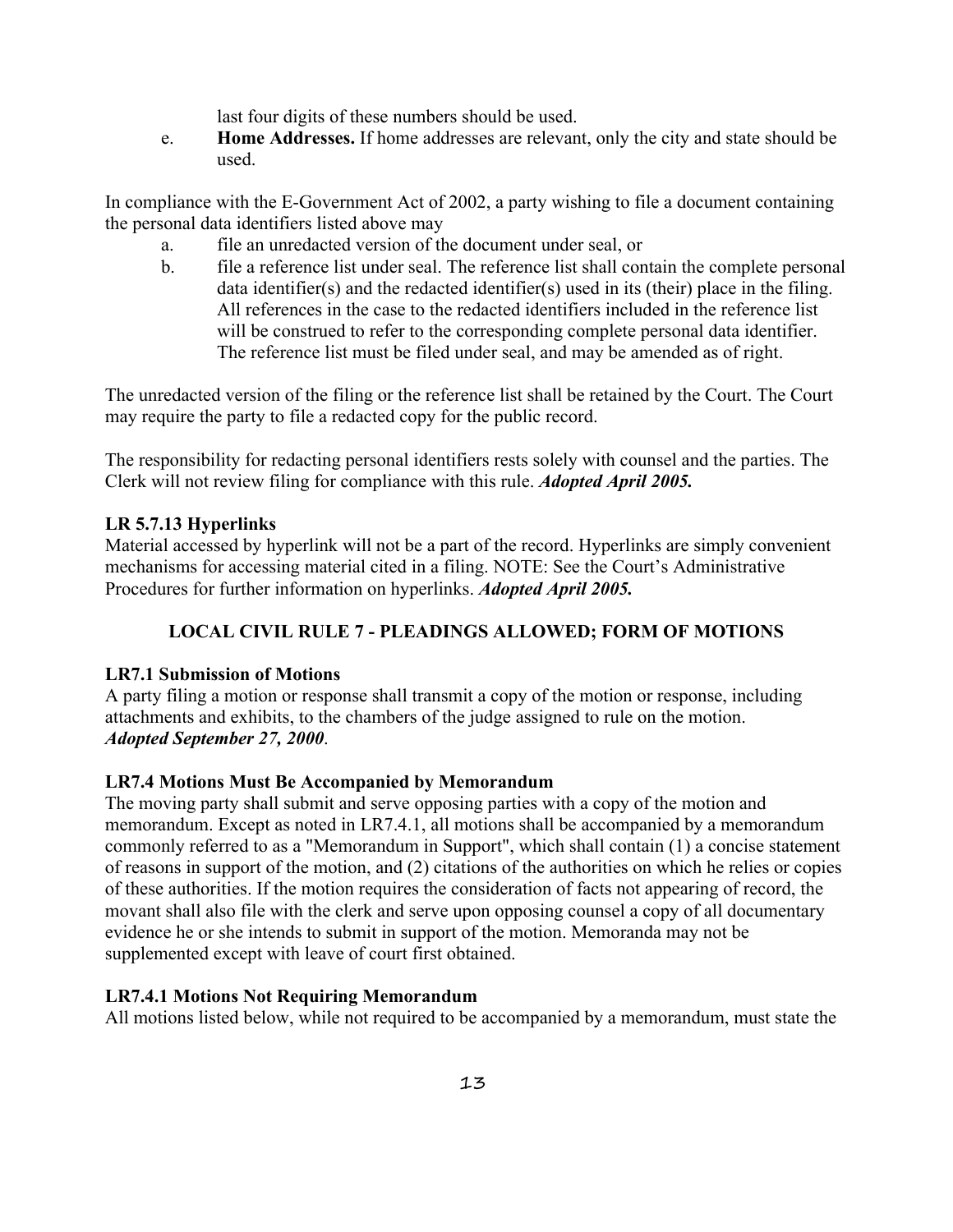last four digits of these numbers should be used.

e. **Home Addresses.** If home addresses are relevant, only the city and state should be used.

In compliance with the E-Government Act of 2002, a party wishing to file a document containing the personal data identifiers listed above may

a. file an unredacted version of the document under seal, or

b. file a reference list under seal. The reference list shall contain the complete personal data identifier(s) and the redacted identifier(s) used in its (their) place in the filing. All references in the case to the redacted identifiers included in the reference list will be construed to refer to the corresponding complete personal data identifier. The reference list must be filed under seal, and may be amended as of right.

The unredacted version of the filing or the reference list shall be retained by the Court. The Court may require the party to file a redacted copy for the public record.

The responsibility for redacting personal identifiers rests solely with counsel and the parties. The Clerk will not review filing for compliance with this rule. ***Adopted April 2005.***

### LR 5.7.13 Hyperlinks

Material accessed by hyperlink will not be a part of the record. Hyperlinks are simply convenient mechanisms for accessing material cited in a filing. NOTE: See the Court's Administrative Procedures for further information on hyperlinks. ***Adopted April 2005.***

## LOCAL CIVIL RULE 7 - PLEADINGS ALLOWED; FORM OF MOTIONS

### LR7.1 Submission of Motions

A party filing a motion or response shall transmit a copy of the motion or response, including attachments and exhibits, to the chambers of the judge assigned to rule on the motion. ***Adopted September 27, 2000***.

### LR7.4 Motions Must Be Accompanied by Memorandum

The moving party shall submit and serve opposing parties with a copy of the motion and memorandum. Except as noted in LR7.4.1, all motions shall be accompanied by a memorandum commonly referred to as a "Memorandum in Support", which shall contain (1) a concise statement of reasons in support of the motion, and (2) citations of the authorities on which he relies or copies of these authorities. If the motion requires the consideration of facts not appearing of record, the movant shall also file with the clerk and serve upon opposing counsel a copy of all documentary evidence he or she intends to submit in support of the motion. Memoranda may not be supplemented except with leave of court first obtained.

### LR7.4.1 Motions Not Requiring Memorandum

All motions listed below, while not required to be accompanied by a memorandum, must state the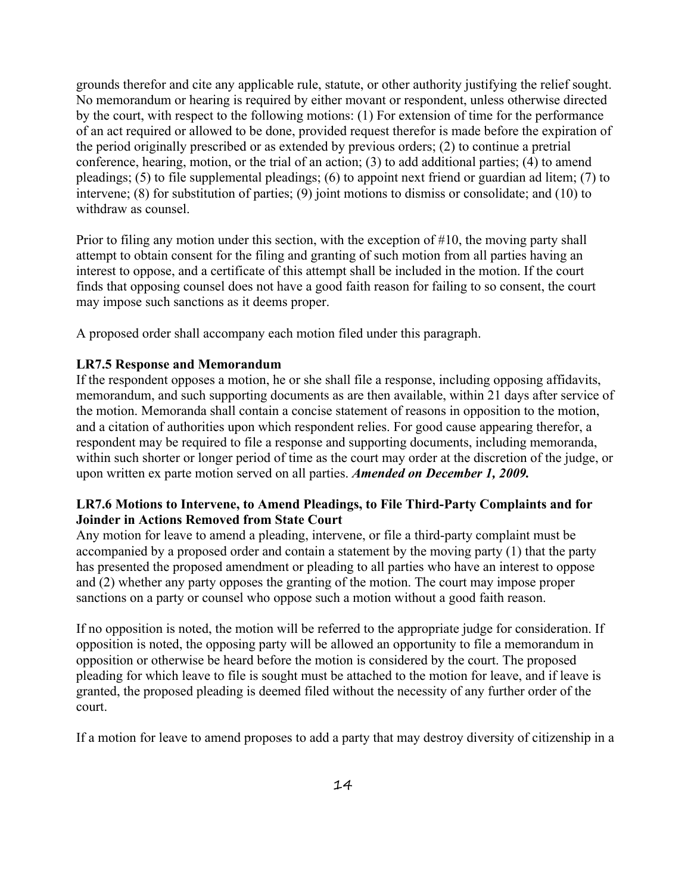grounds therefor and cite any applicable rule, statute, or other authority justifying the relief sought. No memorandum or hearing is required by either movant or respondent, unless otherwise directed by the court, with respect to the following motions: (1) For extension of time for the performance of an act required or allowed to be done, provided request therefor is made before the expiration of the period originally prescribed or as extended by previous orders; (2) to continue a pretrial conference, hearing, motion, or the trial of an action; (3) to add additional parties; (4) to amend pleadings; (5) to file supplemental pleadings; (6) to appoint next friend or guardian ad litem; (7) to intervene; (8) for substitution of parties; (9) joint motions to dismiss or consolidate; and (10) to withdraw as counsel.

Prior to filing any motion under this section, with the exception of #10, the moving party shall attempt to obtain consent for the filing and granting of such motion from all parties having an interest to oppose, and a certificate of this attempt shall be included in the motion. If the court finds that opposing counsel does not have a good faith reason for failing to so consent, the court may impose such sanctions as it deems proper.

A proposed order shall accompany each motion filed under this paragraph.

**LR7.5 Response and Memorandum**

If the respondent opposes a motion, he or she shall file a response, including opposing affidavits, memorandum, and such supporting documents as are then available, within 21 days after service of the motion. Memoranda shall contain a concise statement of reasons in opposition to the motion, and a citation of authorities upon which respondent relies. For good cause appearing therefor, a respondent may be required to file a response and supporting documents, including memoranda, within such shorter or longer period of time as the court may order at the discretion of the judge, or upon written ex parte motion served on all parties. ***Amended on December 1, 2009.***

**LR7.6 Motions to Intervene, to Amend Pleadings, to File Third-Party Complaints and for Joinder in Actions Removed from State Court**

Any motion for leave to amend a pleading, intervene, or file a third-party complaint must be accompanied by a proposed order and contain a statement by the moving party (1) that the party has presented the proposed amendment or pleading to all parties who have an interest to oppose and (2) whether any party opposes the granting of the motion. The court may impose proper sanctions on a party or counsel who oppose such a motion without a good faith reason.

If no opposition is noted, the motion will be referred to the appropriate judge for consideration. If opposition is noted, the opposing party will be allowed an opportunity to file a memorandum in opposition or otherwise be heard before the motion is considered by the court. The proposed pleading for which leave to file is sought must be attached to the motion for leave, and if leave is granted, the proposed pleading is deemed filed without the necessity of any further order of the court.

If a motion for leave to amend proposes to add a party that may destroy diversity of citizenship in a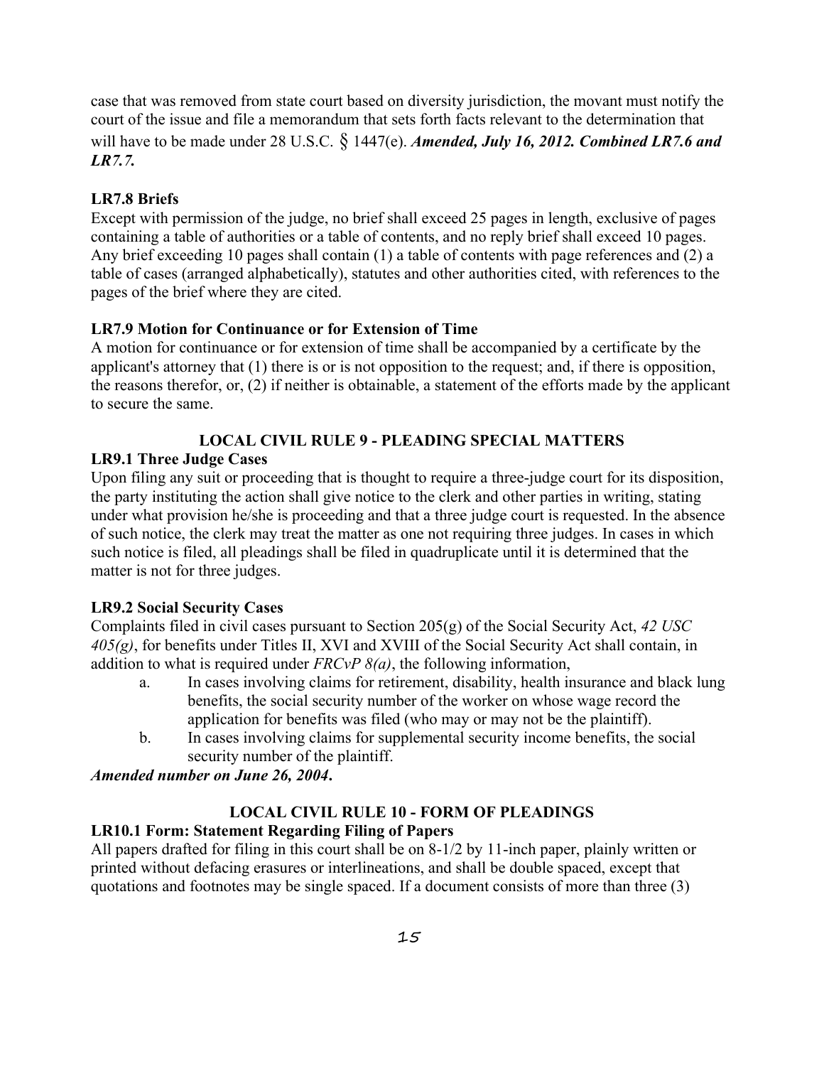case that was removed from state court based on diversity jurisdiction, the movant must notify the court of the issue and file a memorandum that sets forth facts relevant to the determination that will have to be made under 28 U.S.C. § 1447(e). ***Amended, July 16, 2012. Combined LR7.6 and LR7.7.***

**LR7.8 Briefs**

Except with permission of the judge, no brief shall exceed 25 pages in length, exclusive of pages containing a table of authorities or a table of contents, and no reply brief shall exceed 10 pages. Any brief exceeding 10 pages shall contain (1) a table of contents with page references and (2) a table of cases (arranged alphabetically), statutes and other authorities cited, with references to the pages of the brief where they are cited.

**LR7.9 Motion for Continuance or for Extension of Time**

A motion for continuance or for extension of time shall be accompanied by a certificate by the applicant's attorney that (1) there is or is not opposition to the request; and, if there is opposition, the reasons therefor, or, (2) if neither is obtainable, a statement of the efforts made by the applicant to secure the same.

## LOCAL CIVIL RULE 9 - PLEADING SPECIAL MATTERS

**LR9.1 Three Judge Cases**

Upon filing any suit or proceeding that is thought to require a three-judge court for its disposition, the party instituting the action shall give notice to the clerk and other parties in writing, stating under what provision he/she is proceeding and that a three judge court is requested. In the absence of such notice, the clerk may treat the matter as one not requiring three judges. In cases in which such notice is filed, all pleadings shall be filed in quadruplicate until it is determined that the matter is not for three judges.

**LR9.2 Social Security Cases**

Complaints filed in civil cases pursuant to Section 205(g) of the Social Security Act, *42 USC 405(g)*, for benefits under Titles II, XVI and XVIII of the Social Security Act shall contain, in addition to what is required under *FRCvP 8(a)*, the following information,

a. In cases involving claims for retirement, disability, health insurance and black lung benefits, the social security number of the worker on whose wage record the application for benefits was filed (who may or may not be the plaintiff).

b. In cases involving claims for supplemental security income benefits, the social security number of the plaintiff.

***Amended number on June 26, 2004.***

## LOCAL CIVIL RULE 10 - FORM OF PLEADINGS

**LR10.1 Form: Statement Regarding Filing of Papers**

All papers drafted for filing in this court shall be on 8-1/2 by 11-inch paper, plainly written or printed without defacing erasures or interlineations, and shall be double spaced, except that quotations and footnotes may be single spaced. If a document consists of more than three (3)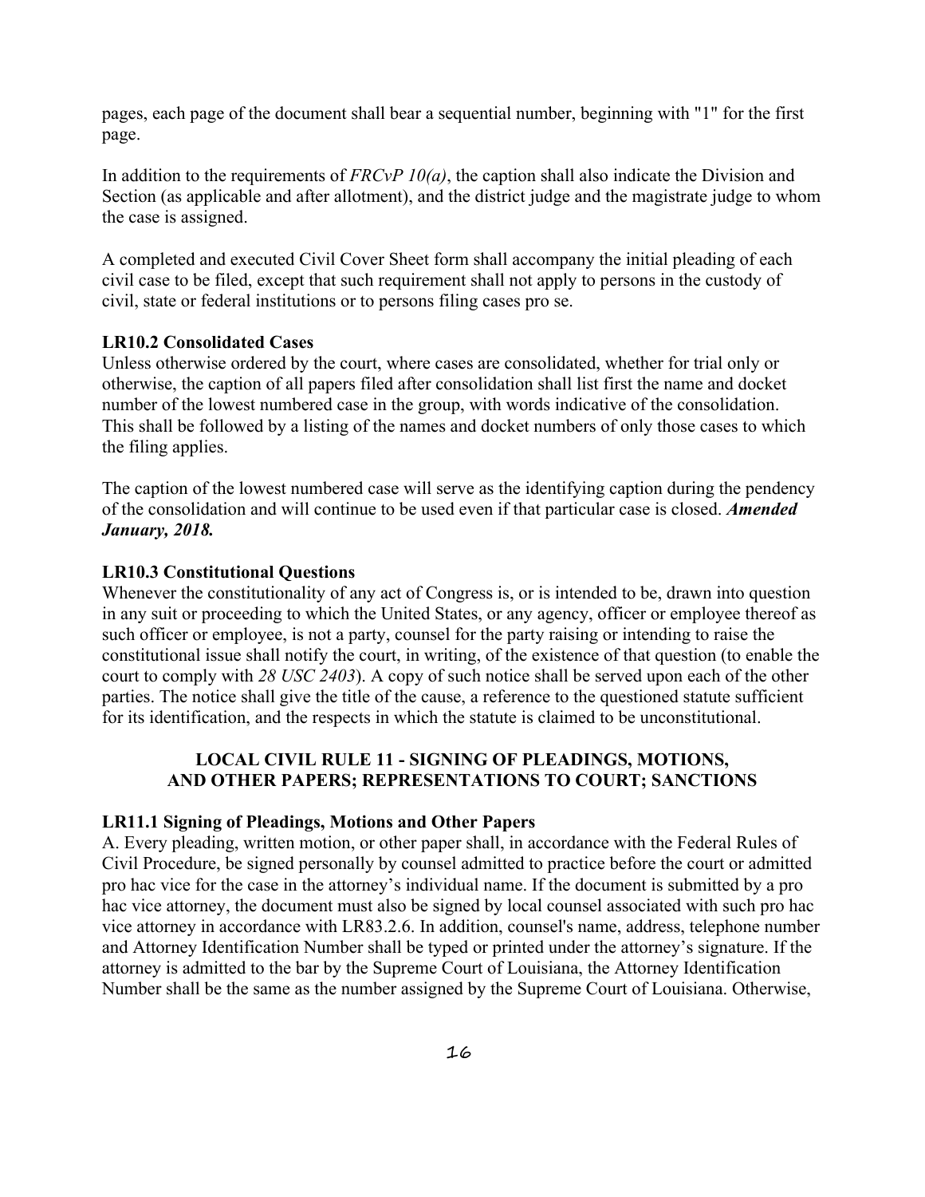pages, each page of the document shall bear a sequential number, beginning with "1" for the first page.

In addition to the requirements of *FRCvP 10(a)*, the caption shall also indicate the Division and Section (as applicable and after allotment), and the district judge and the magistrate judge to whom the case is assigned.

A completed and executed Civil Cover Sheet form shall accompany the initial pleading of each civil case to be filed, except that such requirement shall not apply to persons in the custody of civil, state or federal institutions or to persons filing cases pro se.

### LR10.2 Consolidated Cases

Unless otherwise ordered by the court, where cases are consolidated, whether for trial only or otherwise, the caption of all papers filed after consolidation shall list first the name and docket number of the lowest numbered case in the group, with words indicative of the consolidation. This shall be followed by a listing of the names and docket numbers of only those cases to which the filing applies.

The caption of the lowest numbered case will serve as the identifying caption during the pendency of the consolidation and will continue to be used even if that particular case is closed. ***Amended January, 2018.***

### LR10.3 Constitutional Questions

Whenever the constitutionality of any act of Congress is, or is intended to be, drawn into question in any suit or proceeding to which the United States, or any agency, officer or employee thereof as such officer or employee, is not a party, counsel for the party raising or intending to raise the constitutional issue shall notify the court, in writing, of the existence of that question (to enable the court to comply with *28 USC 2403*). A copy of such notice shall be served upon each of the other parties. The notice shall give the title of the cause, a reference to the questioned statute sufficient for its identification, and the respects in which the statute is claimed to be unconstitutional.

## LOCAL CIVIL RULE 11 - SIGNING OF PLEADINGS, MOTIONS, AND OTHER PAPERS; REPRESENTATIONS TO COURT; SANCTIONS

### LR11.1 Signing of Pleadings, Motions and Other Papers

A. Every pleading, written motion, or other paper shall, in accordance with the Federal Rules of Civil Procedure, be signed personally by counsel admitted to practice before the court or admitted pro hac vice for the case in the attorney's individual name. If the document is submitted by a pro hac vice attorney, the document must also be signed by local counsel associated with such pro hac vice attorney in accordance with LR83.2.6. In addition, counsel's name, address, telephone number and Attorney Identification Number shall be typed or printed under the attorney's signature. If the attorney is admitted to the bar by the Supreme Court of Louisiana, the Attorney Identification Number shall be the same as the number assigned by the Supreme Court of Louisiana. Otherwise,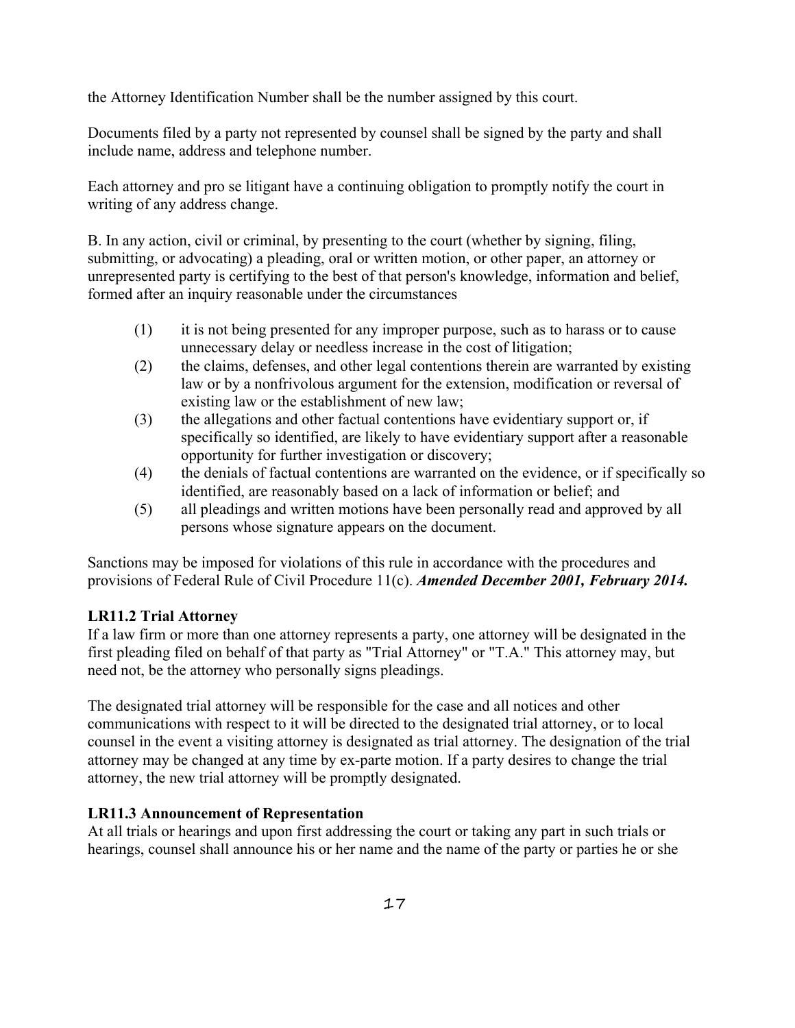the Attorney Identification Number shall be the number assigned by this court.

Documents filed by a party not represented by counsel shall be signed by the party and shall include name, address and telephone number.

Each attorney and pro se litigant have a continuing obligation to promptly notify the court in writing of any address change.

B. In any action, civil or criminal, by presenting to the court (whether by signing, filing, submitting, or advocating) a pleading, oral or written motion, or other paper, an attorney or unrepresented party is certifying to the best of that person's knowledge, information and belief, formed after an inquiry reasonable under the circumstances

(1) it is not being presented for any improper purpose, such as to harass or to cause unnecessary delay or needless increase in the cost of litigation;

(2) the claims, defenses, and other legal contentions therein are warranted by existing law or by a nonfrivolous argument for the extension, modification or reversal of existing law or the establishment of new law;

(3) the allegations and other factual contentions have evidentiary support or, if specifically so identified, are likely to have evidentiary support after a reasonable opportunity for further investigation or discovery;

(4) the denials of factual contentions are warranted on the evidence, or if specifically so identified, are reasonably based on a lack of information or belief; and

(5) all pleadings and written motions have been personally read and approved by all persons whose signature appears on the document.

Sanctions may be imposed for violations of this rule in accordance with the procedures and provisions of Federal Rule of Civil Procedure 11(c). ***Amended December 2001, February 2014.***

**LR11.2 Trial Attorney**

If a law firm or more than one attorney represents a party, one attorney will be designated in the first pleading filed on behalf of that party as "Trial Attorney" or "T.A." This attorney may, but need not, be the attorney who personally signs pleadings.

The designated trial attorney will be responsible for the case and all notices and other communications with respect to it will be directed to the designated trial attorney, or to local counsel in the event a visiting attorney is designated as trial attorney. The designation of the trial attorney may be changed at any time by ex-parte motion. If a party desires to change the trial attorney, the new trial attorney will be promptly designated.

**LR11.3 Announcement of Representation**

At all trials or hearings and upon first addressing the court or taking any part in such trials or hearings, counsel shall announce his or her name and the name of the party or parties he or she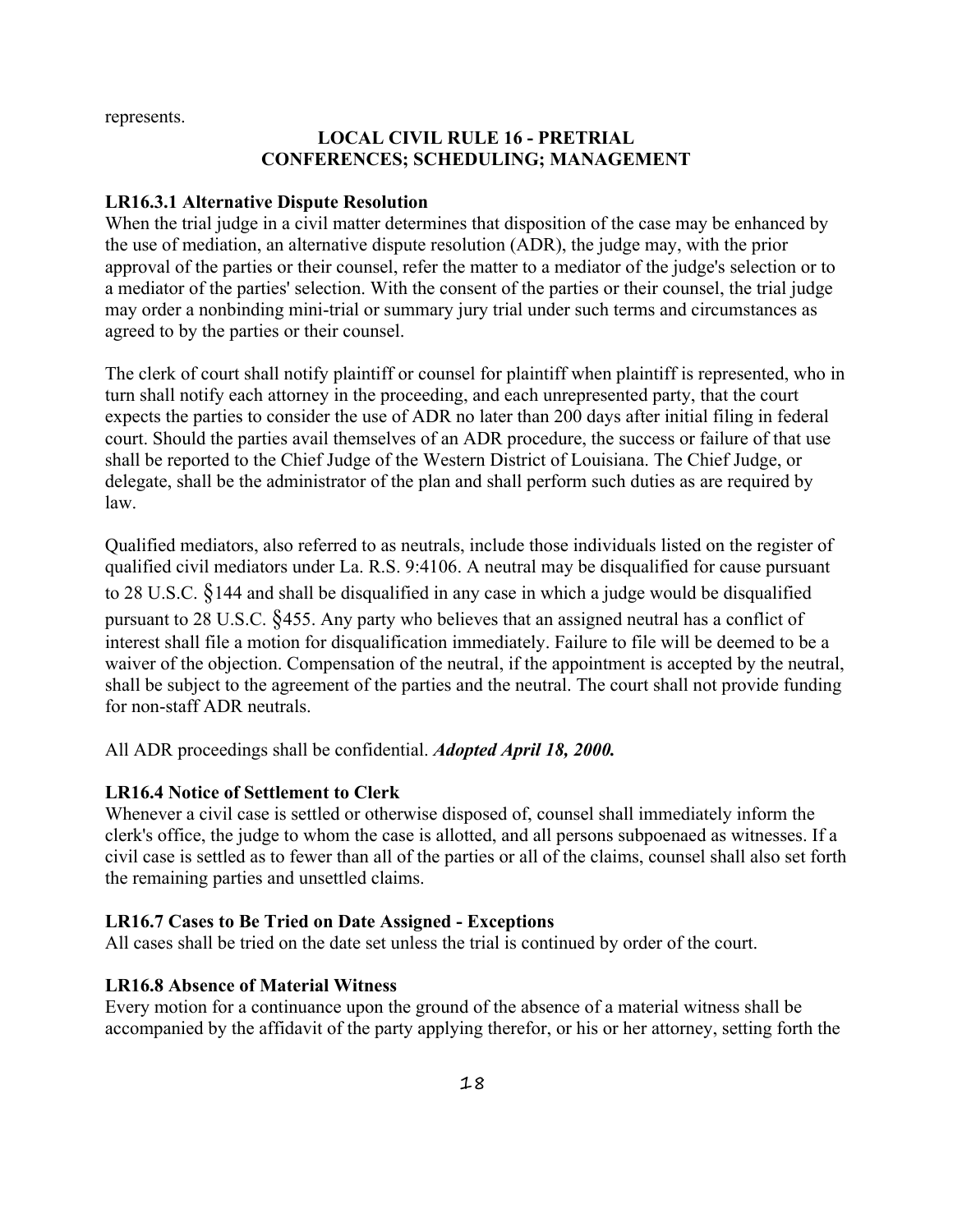represents.

## LOCAL CIVIL RULE 16 - PRETRIAL CONFERENCES; SCHEDULING; MANAGEMENT

### LR16.3.1 Alternative Dispute Resolution

When the trial judge in a civil matter determines that disposition of the case may be enhanced by the use of mediation, an alternative dispute resolution (ADR), the judge may, with the prior approval of the parties or their counsel, refer the matter to a mediator of the judge's selection or to a mediator of the parties' selection. With the consent of the parties or their counsel, the trial judge may order a nonbinding mini-trial or summary jury trial under such terms and circumstances as agreed to by the parties or their counsel.

The clerk of court shall notify plaintiff or counsel for plaintiff when plaintiff is represented, who in turn shall notify each attorney in the proceeding, and each unrepresented party, that the court expects the parties to consider the use of ADR no later than 200 days after initial filing in federal court. Should the parties avail themselves of an ADR procedure, the success or failure of that use shall be reported to the Chief Judge of the Western District of Louisiana. The Chief Judge, or delegate, shall be the administrator of the plan and shall perform such duties as are required by law.

Qualified mediators, also referred to as neutrals, include those individuals listed on the register of qualified civil mediators under La. R.S. 9:4106. A neutral may be disqualified for cause pursuant to 28 U.S.C. §144 and shall be disqualified in any case in which a judge would be disqualified pursuant to 28 U.S.C. §455. Any party who believes that an assigned neutral has a conflict of interest shall file a motion for disqualification immediately. Failure to file will be deemed to be a waiver of the objection. Compensation of the neutral, if the appointment is accepted by the neutral, shall be subject to the agreement of the parties and the neutral. The court shall not provide funding for non-staff ADR neutrals.

All ADR proceedings shall be confidential. ***Adopted April 18, 2000.***

### LR16.4 Notice of Settlement to Clerk

Whenever a civil case is settled or otherwise disposed of, counsel shall immediately inform the clerk's office, the judge to whom the case is allotted, and all persons subpoenaed as witnesses. If a civil case is settled as to fewer than all of the parties or all of the claims, counsel shall also set forth the remaining parties and unsettled claims.

### LR16.7 Cases to Be Tried on Date Assigned - Exceptions

All cases shall be tried on the date set unless the trial is continued by order of the court.

### LR16.8 Absence of Material Witness

Every motion for a continuance upon the ground of the absence of a material witness shall be accompanied by the affidavit of the party applying therefor, or his or her attorney, setting forth the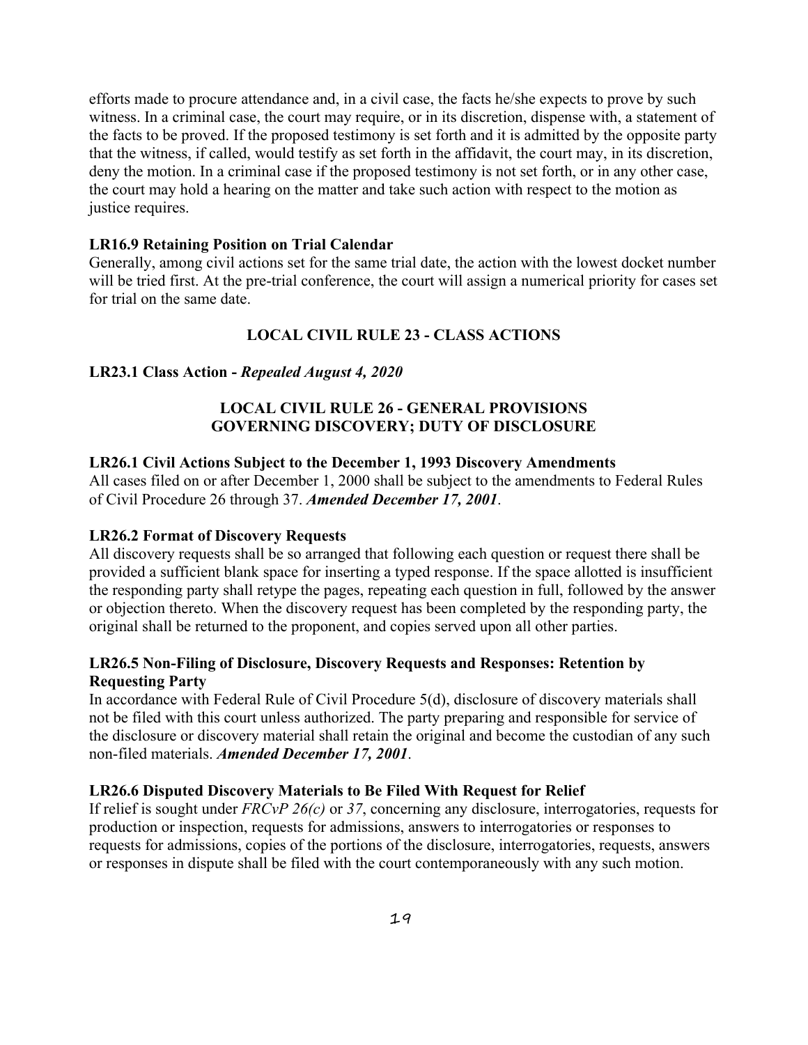efforts made to procure attendance and, in a civil case, the facts he/she expects to prove by such witness. In a criminal case, the court may require, or in its discretion, dispense with, a statement of the facts to be proved. If the proposed testimony is set forth and it is admitted by the opposite party that the witness, if called, would testify as set forth in the affidavit, the court may, in its discretion, deny the motion. In a criminal case if the proposed testimony is not set forth, or in any other case, the court may hold a hearing on the matter and take such action with respect to the motion as justice requires.

### LR16.9 Retaining Position on Trial Calendar

Generally, among civil actions set for the same trial date, the action with the lowest docket number will be tried first. At the pre-trial conference, the court will assign a numerical priority for cases set for trial on the same date.

## LOCAL CIVIL RULE 23 - CLASS ACTIONS

### LR23.1 Class Action - *Repealed August 4, 2020*

## LOCAL CIVIL RULE 26 - GENERAL PROVISIONS GOVERNING DISCOVERY; DUTY OF DISCLOSURE

### LR26.1 Civil Actions Subject to the December 1, 1993 Discovery Amendments

All cases filed on or after December 1, 2000 shall be subject to the amendments to Federal Rules of Civil Procedure 26 through 37. ***Amended December 17, 2001***.

### LR26.2 Format of Discovery Requests

All discovery requests shall be so arranged that following each question or request there shall be provided a sufficient blank space for inserting a typed response. If the space allotted is insufficient the responding party shall retype the pages, repeating each question in full, followed by the answer or objection thereto. When the discovery request has been completed by the responding party, the original shall be returned to the proponent, and copies served upon all other parties.

### LR26.5 Non-Filing of Disclosure, Discovery Requests and Responses: Retention by Requesting Party

In accordance with Federal Rule of Civil Procedure 5(d), disclosure of discovery materials shall not be filed with this court unless authorized. The party preparing and responsible for service of the disclosure or discovery material shall retain the original and become the custodian of any such non-filed materials. ***Amended December 17, 2001***.

### LR26.6 Disputed Discovery Materials to Be Filed With Request for Relief

If relief is sought under *FRCvP 26(c)* or *37*, concerning any disclosure, interrogatories, requests for production or inspection, requests for admissions, answers to interrogatories or responses to requests for admissions, copies of the portions of the disclosure, interrogatories, requests, answers or responses in dispute shall be filed with the court contemporaneously with any such motion.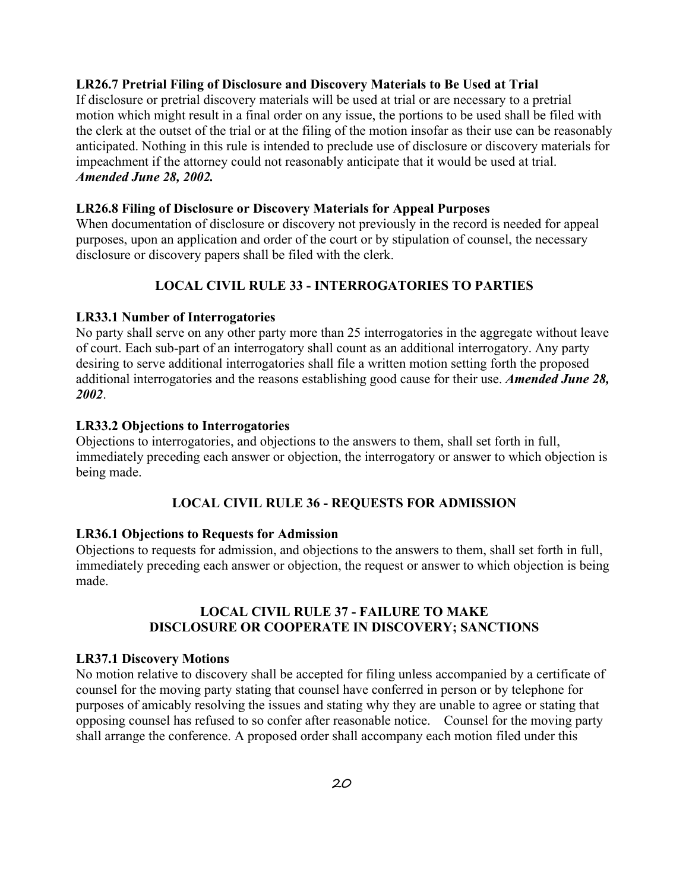**LR26.7 Pretrial Filing of Disclosure and Discovery Materials to Be Used at Trial**
If disclosure or pretrial discovery materials will be used at trial or are necessary to a pretrial motion which might result in a final order on any issue, the portions to be used shall be filed with the clerk at the outset of the trial or at the filing of the motion insofar as their use can be reasonably anticipated. Nothing in this rule is intended to preclude use of disclosure or discovery materials for impeachment if the attorney could not reasonably anticipate that it would be used at trial.
***Amended June 28, 2002.***

**LR26.8 Filing of Disclosure or Discovery Materials for Appeal Purposes**
When documentation of disclosure or discovery not previously in the record is needed for appeal purposes, upon an application and order of the court or by stipulation of counsel, the necessary disclosure or discovery papers shall be filed with the clerk.

## LOCAL CIVIL RULE 33 - INTERROGATORIES TO PARTIES

**LR33.1 Number of Interrogatories**
No party shall serve on any other party more than 25 interrogatories in the aggregate without leave of court. Each sub-part of an interrogatory shall count as an additional interrogatory. Any party desiring to serve additional interrogatories shall file a written motion setting forth the proposed additional interrogatories and the reasons establishing good cause for their use. ***Amended June 28, 2002***.

**LR33.2 Objections to Interrogatories**
Objections to interrogatories, and objections to the answers to them, shall set forth in full, immediately preceding each answer or objection, the interrogatory or answer to which objection is being made.

## LOCAL CIVIL RULE 36 - REQUESTS FOR ADMISSION

**LR36.1 Objections to Requests for Admission**
Objections to requests for admission, and objections to the answers to them, shall set forth in full, immediately preceding each answer or objection, the request or answer to which objection is being made.

## LOCAL CIVIL RULE 37 - FAILURE TO MAKE DISCLOSURE OR COOPERATE IN DISCOVERY; SANCTIONS

**LR37.1 Discovery Motions**
No motion relative to discovery shall be accepted for filing unless accompanied by a certificate of counsel for the moving party stating that counsel have conferred in person or by telephone for purposes of amicably resolving the issues and stating why they are unable to agree or stating that opposing counsel has refused to so confer after reasonable notice. Counsel for the moving party shall arrange the conference. A proposed order shall accompany each motion filed under this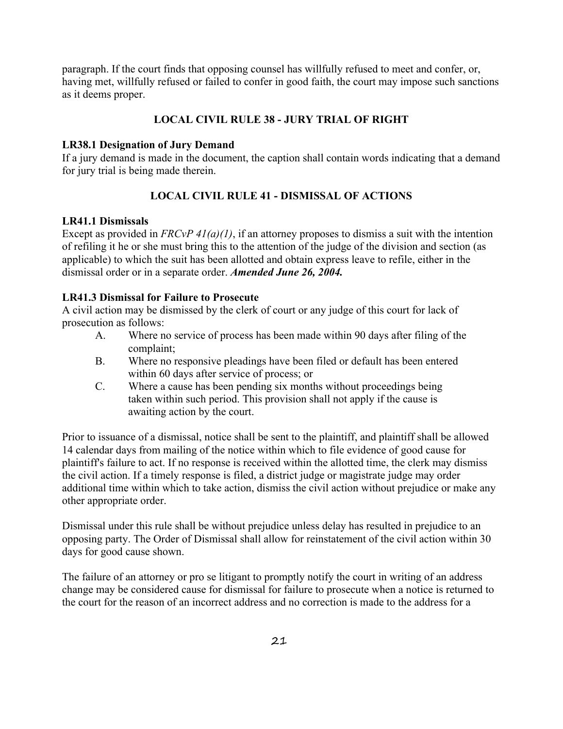paragraph. If the court finds that opposing counsel has willfully refused to meet and confer, or, having met, willfully refused or failed to confer in good faith, the court may impose such sanctions as it deems proper.

## LOCAL CIVIL RULE 38 - JURY TRIAL OF RIGHT

### LR38.1 Designation of Jury Demand

If a jury demand is made in the document, the caption shall contain words indicating that a demand for jury trial is being made therein.

## LOCAL CIVIL RULE 41 - DISMISSAL OF ACTIONS

### LR41.1 Dismissals

Except as provided in *FRCvP 41(a)(1)*, if an attorney proposes to dismiss a suit with the intention of refiling it he or she must bring this to the attention of the judge of the division and section (as applicable) to which the suit has been allotted and obtain express leave to refile, either in the dismissal order or in a separate order. ***Amended June 26, 2004.***

### LR41.3 Dismissal for Failure to Prosecute

A civil action may be dismissed by the clerk of court or any judge of this court for lack of prosecution as follows:

A. Where no service of process has been made within 90 days after filing of the complaint;

B. Where no responsive pleadings have been filed or default has been entered within 60 days after service of process; or

C. Where a cause has been pending six months without proceedings being taken within such period. This provision shall not apply if the cause is awaiting action by the court.

Prior to issuance of a dismissal, notice shall be sent to the plaintiff, and plaintiff shall be allowed 14 calendar days from mailing of the notice within which to file evidence of good cause for plaintiff's failure to act. If no response is received within the allotted time, the clerk may dismiss the civil action. If a timely response is filed, a district judge or magistrate judge may order additional time within which to take action, dismiss the civil action without prejudice or make any other appropriate order.

Dismissal under this rule shall be without prejudice unless delay has resulted in prejudice to an opposing party. The Order of Dismissal shall allow for reinstatement of the civil action within 30 days for good cause shown.

The failure of an attorney or pro se litigant to promptly notify the court in writing of an address change may be considered cause for dismissal for failure to prosecute when a notice is returned to the court for the reason of an incorrect address and no correction is made to the address for a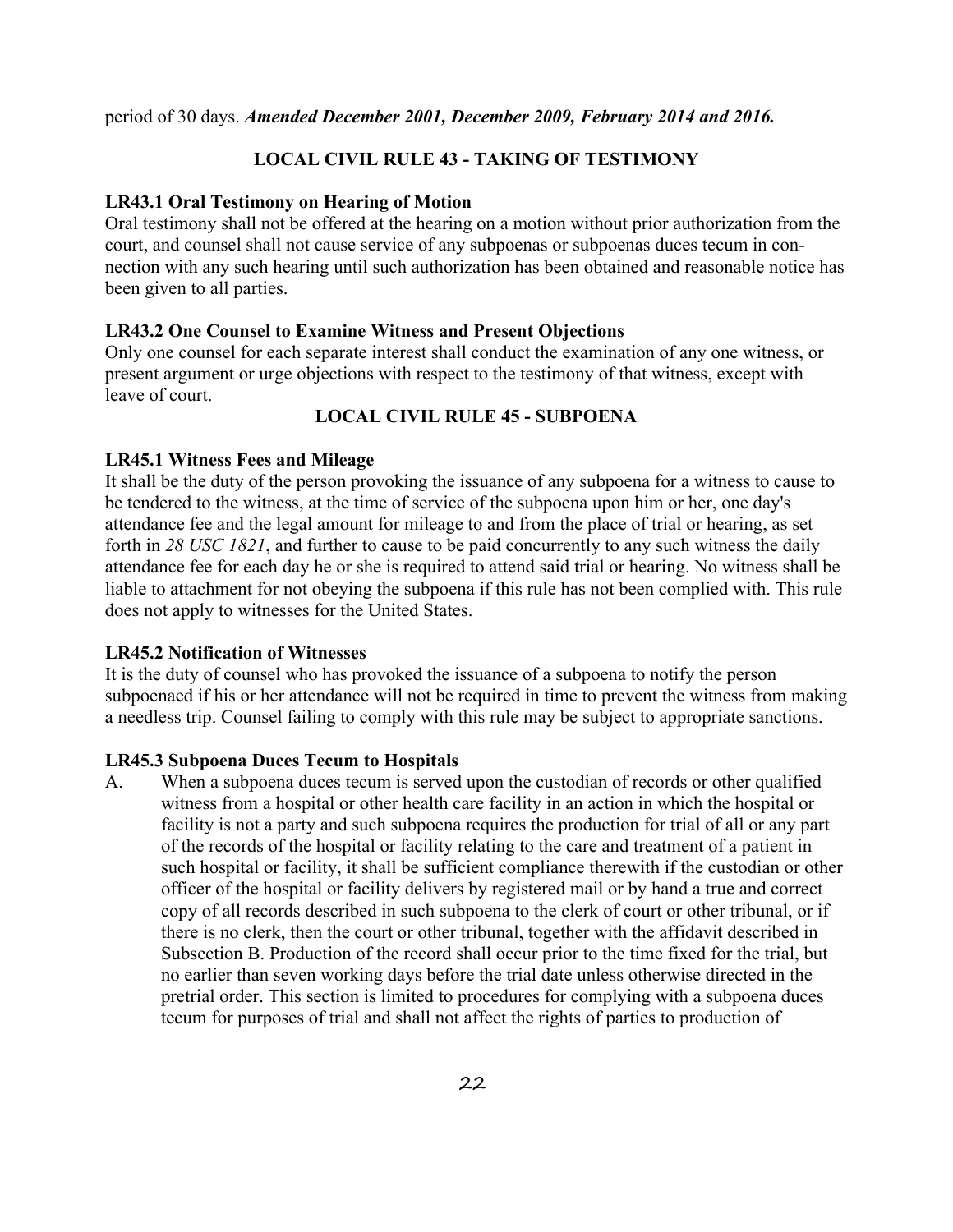period of 30 days. ***Amended December 2001, December 2009, February 2014 and 2016.***

## LOCAL CIVIL RULE 43 - TAKING OF TESTIMONY

### LR43.1 Oral Testimony on Hearing of Motion

Oral testimony shall not be offered at the hearing on a motion without prior authorization from the court, and counsel shall not cause service of any subpoenas or subpoenas duces tecum in connection with any such hearing until such authorization has been obtained and reasonable notice has been given to all parties.

### LR43.2 One Counsel to Examine Witness and Present Objections

Only one counsel for each separate interest shall conduct the examination of any one witness, or present argument or urge objections with respect to the testimony of that witness, except with leave of court.

## LOCAL CIVIL RULE 45 - SUBPOENA

### LR45.1 Witness Fees and Mileage

It shall be the duty of the person provoking the issuance of any subpoena for a witness to cause to be tendered to the witness, at the time of service of the subpoena upon him or her, one day's attendance fee and the legal amount for mileage to and from the place of trial or hearing, as set forth in *28 USC 1821*, and further to cause to be paid concurrently to any such witness the daily attendance fee for each day he or she is required to attend said trial or hearing. No witness shall be liable to attachment for not obeying the subpoena if this rule has not been complied with. This rule does not apply to witnesses for the United States.

### LR45.2 Notification of Witnesses

It is the duty of counsel who has provoked the issuance of a subpoena to notify the person subpoenaed if his or her attendance will not be required in time to prevent the witness from making a needless trip. Counsel failing to comply with this rule may be subject to appropriate sanctions.

### LR45.3 Subpoena Duces Tecum to Hospitals

A. When a subpoena duces tecum is served upon the custodian of records or other qualified witness from a hospital or other health care facility in an action in which the hospital or facility is not a party and such subpoena requires the production for trial of all or any part of the records of the hospital or facility relating to the care and treatment of a patient in such hospital or facility, it shall be sufficient compliance therewith if the custodian or other officer of the hospital or facility delivers by registered mail or by hand a true and correct copy of all records described in such subpoena to the clerk of court or other tribunal, or if there is no clerk, then the court or other tribunal, together with the affidavit described in Subsection B. Production of the record shall occur prior to the time fixed for the trial, but no earlier than seven working days before the trial date unless otherwise directed in the pretrial order. This section is limited to procedures for complying with a subpoena duces tecum for purposes of trial and shall not affect the rights of parties to production of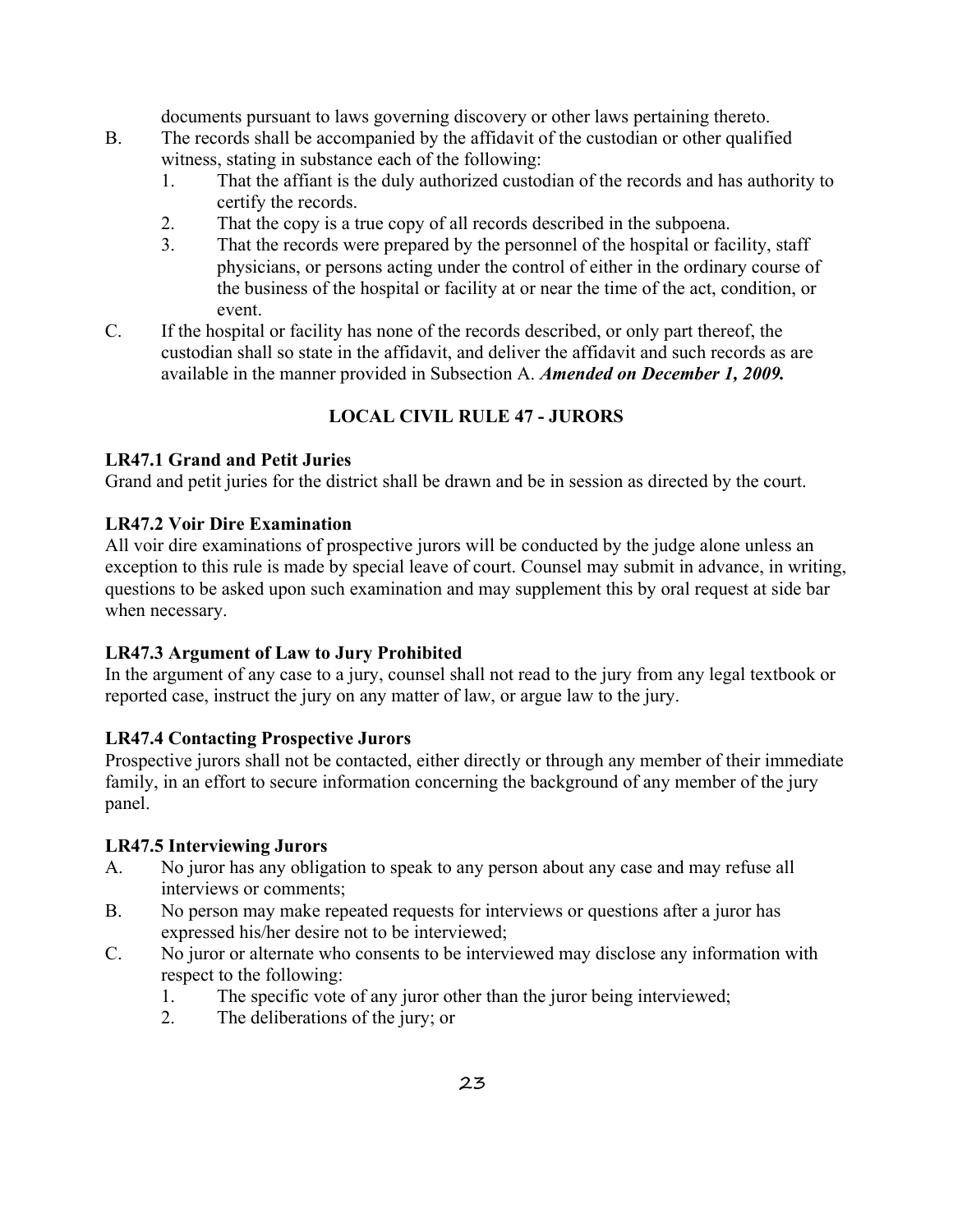documents pursuant to laws governing discovery or other laws pertaining thereto.

B. The records shall be accompanied by the affidavit of the custodian or other qualified witness, stating in substance each of the following:
   1. That the affiant is the duly authorized custodian of the records and has authority to certify the records.
   2. That the copy is a true copy of all records described in the subpoena.
   3. That the records were prepared by the personnel of the hospital or facility, staff physicians, or persons acting under the control of either in the ordinary course of the business of the hospital or facility at or near the time of the act, condition, or event.

C. If the hospital or facility has none of the records described, or only part thereof, the custodian shall so state in the affidavit, and deliver the affidavit and such records as are available in the manner provided in Subsection A. ***Amended on December 1, 2009.***

## LOCAL CIVIL RULE 47 - JURORS

### LR47.1 Grand and Petit Juries

Grand and petit juries for the district shall be drawn and be in session as directed by the court.

### LR47.2 Voir Dire Examination

All voir dire examinations of prospective jurors will be conducted by the judge alone unless an exception to this rule is made by special leave of court. Counsel may submit in advance, in writing, questions to be asked upon such examination and may supplement this by oral request at side bar when necessary.

### LR47.3 Argument of Law to Jury Prohibited

In the argument of any case to a jury, counsel shall not read to the jury from any legal textbook or reported case, instruct the jury on any matter of law, or argue law to the jury.

### LR47.4 Contacting Prospective Jurors

Prospective jurors shall not be contacted, either directly or through any member of their immediate family, in an effort to secure information concerning the background of any member of the jury panel.

### LR47.5 Interviewing Jurors

A. No juror has any obligation to speak to any person about any case and may refuse all interviews or comments;

B. No person may make repeated requests for interviews or questions after a juror has expressed his/her desire not to be interviewed;

C. No juror or alternate who consents to be interviewed may disclose any information with respect to the following:
   1. The specific vote of any juror other than the juror being interviewed;
   2. The deliberations of the jury; or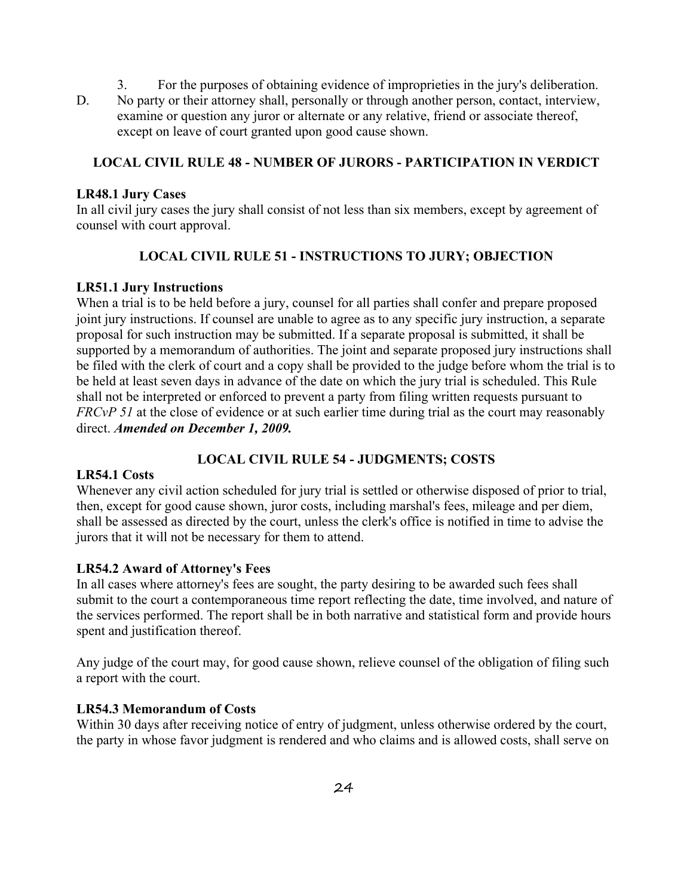3. For the purposes of obtaining evidence of improprieties in the jury's deliberation.

D. No party or their attorney shall, personally or through another person, contact, interview, examine or question any juror or alternate or any relative, friend or associate thereof, except on leave of court granted upon good cause shown.

## LOCAL CIVIL RULE 48 - NUMBER OF JURORS - PARTICIPATION IN VERDICT

### LR48.1 Jury Cases

In all civil jury cases the jury shall consist of not less than six members, except by agreement of counsel with court approval.

## LOCAL CIVIL RULE 51 - INSTRUCTIONS TO JURY; OBJECTION

### LR51.1 Jury Instructions

When a trial is to be held before a jury, counsel for all parties shall confer and prepare proposed joint jury instructions. If counsel are unable to agree as to any specific jury instruction, a separate proposal for such instruction may be submitted. If a separate proposal is submitted, it shall be supported by a memorandum of authorities. The joint and separate proposed jury instructions shall be filed with the clerk of court and a copy shall be provided to the judge before whom the trial is to be held at least seven days in advance of the date on which the jury trial is scheduled. This Rule shall not be interpreted or enforced to prevent a party from filing written requests pursuant to *FRCvP 51* at the close of evidence or at such earlier time during trial as the court may reasonably direct. ***Amended on December 1, 2009.***

## LOCAL CIVIL RULE 54 - JUDGMENTS; COSTS

### LR54.1 Costs

Whenever any civil action scheduled for jury trial is settled or otherwise disposed of prior to trial, then, except for good cause shown, juror costs, including marshal's fees, mileage and per diem, shall be assessed as directed by the court, unless the clerk's office is notified in time to advise the jurors that it will not be necessary for them to attend.

### LR54.2 Award of Attorney's Fees

In all cases where attorney's fees are sought, the party desiring to be awarded such fees shall submit to the court a contemporaneous time report reflecting the date, time involved, and nature of the services performed. The report shall be in both narrative and statistical form and provide hours spent and justification thereof.

Any judge of the court may, for good cause shown, relieve counsel of the obligation of filing such a report with the court.

### LR54.3 Memorandum of Costs

Within 30 days after receiving notice of entry of judgment, unless otherwise ordered by the court, the party in whose favor judgment is rendered and who claims and is allowed costs, shall serve on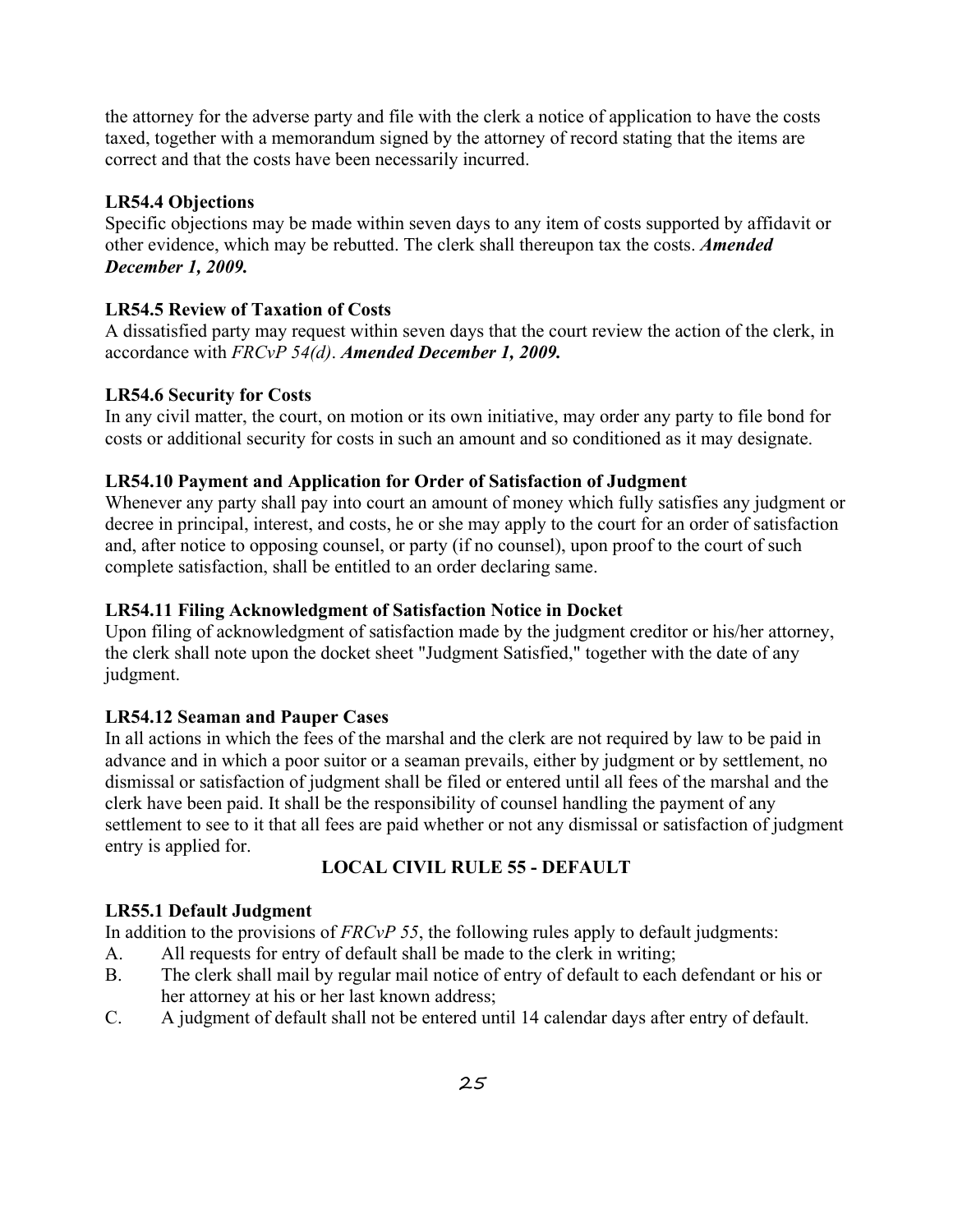the attorney for the adverse party and file with the clerk a notice of application to have the costs taxed, together with a memorandum signed by the attorney of record stating that the items are correct and that the costs have been necessarily incurred.

**LR54.4 Objections**

Specific objections may be made within seven days to any item of costs supported by affidavit or other evidence, which may be rebutted. The clerk shall thereupon tax the costs. ***Amended December 1, 2009.***

**LR54.5 Review of Taxation of Costs**

A dissatisfied party may request within seven days that the court review the action of the clerk, in accordance with *FRCvP 54(d)*. ***Amended December 1, 2009.***

**LR54.6 Security for Costs**

In any civil matter, the court, on motion or its own initiative, may order any party to file bond for costs or additional security for costs in such an amount and so conditioned as it may designate.

**LR54.10 Payment and Application for Order of Satisfaction of Judgment**

Whenever any party shall pay into court an amount of money which fully satisfies any judgment or decree in principal, interest, and costs, he or she may apply to the court for an order of satisfaction and, after notice to opposing counsel, or party (if no counsel), upon proof to the court of such complete satisfaction, shall be entitled to an order declaring same.

**LR54.11 Filing Acknowledgment of Satisfaction Notice in Docket**

Upon filing of acknowledgment of satisfaction made by the judgment creditor or his/her attorney, the clerk shall note upon the docket sheet "Judgment Satisfied," together with the date of any judgment.

**LR54.12 Seaman and Pauper Cases**

In all actions in which the fees of the marshal and the clerk are not required by law to be paid in advance and in which a poor suitor or a seaman prevails, either by judgment or by settlement, no dismissal or satisfaction of judgment shall be filed or entered until all fees of the marshal and the clerk have been paid. It shall be the responsibility of counsel handling the payment of any settlement to see to it that all fees are paid whether or not any dismissal or satisfaction of judgment entry is applied for.

## LOCAL CIVIL RULE 55 - DEFAULT

**LR55.1 Default Judgment**

In addition to the provisions of *FRCvP 55*, the following rules apply to default judgments:

A. All requests for entry of default shall be made to the clerk in writing;

B. The clerk shall mail by regular mail notice of entry of default to each defendant or his or her attorney at his or her last known address;

C. A judgment of default shall not be entered until 14 calendar days after entry of default.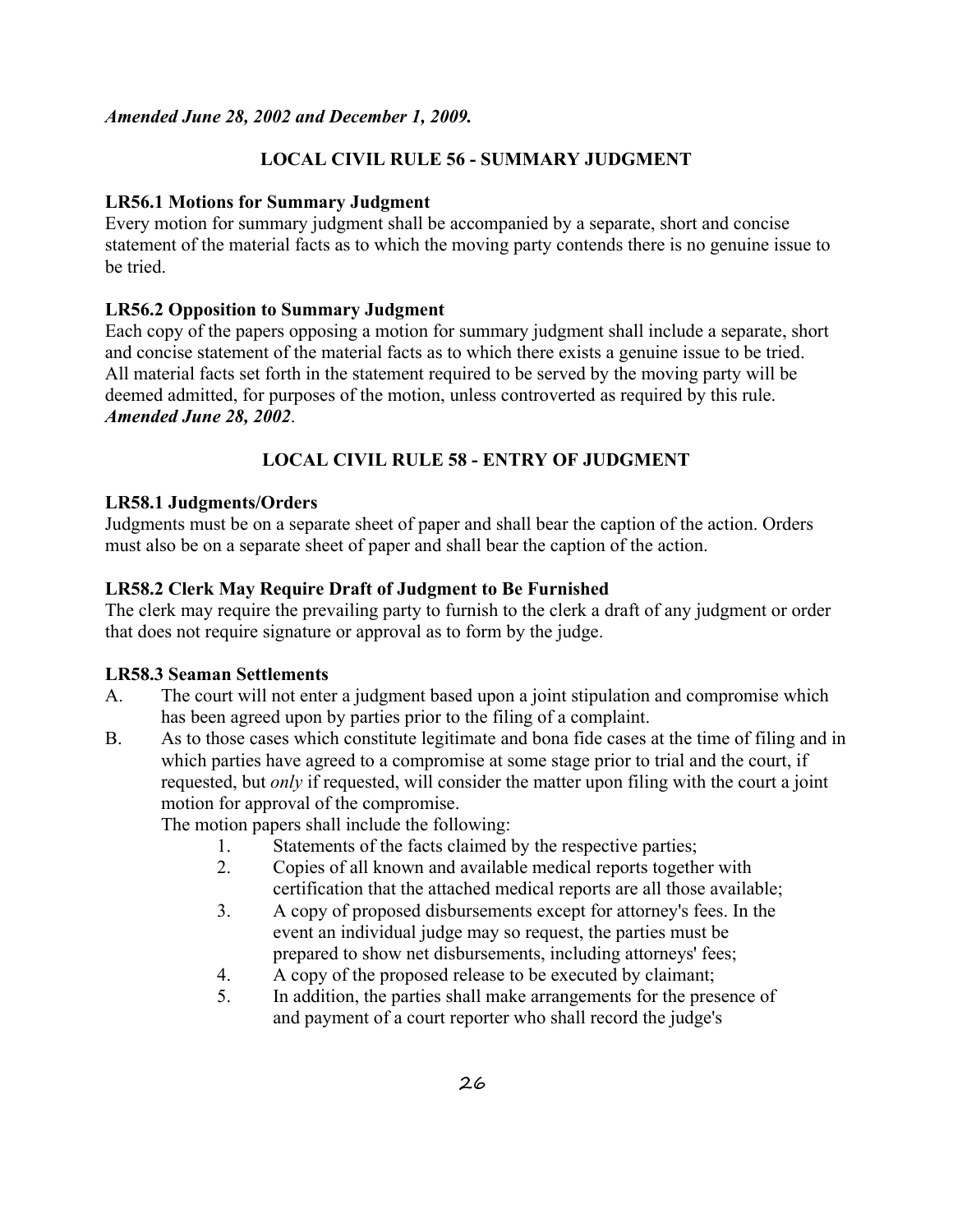***Amended June 28, 2002 and December 1, 2009.***

## LOCAL CIVIL RULE 56 - SUMMARY JUDGMENT

### LR56.1 Motions for Summary Judgment

Every motion for summary judgment shall be accompanied by a separate, short and concise statement of the material facts as to which the moving party contends there is no genuine issue to be tried.

### LR56.2 Opposition to Summary Judgment

Each copy of the papers opposing a motion for summary judgment shall include a separate, short and concise statement of the material facts as to which there exists a genuine issue to be tried. All material facts set forth in the statement required to be served by the moving party will be deemed admitted, for purposes of the motion, unless controverted as required by this rule. ***Amended June 28, 2002***.

## LOCAL CIVIL RULE 58 - ENTRY OF JUDGMENT

### LR58.1 Judgments/Orders

Judgments must be on a separate sheet of paper and shall bear the caption of the action. Orders must also be on a separate sheet of paper and shall bear the caption of the action.

### LR58.2 Clerk May Require Draft of Judgment to Be Furnished

The clerk may require the prevailing party to furnish to the clerk a draft of any judgment or order that does not require signature or approval as to form by the judge.

### LR58.3 Seaman Settlements

A. The court will not enter a judgment based upon a joint stipulation and compromise which has been agreed upon by parties prior to the filing of a complaint.

B. As to those cases which constitute legitimate and bona fide cases at the time of filing and in which parties have agreed to a compromise at some stage prior to trial and the court, if requested, but *only* if requested, will consider the matter upon filing with the court a joint motion for approval of the compromise.

The motion papers shall include the following:

1. Statements of the facts claimed by the respective parties;
2. Copies of all known and available medical reports together with certification that the attached medical reports are all those available;
3. A copy of proposed disbursements except for attorney's fees. In the event an individual judge may so request, the parties must be prepared to show net disbursements, including attorneys' fees;
4. A copy of the proposed release to be executed by claimant;
5. In addition, the parties shall make arrangements for the presence of and payment of a court reporter who shall record the judge's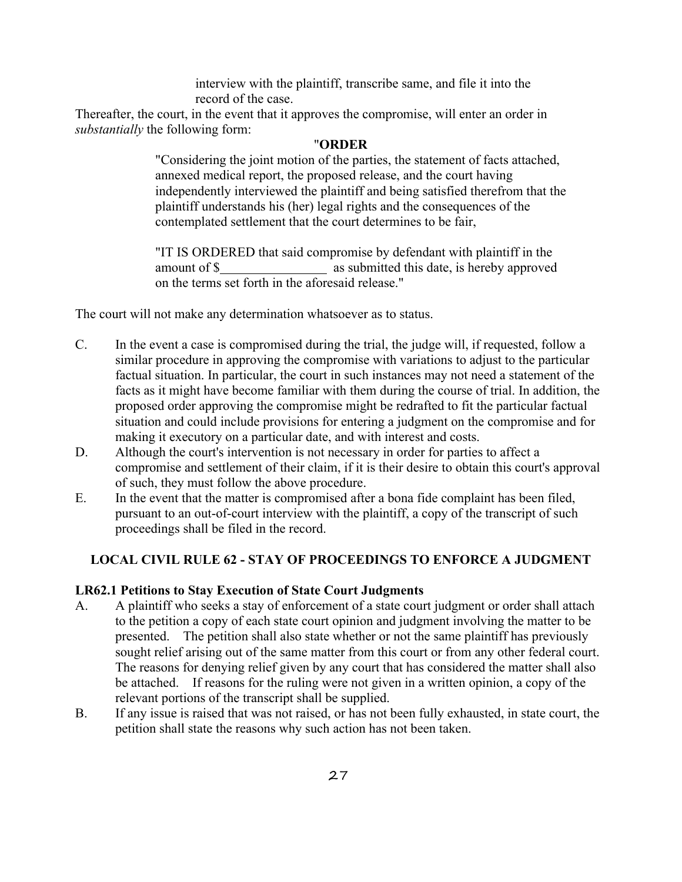interview with the plaintiff, transcribe same, and file it into the record of the case.

Thereafter, the court, in the event that it approves the compromise, will enter an order in *substantially* the following form:

"**ORDER**

"Considering the joint motion of the parties, the statement of facts attached, annexed medical report, the proposed release, and the court having independently interviewed the plaintiff and being satisfied therefrom that the plaintiff understands his (her) legal rights and the consequences of the contemplated settlement that the court determines to be fair,

"IT IS ORDERED that said compromise by defendant with plaintiff in the amount of $________________ as submitted this date, is hereby approved on the terms set forth in the aforesaid release."

The court will not make any determination whatsoever as to status.

C. In the event a case is compromised during the trial, the judge will, if requested, follow a similar procedure in approving the compromise with variations to adjust to the particular factual situation. In particular, the court in such instances may not need a statement of the facts as it might have become familiar with them during the course of trial. In addition, the proposed order approving the compromise might be redrafted to fit the particular factual situation and could include provisions for entering a judgment on the compromise and for making it executory on a particular date, and with interest and costs.

D. Although the court's intervention is not necessary in order for parties to affect a compromise and settlement of their claim, if it is their desire to obtain this court's approval of such, they must follow the above procedure.

E. In the event that the matter is compromised after a bona fide complaint has been filed, pursuant to an out-of-court interview with the plaintiff, a copy of the transcript of such proceedings shall be filed in the record.

## LOCAL CIVIL RULE 62 - STAY OF PROCEEDINGS TO ENFORCE A JUDGMENT

### LR62.1 Petitions to Stay Execution of State Court Judgments

A. A plaintiff who seeks a stay of enforcement of a state court judgment or order shall attach to the petition a copy of each state court opinion and judgment involving the matter to be presented. The petition shall also state whether or not the same plaintiff has previously sought relief arising out of the same matter from this court or from any other federal court. The reasons for denying relief given by any court that has considered the matter shall also be attached. If reasons for the ruling were not given in a written opinion, a copy of the relevant portions of the transcript shall be supplied.

B. If any issue is raised that was not raised, or has not been fully exhausted, in state court, the petition shall state the reasons why such action has not been taken.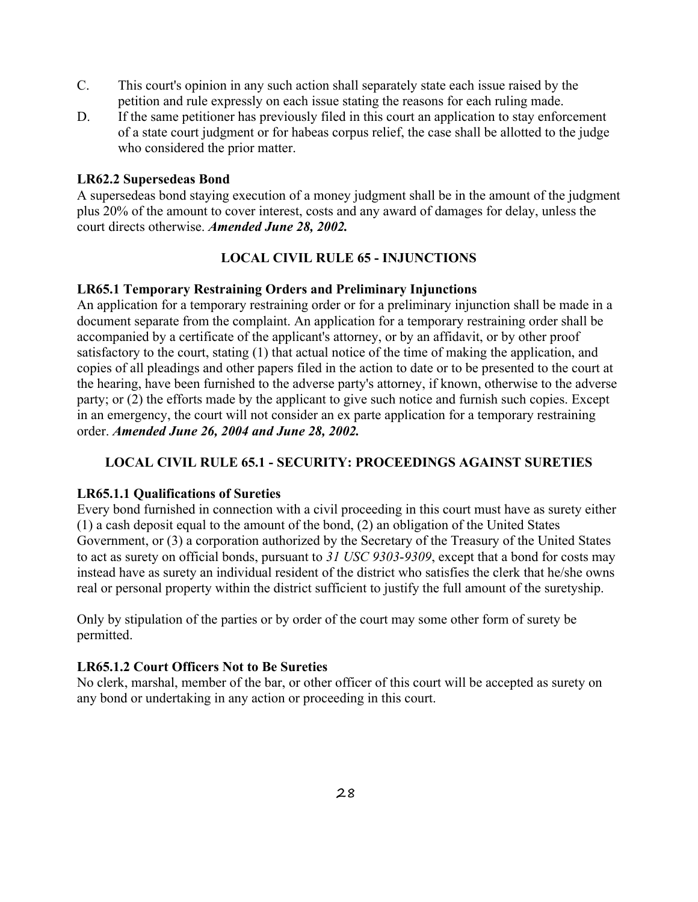C. This court's opinion in any such action shall separately state each issue raised by the petition and rule expressly on each issue stating the reasons for each ruling made.

D. If the same petitioner has previously filed in this court an application to stay enforcement of a state court judgment or for habeas corpus relief, the case shall be allotted to the judge who considered the prior matter.

**LR62.2 Supersedeas Bond**

A supersedeas bond staying execution of a money judgment shall be in the amount of the judgment plus 20% of the amount to cover interest, costs and any award of damages for delay, unless the court directs otherwise. ***Amended June 28, 2002.***

## LOCAL CIVIL RULE 65 - INJUNCTIONS

**LR65.1 Temporary Restraining Orders and Preliminary Injunctions**

An application for a temporary restraining order or for a preliminary injunction shall be made in a document separate from the complaint. An application for a temporary restraining order shall be accompanied by a certificate of the applicant's attorney, or by an affidavit, or by other proof satisfactory to the court, stating (1) that actual notice of the time of making the application, and copies of all pleadings and other papers filed in the action to date or to be presented to the court at the hearing, have been furnished to the adverse party's attorney, if known, otherwise to the adverse party; or (2) the efforts made by the applicant to give such notice and furnish such copies. Except in an emergency, the court will not consider an ex parte application for a temporary restraining order. ***Amended June 26, 2004 and June 28, 2002.***

## LOCAL CIVIL RULE 65.1 - SECURITY: PROCEEDINGS AGAINST SURETIES

**LR65.1.1 Qualifications of Sureties**

Every bond furnished in connection with a civil proceeding in this court must have as surety either (1) a cash deposit equal to the amount of the bond, (2) an obligation of the United States Government, or (3) a corporation authorized by the Secretary of the Treasury of the United States to act as surety on official bonds, pursuant to *31 USC 9303-9309*, except that a bond for costs may instead have as surety an individual resident of the district who satisfies the clerk that he/she owns real or personal property within the district sufficient to justify the full amount of the suretyship.

Only by stipulation of the parties or by order of the court may some other form of surety be permitted.

**LR65.1.2 Court Officers Not to Be Sureties**

No clerk, marshal, member of the bar, or other officer of this court will be accepted as surety on any bond or undertaking in any action or proceeding in this court.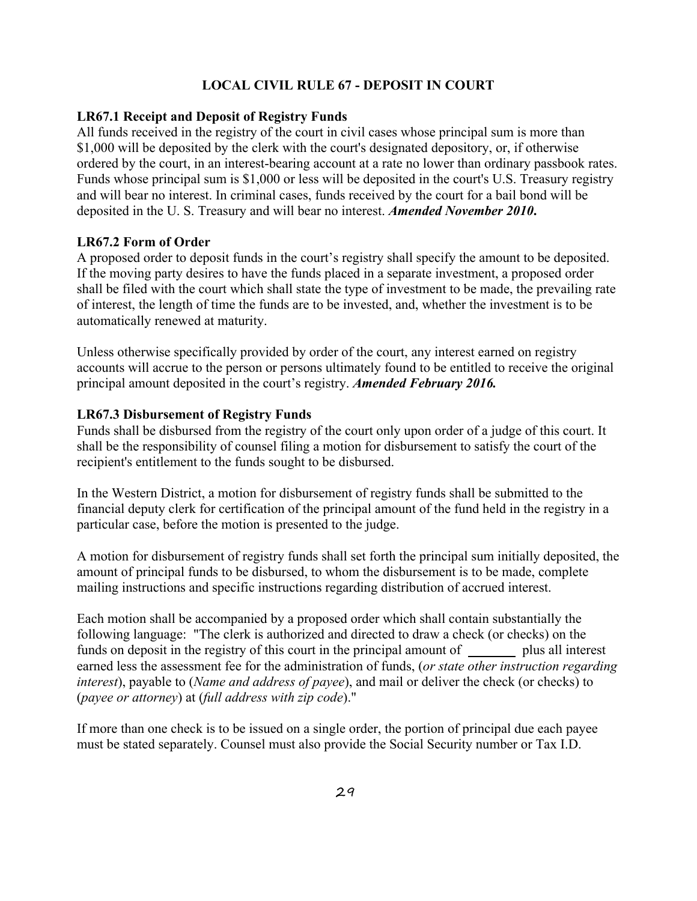## LOCAL CIVIL RULE 67 - DEPOSIT IN COURT

### LR67.1 Receipt and Deposit of Registry Funds

All funds received in the registry of the court in civil cases whose principal sum is more than \$1,000 will be deposited by the clerk with the court's designated depository, or, if otherwise ordered by the court, in an interest-bearing account at a rate no lower than ordinary passbook rates. Funds whose principal sum is \$1,000 or less will be deposited in the court's U.S. Treasury registry and will bear no interest. In criminal cases, funds received by the court for a bail bond will be deposited in the U. S. Treasury and will bear no interest. ***Amended November 2010.***

### LR67.2 Form of Order

A proposed order to deposit funds in the court's registry shall specify the amount to be deposited. If the moving party desires to have the funds placed in a separate investment, a proposed order shall be filed with the court which shall state the type of investment to be made, the prevailing rate of interest, the length of time the funds are to be invested, and, whether the investment is to be automatically renewed at maturity.

Unless otherwise specifically provided by order of the court, any interest earned on registry accounts will accrue to the person or persons ultimately found to be entitled to receive the original principal amount deposited in the court's registry. ***Amended February 2016.***

### LR67.3 Disbursement of Registry Funds

Funds shall be disbursed from the registry of the court only upon order of a judge of this court. It shall be the responsibility of counsel filing a motion for disbursement to satisfy the court of the recipient's entitlement to the funds sought to be disbursed.

In the Western District, a motion for disbursement of registry funds shall be submitted to the financial deputy clerk for certification of the principal amount of the fund held in the registry in a particular case, before the motion is presented to the judge.

A motion for disbursement of registry funds shall set forth the principal sum initially deposited, the amount of principal funds to be disbursed, to whom the disbursement is to be made, complete mailing instructions and specific instructions regarding distribution of accrued interest.

Each motion shall be accompanied by a proposed order which shall contain substantially the following language: "The clerk is authorized and directed to draw a check (or checks) on the funds on deposit in the registry of this court in the principal amount of _______ plus all interest earned less the assessment fee for the administration of funds, (*or state other instruction regarding interest*), payable to (*Name and address of payee*), and mail or deliver the check (or checks) to (*payee or attorney*) at (*full address with zip code*)."

If more than one check is to be issued on a single order, the portion of principal due each payee must be stated separately. Counsel must also provide the Social Security number or Tax I.D.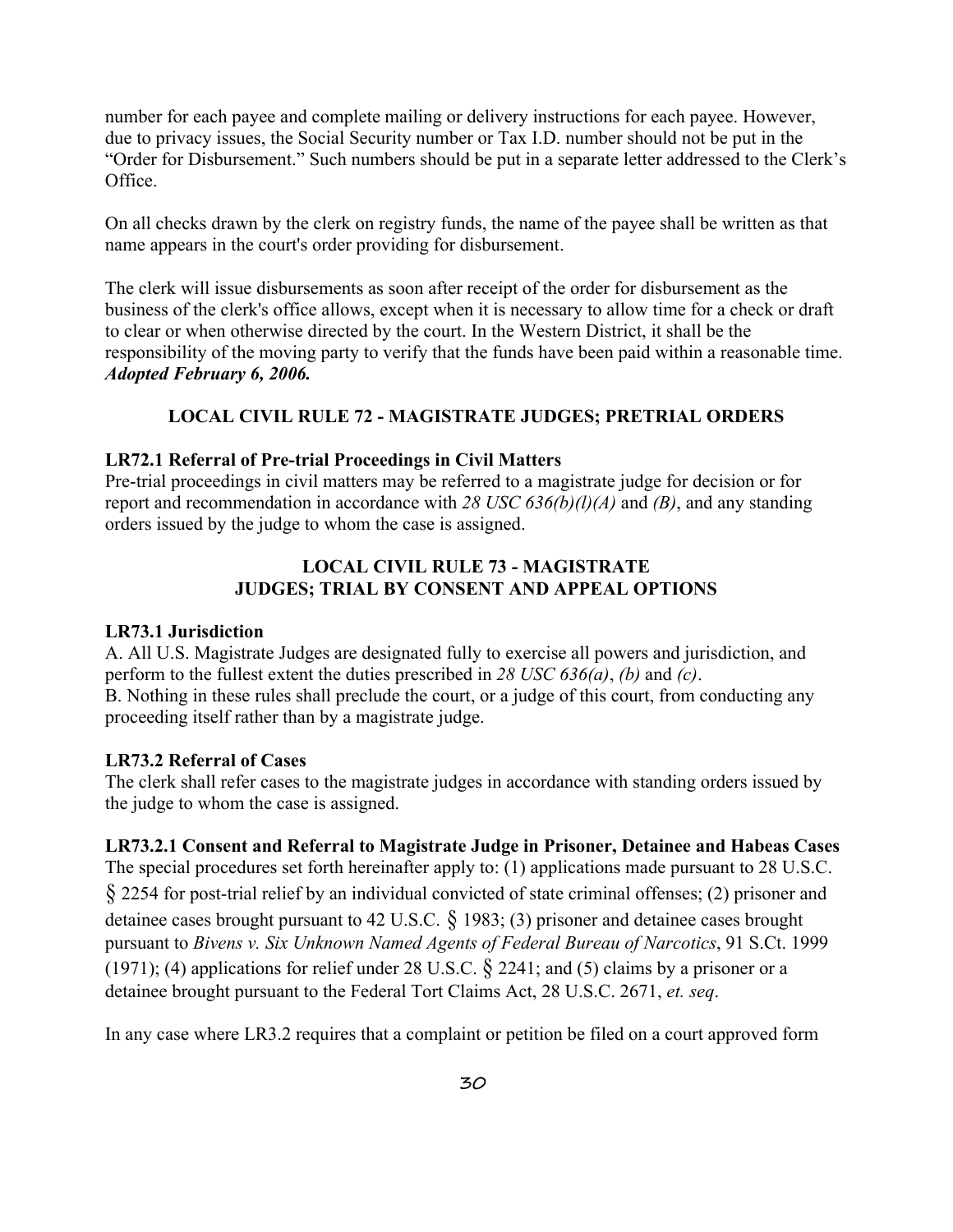number for each payee and complete mailing or delivery instructions for each payee. However, due to privacy issues, the Social Security number or Tax I.D. number should not be put in the "Order for Disbursement." Such numbers should be put in a separate letter addressed to the Clerk's Office.

On all checks drawn by the clerk on registry funds, the name of the payee shall be written as that name appears in the court's order providing for disbursement.

The clerk will issue disbursements as soon after receipt of the order for disbursement as the business of the clerk's office allows, except when it is necessary to allow time for a check or draft to clear or when otherwise directed by the court. In the Western District, it shall be the responsibility of the moving party to verify that the funds have been paid within a reasonable time. ***Adopted February 6, 2006.***

## LOCAL CIVIL RULE 72 - MAGISTRATE JUDGES; PRETRIAL ORDERS

### LR72.1 Referral of Pre-trial Proceedings in Civil Matters

Pre-trial proceedings in civil matters may be referred to a magistrate judge for decision or for report and recommendation in accordance with *28 USC 636(b)(l)(A)* and *(B)*, and any standing orders issued by the judge to whom the case is assigned.

## LOCAL CIVIL RULE 73 - MAGISTRATE JUDGES; TRIAL BY CONSENT AND APPEAL OPTIONS

### LR73.1 Jurisdiction

A. All U.S. Magistrate Judges are designated fully to exercise all powers and jurisdiction, and perform to the fullest extent the duties prescribed in *28 USC 636(a)*, *(b)* and *(c)*.
B. Nothing in these rules shall preclude the court, or a judge of this court, from conducting any proceeding itself rather than by a magistrate judge.

### LR73.2 Referral of Cases

The clerk shall refer cases to the magistrate judges in accordance with standing orders issued by the judge to whom the case is assigned.

### LR73.2.1 Consent and Referral to Magistrate Judge in Prisoner, Detainee and Habeas Cases

The special procedures set forth hereinafter apply to: (1) applications made pursuant to 28 U.S.C. § 2254 for post-trial relief by an individual convicted of state criminal offenses; (2) prisoner and detainee cases brought pursuant to 42 U.S.C. § 1983; (3) prisoner and detainee cases brought pursuant to *Bivens v. Six Unknown Named Agents of Federal Bureau of Narcotics*, 91 S.Ct. 1999 (1971); (4) applications for relief under 28 U.S.C. § 2241; and (5) claims by a prisoner or a detainee brought pursuant to the Federal Tort Claims Act, 28 U.S.C. 2671, *et. seq*.

In any case where LR3.2 requires that a complaint or petition be filed on a court approved form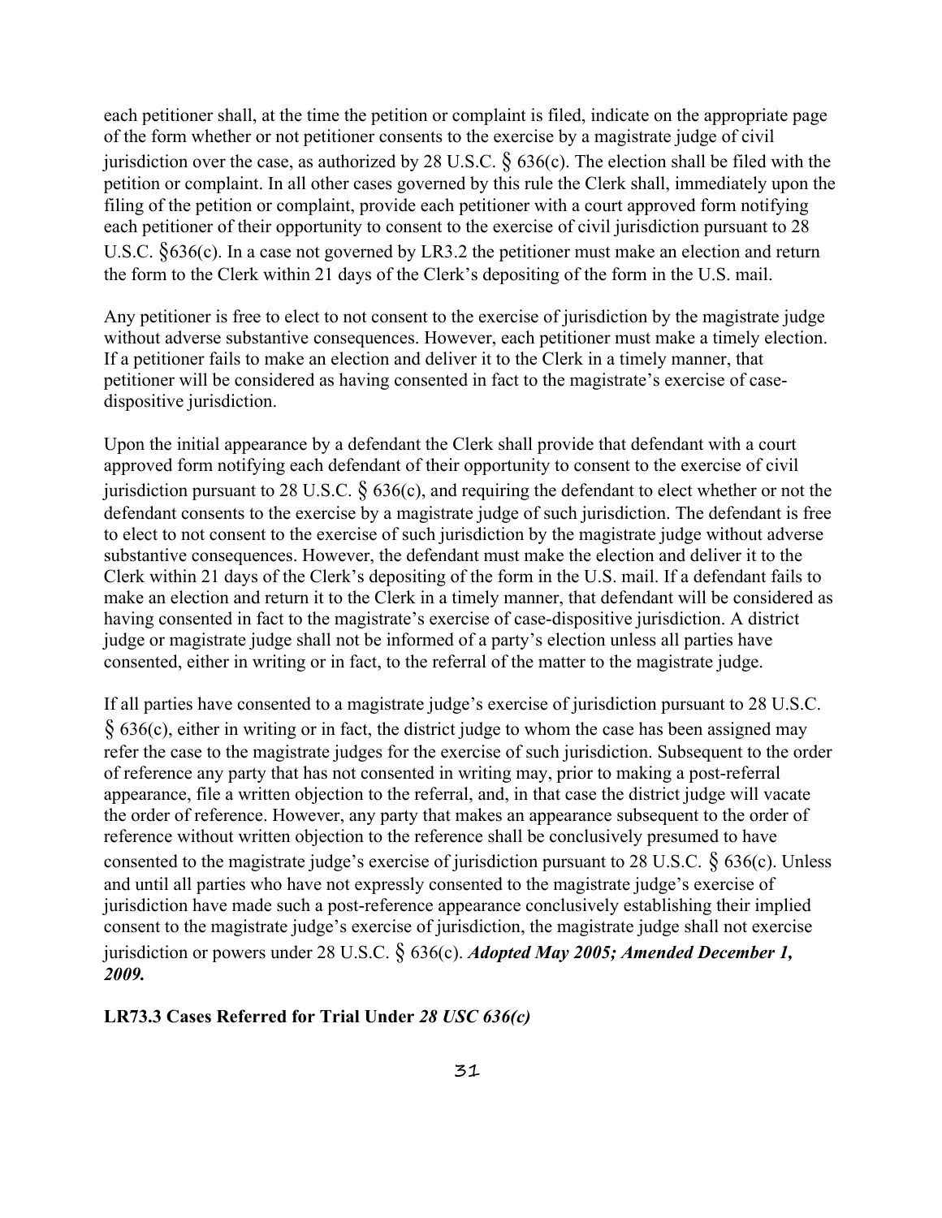each petitioner shall, at the time the petition or complaint is filed, indicate on the appropriate page of the form whether or not petitioner consents to the exercise by a magistrate judge of civil jurisdiction over the case, as authorized by 28 U.S.C. § 636(c). The election shall be filed with the petition or complaint. In all other cases governed by this rule the Clerk shall, immediately upon the filing of the petition or complaint, provide each petitioner with a court approved form notifying each petitioner of their opportunity to consent to the exercise of civil jurisdiction pursuant to 28 U.S.C. §636(c). In a case not governed by LR3.2 the petitioner must make an election and return the form to the Clerk within 21 days of the Clerk's depositing of the form in the U.S. mail.

Any petitioner is free to elect to not consent to the exercise of jurisdiction by the magistrate judge without adverse substantive consequences. However, each petitioner must make a timely election. If a petitioner fails to make an election and deliver it to the Clerk in a timely manner, that petitioner will be considered as having consented in fact to the magistrate's exercise of case-dispositive jurisdiction.

Upon the initial appearance by a defendant the Clerk shall provide that defendant with a court approved form notifying each defendant of their opportunity to consent to the exercise of civil jurisdiction pursuant to 28 U.S.C. § 636(c), and requiring the defendant to elect whether or not the defendant consents to the exercise by a magistrate judge of such jurisdiction. The defendant is free to elect to not consent to the exercise of such jurisdiction by the magistrate judge without adverse substantive consequences. However, the defendant must make the election and deliver it to the Clerk within 21 days of the Clerk's depositing of the form in the U.S. mail. If a defendant fails to make an election and return it to the Clerk in a timely manner, that defendant will be considered as having consented in fact to the magistrate's exercise of case-dispositive jurisdiction. A district judge or magistrate judge shall not be informed of a party's election unless all parties have consented, either in writing or in fact, to the referral of the matter to the magistrate judge.

If all parties have consented to a magistrate judge's exercise of jurisdiction pursuant to 28 U.S.C. § 636(c), either in writing or in fact, the district judge to whom the case has been assigned may refer the case to the magistrate judges for the exercise of such jurisdiction. Subsequent to the order of reference any party that has not consented in writing may, prior to making a post-referral appearance, file a written objection to the referral, and, in that case the district judge will vacate the order of reference. However, any party that makes an appearance subsequent to the order of reference without written objection to the reference shall be conclusively presumed to have consented to the magistrate judge's exercise of jurisdiction pursuant to 28 U.S.C. § 636(c). Unless and until all parties who have not expressly consented to the magistrate judge's exercise of jurisdiction have made such a post-reference appearance conclusively establishing their implied consent to the magistrate judge's exercise of jurisdiction, the magistrate judge shall not exercise jurisdiction or powers under 28 U.S.C. § 636(c). ***Adopted May 2005; Amended December 1, 2009.***

**LR73.3 Cases Referred for Trial Under *28 USC 636(c)***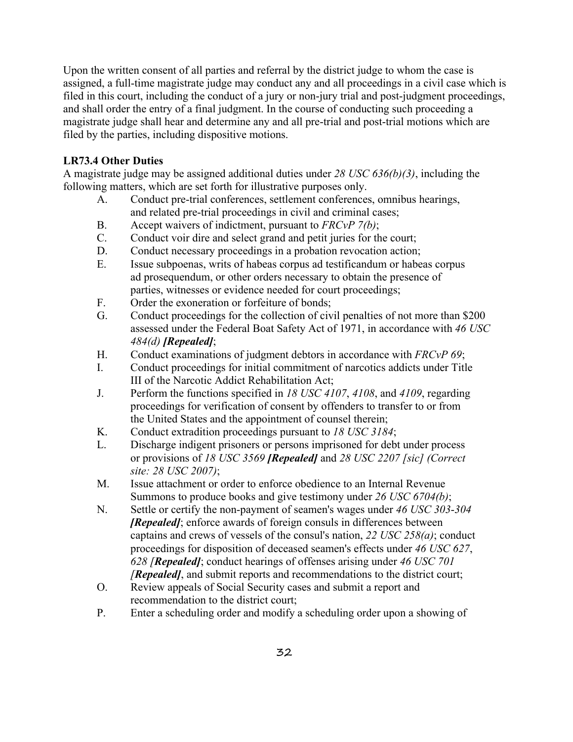Upon the written consent of all parties and referral by the district judge to whom the case is assigned, a full-time magistrate judge may conduct any and all proceedings in a civil case which is filed in this court, including the conduct of a jury or non-jury trial and post-judgment proceedings, and shall order the entry of a final judgment. In the course of conducting such proceeding a magistrate judge shall hear and determine any and all pre-trial and post-trial motions which are filed by the parties, including dispositive motions.

**LR73.4 Other Duties**

A magistrate judge may be assigned additional duties under *28 USC 636(b)(3)*, including the following matters, which are set forth for illustrative purposes only.

A. Conduct pre-trial conferences, settlement conferences, omnibus hearings, and related pre-trial proceedings in civil and criminal cases;

B. Accept waivers of indictment, pursuant to *FRCvP 7(b)*;

C. Conduct voir dire and select grand and petit juries for the court;

D. Conduct necessary proceedings in a probation revocation action;

E. Issue subpoenas, writs of habeas corpus ad testificandum or habeas corpus ad prosequendum, or other orders necessary to obtain the presence of parties, witnesses or evidence needed for court proceedings;

F. Order the exoneration or forfeiture of bonds;

G. Conduct proceedings for the collection of civil penalties of not more than $200 assessed under the Federal Boat Safety Act of 1971, in accordance with *46 USC 484(d)* ***[Repealed]***;

H. Conduct examinations of judgment debtors in accordance with *FRCvP 69*;

I. Conduct proceedings for initial commitment of narcotics addicts under Title III of the Narcotic Addict Rehabilitation Act;

J. Perform the functions specified in *18 USC 4107*, *4108*, and *4109*, regarding proceedings for verification of consent by offenders to transfer to or from the United States and the appointment of counsel therein;

K. Conduct extradition proceedings pursuant to *18 USC 3184*;

L. Discharge indigent prisoners or persons imprisoned for debt under process or provisions of *18 USC 3569* ***[Repealed]*** and *28 USC 2207 [sic] (Correct site: 28 USC 2007)*;

M. Issue attachment or order to enforce obedience to an Internal Revenue Summons to produce books and give testimony under *26 USC 6704(b)*;

N. Settle or certify the non-payment of seamen's wages under *46 USC 303-304* ***[Repealed]***; enforce awards of foreign consuls in differences between captains and crews of vessels of the consul's nation, *22 USC 258(a)*; conduct proceedings for disposition of deceased seamen's effects under *46 USC 627*, *628 [**Repealed**]*; conduct hearings of offenses arising under *46 USC 701 [**Repealed**]*, and submit reports and recommendations to the district court;

O. Review appeals of Social Security cases and submit a report and recommendation to the district court;

P. Enter a scheduling order and modify a scheduling order upon a showing of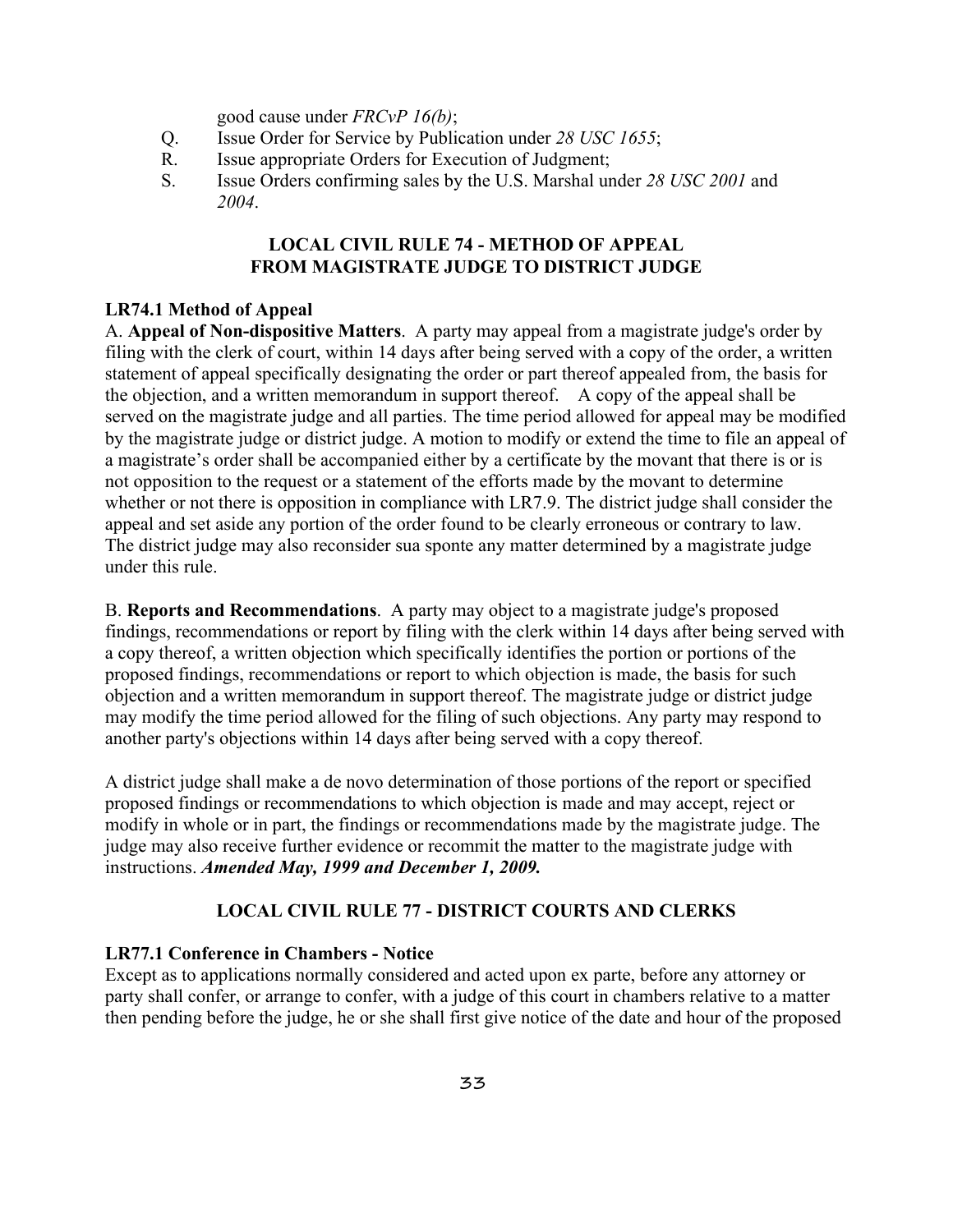good cause under *FRCvP 16(b)*;

Q. Issue Order for Service by Publication under *28 USC 1655*;

R. Issue appropriate Orders for Execution of Judgment;

S. Issue Orders confirming sales by the U.S. Marshal under *28 USC 2001* and *2004*.

## LOCAL CIVIL RULE 74 - METHOD OF APPEAL FROM MAGISTRATE JUDGE TO DISTRICT JUDGE

### LR74.1 Method of Appeal

A. **Appeal of Non-dispositive Matters**. A party may appeal from a magistrate judge's order by filing with the clerk of court, within 14 days after being served with a copy of the order, a written statement of appeal specifically designating the order or part thereof appealed from, the basis for the objection, and a written memorandum in support thereof. A copy of the appeal shall be served on the magistrate judge and all parties. The time period allowed for appeal may be modified by the magistrate judge or district judge. A motion to modify or extend the time to file an appeal of a magistrate's order shall be accompanied either by a certificate by the movant that there is or is not opposition to the request or a statement of the efforts made by the movant to determine whether or not there is opposition in compliance with LR7.9. The district judge shall consider the appeal and set aside any portion of the order found to be clearly erroneous or contrary to law. The district judge may also reconsider sua sponte any matter determined by a magistrate judge under this rule.

B. **Reports and Recommendations**. A party may object to a magistrate judge's proposed findings, recommendations or report by filing with the clerk within 14 days after being served with a copy thereof, a written objection which specifically identifies the portion or portions of the proposed findings, recommendations or report to which objection is made, the basis for such objection and a written memorandum in support thereof. The magistrate judge or district judge may modify the time period allowed for the filing of such objections. Any party may respond to another party's objections within 14 days after being served with a copy thereof.

A district judge shall make a de novo determination of those portions of the report or specified proposed findings or recommendations to which objection is made and may accept, reject or modify in whole or in part, the findings or recommendations made by the magistrate judge. The judge may also receive further evidence or recommit the matter to the magistrate judge with instructions. ***Amended May, 1999 and December 1, 2009.***

## LOCAL CIVIL RULE 77 - DISTRICT COURTS AND CLERKS

### LR77.1 Conference in Chambers - Notice

Except as to applications normally considered and acted upon ex parte, before any attorney or party shall confer, or arrange to confer, with a judge of this court in chambers relative to a matter then pending before the judge, he or she shall first give notice of the date and hour of the proposed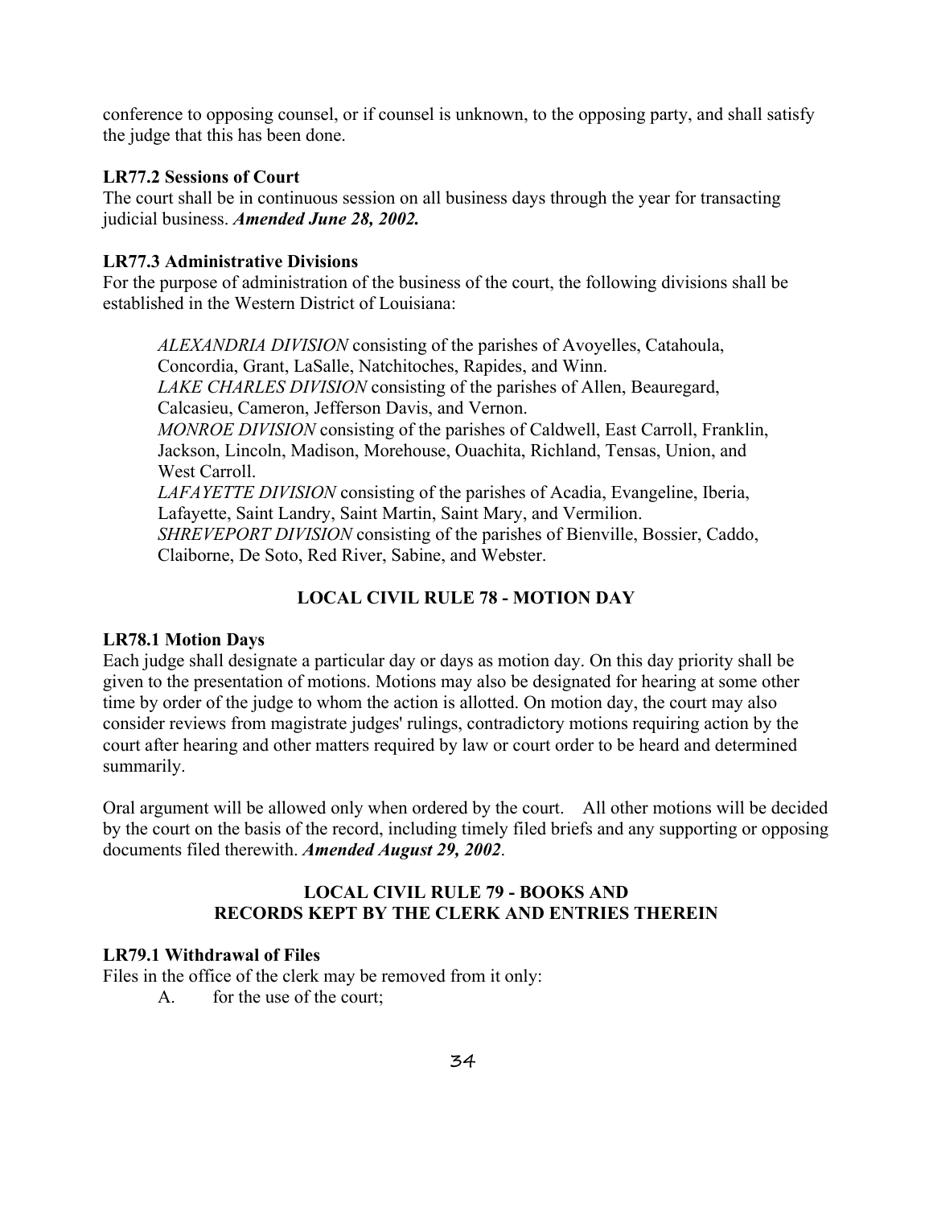conference to opposing counsel, or if counsel is unknown, to the opposing party, and shall satisfy the judge that this has been done.

**LR77.2 Sessions of Court**

The court shall be in continuous session on all business days through the year for transacting judicial business. ***Amended June 28, 2002.***

**LR77.3 Administrative Divisions**

For the purpose of administration of the business of the court, the following divisions shall be established in the Western District of Louisiana:

> *ALEXANDRIA DIVISION* consisting of the parishes of Avoyelles, Catahoula, Concordia, Grant, LaSalle, Natchitoches, Rapides, and Winn.
> *LAKE CHARLES DIVISION* consisting of the parishes of Allen, Beauregard, Calcasieu, Cameron, Jefferson Davis, and Vernon.
> *MONROE DIVISION* consisting of the parishes of Caldwell, East Carroll, Franklin, Jackson, Lincoln, Madison, Morehouse, Ouachita, Richland, Tensas, Union, and West Carroll.
> *LAFAYETTE DIVISION* consisting of the parishes of Acadia, Evangeline, Iberia, Lafayette, Saint Landry, Saint Martin, Saint Mary, and Vermilion.
> *SHREVEPORT DIVISION* consisting of the parishes of Bienville, Bossier, Caddo, Claiborne, De Soto, Red River, Sabine, and Webster.

## LOCAL CIVIL RULE 78 - MOTION DAY

**LR78.1 Motion Days**

Each judge shall designate a particular day or days as motion day. On this day priority shall be given to the presentation of motions. Motions may also be designated for hearing at some other time by order of the judge to whom the action is allotted. On motion day, the court may also consider reviews from magistrate judges' rulings, contradictory motions requiring action by the court after hearing and other matters required by law or court order to be heard and determined summarily.

Oral argument will be allowed only when ordered by the court. All other motions will be decided by the court on the basis of the record, including timely filed briefs and any supporting or opposing documents filed therewith. ***Amended August 29, 2002***.

## LOCAL CIVIL RULE 79 - BOOKS AND RECORDS KEPT BY THE CLERK AND ENTRIES THEREIN

**LR79.1 Withdrawal of Files**

Files in the office of the clerk may be removed from it only:

A. for the use of the court;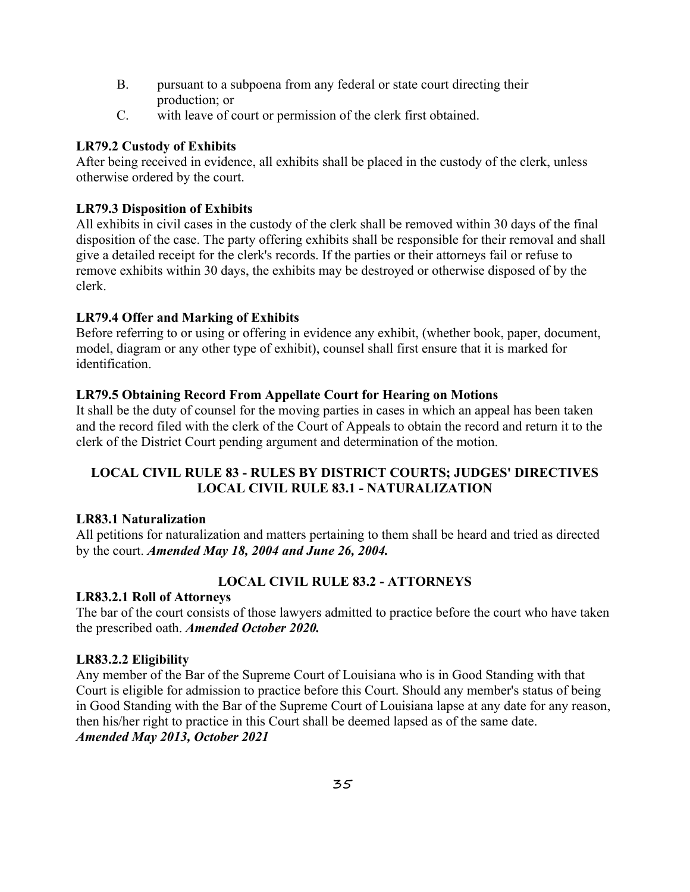B. pursuant to a subpoena from any federal or state court directing their production; or
C. with leave of court or permission of the clerk first obtained.

**LR79.2 Custody of Exhibits**
After being received in evidence, all exhibits shall be placed in the custody of the clerk, unless otherwise ordered by the court.

**LR79.3 Disposition of Exhibits**
All exhibits in civil cases in the custody of the clerk shall be removed within 30 days of the final disposition of the case. The party offering exhibits shall be responsible for their removal and shall give a detailed receipt for the clerk's records. If the parties or their attorneys fail or refuse to remove exhibits within 30 days, the exhibits may be destroyed or otherwise disposed of by the clerk.

**LR79.4 Offer and Marking of Exhibits**
Before referring to or using or offering in evidence any exhibit, (whether book, paper, document, model, diagram or any other type of exhibit), counsel shall first ensure that it is marked for identification.

**LR79.5 Obtaining Record From Appellate Court for Hearing on Motions**
It shall be the duty of counsel for the moving parties in cases in which an appeal has been taken and the record filed with the clerk of the Court of Appeals to obtain the record and return it to the clerk of the District Court pending argument and determination of the motion.

## LOCAL CIVIL RULE 83 - RULES BY DISTRICT COURTS; JUDGES' DIRECTIVES
## LOCAL CIVIL RULE 83.1 - NATURALIZATION

**LR83.1 Naturalization**
All petitions for naturalization and matters pertaining to them shall be heard and tried as directed by the court. ***Amended May 18, 2004 and June 26, 2004.***

## LOCAL CIVIL RULE 83.2 - ATTORNEYS

**LR83.2.1 Roll of Attorneys**
The bar of the court consists of those lawyers admitted to practice before the court who have taken the prescribed oath. ***Amended October 2020.***

**LR83.2.2 Eligibility**
Any member of the Bar of the Supreme Court of Louisiana who is in Good Standing with that Court is eligible for admission to practice before this Court. Should any member's status of being in Good Standing with the Bar of the Supreme Court of Louisiana lapse at any date for any reason, then his/her right to practice in this Court shall be deemed lapsed as of the same date.
***Amended May 2013, October 2021***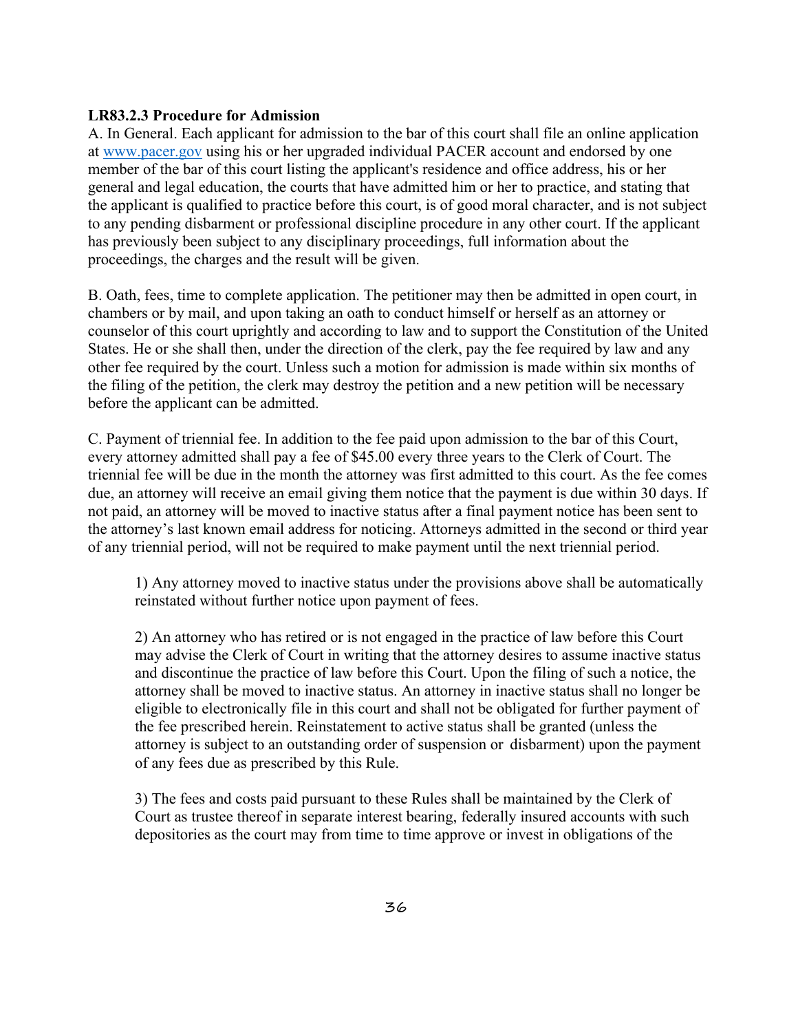**LR83.2.3 Procedure for Admission**

A. In General. Each applicant for admission to the bar of this court shall file an online application at [www.pacer.gov](http://www.pacer.gov) using his or her upgraded individual PACER account and endorsed by one member of the bar of this court listing the applicant's residence and office address, his or her general and legal education, the courts that have admitted him or her to practice, and stating that the applicant is qualified to practice before this court, is of good moral character, and is not subject to any pending disbarment or professional discipline procedure in any other court. If the applicant has previously been subject to any disciplinary proceedings, full information about the proceedings, the charges and the result will be given.

B. Oath, fees, time to complete application. The petitioner may then be admitted in open court, in chambers or by mail, and upon taking an oath to conduct himself or herself as an attorney or counselor of this court uprightly and according to law and to support the Constitution of the United States. He or she shall then, under the direction of the clerk, pay the fee required by law and any other fee required by the court. Unless such a motion for admission is made within six months of the filing of the petition, the clerk may destroy the petition and a new petition will be necessary before the applicant can be admitted.

C. Payment of triennial fee. In addition to the fee paid upon admission to the bar of this Court, every attorney admitted shall pay a fee of $45.00 every three years to the Clerk of Court. The triennial fee will be due in the month the attorney was first admitted to this court. As the fee comes due, an attorney will receive an email giving them notice that the payment is due within 30 days. If not paid, an attorney will be moved to inactive status after a final payment notice has been sent to the attorney's last known email address for noticing. Attorneys admitted in the second or third year of any triennial period, will not be required to make payment until the next triennial period.

1) Any attorney moved to inactive status under the provisions above shall be automatically reinstated without further notice upon payment of fees.

2) An attorney who has retired or is not engaged in the practice of law before this Court may advise the Clerk of Court in writing that the attorney desires to assume inactive status and discontinue the practice of law before this Court. Upon the filing of such a notice, the attorney shall be moved to inactive status. An attorney in inactive status shall no longer be eligible to electronically file in this court and shall not be obligated for further payment of the fee prescribed herein. Reinstatement to active status shall be granted (unless the attorney is subject to an outstanding order of suspension or disbarment) upon the payment of any fees due as prescribed by this Rule.

3) The fees and costs paid pursuant to these Rules shall be maintained by the Clerk of Court as trustee thereof in separate interest bearing, federally insured accounts with such depositories as the court may from time to time approve or invest in obligations of the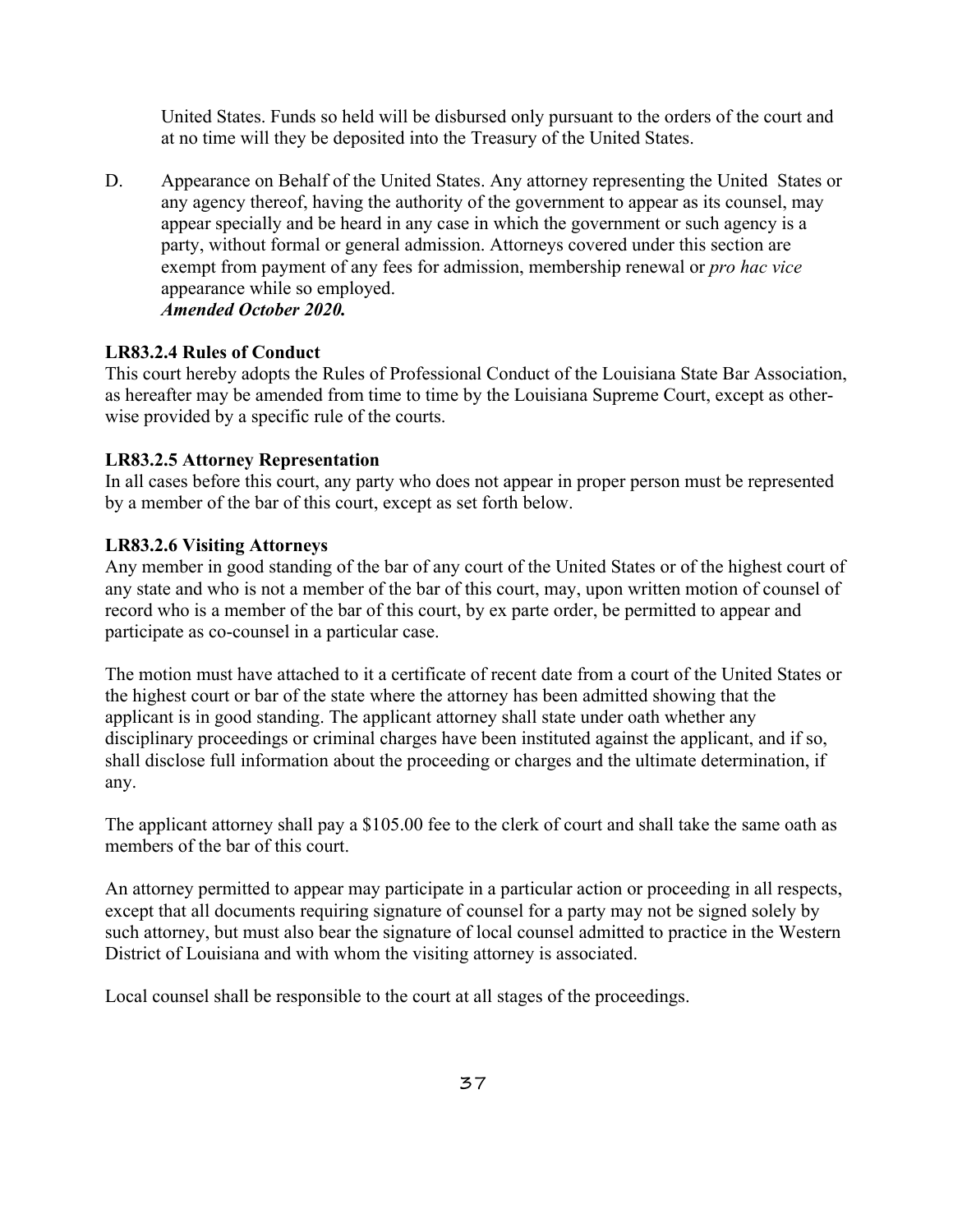United States. Funds so held will be disbursed only pursuant to the orders of the court and at no time will they be deposited into the Treasury of the United States.

D. Appearance on Behalf of the United States. Any attorney representing the United States or any agency thereof, having the authority of the government to appear as its counsel, may appear specially and be heard in any case in which the government or such agency is a party, without formal or general admission. Attorneys covered under this section are exempt from payment of any fees for admission, membership renewal or *pro hac vice* appearance while so employed.
***Amended October 2020.***

**LR83.2.4 Rules of Conduct**

This court hereby adopts the Rules of Professional Conduct of the Louisiana State Bar Association, as hereafter may be amended from time to time by the Louisiana Supreme Court, except as otherwise provided by a specific rule of the courts.

**LR83.2.5 Attorney Representation**

In all cases before this court, any party who does not appear in proper person must be represented by a member of the bar of this court, except as set forth below.

**LR83.2.6 Visiting Attorneys**

Any member in good standing of the bar of any court of the United States or of the highest court of any state and who is not a member of the bar of this court, may, upon written motion of counsel of record who is a member of the bar of this court, by ex parte order, be permitted to appear and participate as co-counsel in a particular case.

The motion must have attached to it a certificate of recent date from a court of the United States or the highest court or bar of the state where the attorney has been admitted showing that the applicant is in good standing. The applicant attorney shall state under oath whether any disciplinary proceedings or criminal charges have been instituted against the applicant, and if so, shall disclose full information about the proceeding or charges and the ultimate determination, if any.

The applicant attorney shall pay a $105.00 fee to the clerk of court and shall take the same oath as members of the bar of this court.

An attorney permitted to appear may participate in a particular action or proceeding in all respects, except that all documents requiring signature of counsel for a party may not be signed solely by such attorney, but must also bear the signature of local counsel admitted to practice in the Western District of Louisiana and with whom the visiting attorney is associated.

Local counsel shall be responsible to the court at all stages of the proceedings.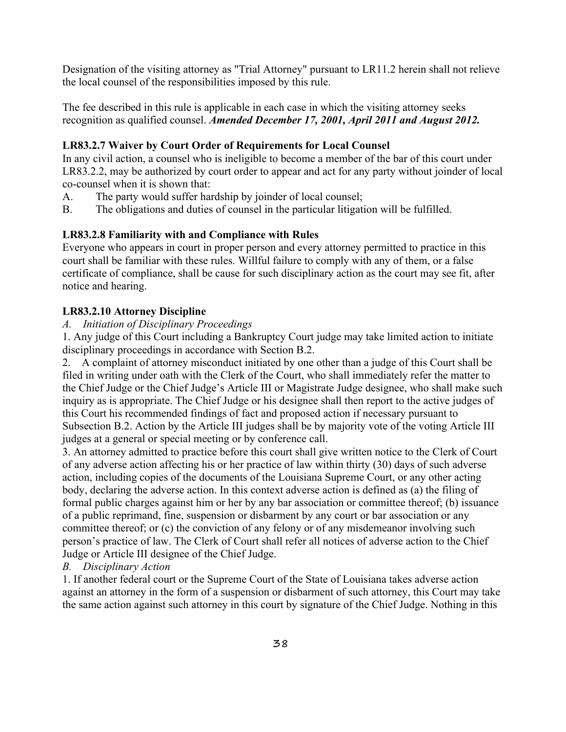Designation of the visiting attorney as "Trial Attorney" pursuant to LR11.2 herein shall not relieve the local counsel of the responsibilities imposed by this rule.

The fee described in this rule is applicable in each case in which the visiting attorney seeks recognition as qualified counsel. ***Amended December 17, 2001, April 2011 and August 2012.***

**LR83.2.7 Waiver by Court Order of Requirements for Local Counsel**

In any civil action, a counsel who is ineligible to become a member of the bar of this court under LR83.2.2, may be authorized by court order to appear and act for any party without joinder of local co-counsel when it is shown that:

A. The party would suffer hardship by joinder of local counsel;

B. The obligations and duties of counsel in the particular litigation will be fulfilled.

**LR83.2.8 Familiarity with and Compliance with Rules**

Everyone who appears in court in proper person and every attorney permitted to practice in this court shall be familiar with these rules. Willful failure to comply with any of them, or a false certificate of compliance, shall be cause for such disciplinary action as the court may see fit, after notice and hearing.

**LR83.2.10 Attorney Discipline**

*A. Initiation of Disciplinary Proceedings*

1. Any judge of this Court including a Bankruptcy Court judge may take limited action to initiate disciplinary proceedings in accordance with Section B.2.

2. A complaint of attorney misconduct initiated by one other than a judge of this Court shall be filed in writing under oath with the Clerk of the Court, who shall immediately refer the matter to the Chief Judge or the Chief Judge's Article III or Magistrate Judge designee, who shall make such inquiry as is appropriate. The Chief Judge or his designee shall then report to the active judges of this Court his recommended findings of fact and proposed action if necessary pursuant to Subsection B.2. Action by the Article III judges shall be by majority vote of the voting Article III judges at a general or special meeting or by conference call.

3. An attorney admitted to practice before this court shall give written notice to the Clerk of Court of any adverse action affecting his or her practice of law within thirty (30) days of such adverse action, including copies of the documents of the Louisiana Supreme Court, or any other acting body, declaring the adverse action. In this context adverse action is defined as (a) the filing of formal public charges against him or her by any bar association or committee thereof; (b) issuance of a public reprimand, fine, suspension or disbarment by any court or bar association or any committee thereof; or (c) the conviction of any felony or of any misdemeanor involving such person's practice of law. The Clerk of Court shall refer all notices of adverse action to the Chief Judge or Article III designee of the Chief Judge.

*B. Disciplinary Action*

1. If another federal court or the Supreme Court of the State of Louisiana takes adverse action against an attorney in the form of a suspension or disbarment of such attorney, this Court may take the same action against such attorney in this court by signature of the Chief Judge. Nothing in this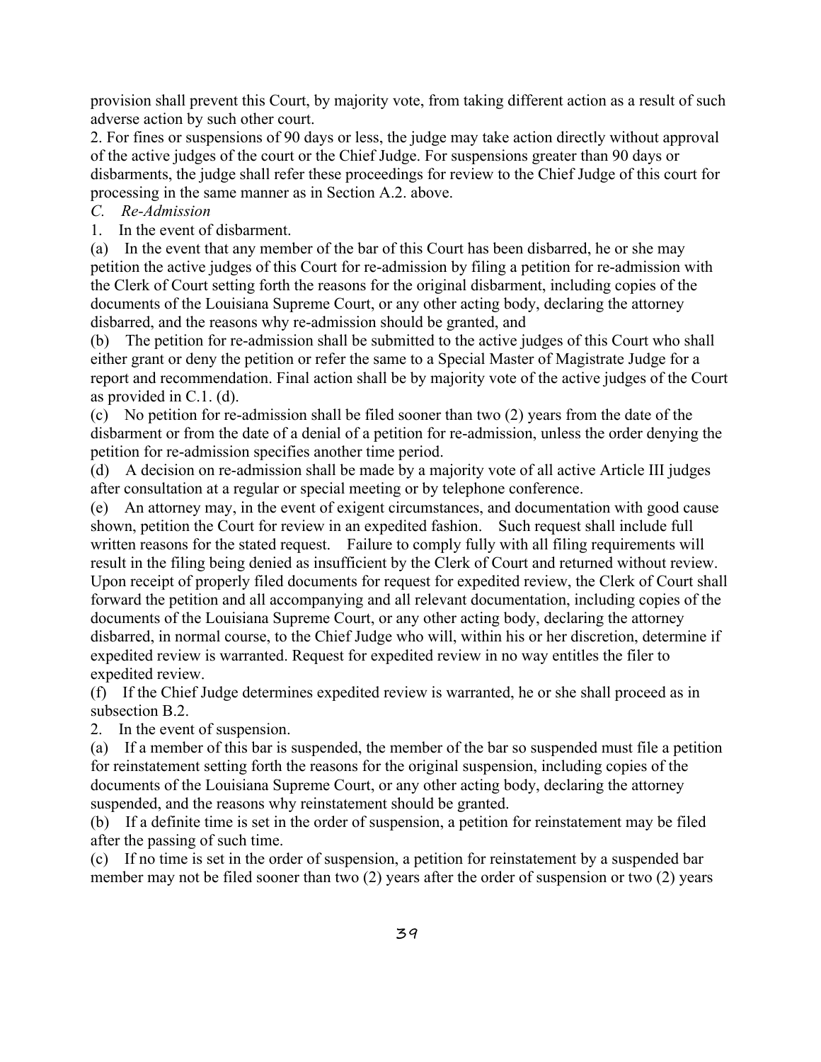provision shall prevent this Court, by majority vote, from taking different action as a result of such adverse action by such other court.

2. For fines or suspensions of 90 days or less, the judge may take action directly without approval of the active judges of the court or the Chief Judge. For suspensions greater than 90 days or disbarments, the judge shall refer these proceedings for review to the Chief Judge of this court for processing in the same manner as in Section A.2. above.

*C. Re-Admission*

1. In the event of disbarment.

(a) In the event that any member of the bar of this Court has been disbarred, he or she may petition the active judges of this Court for re-admission by filing a petition for re-admission with the Clerk of Court setting forth the reasons for the original disbarment, including copies of the documents of the Louisiana Supreme Court, or any other acting body, declaring the attorney disbarred, and the reasons why re-admission should be granted, and

(b) The petition for re-admission shall be submitted to the active judges of this Court who shall either grant or deny the petition or refer the same to a Special Master of Magistrate Judge for a report and recommendation. Final action shall be by majority vote of the active judges of the Court as provided in C.1. (d).

(c) No petition for re-admission shall be filed sooner than two (2) years from the date of the disbarment or from the date of a denial of a petition for re-admission, unless the order denying the petition for re-admission specifies another time period.

(d) A decision on re-admission shall be made by a majority vote of all active Article III judges after consultation at a regular or special meeting or by telephone conference.

(e) An attorney may, in the event of exigent circumstances, and documentation with good cause shown, petition the Court for review in an expedited fashion. Such request shall include full written reasons for the stated request. Failure to comply fully with all filing requirements will result in the filing being denied as insufficient by the Clerk of Court and returned without review. Upon receipt of properly filed documents for request for expedited review, the Clerk of Court shall forward the petition and all accompanying and all relevant documentation, including copies of the documents of the Louisiana Supreme Court, or any other acting body, declaring the attorney disbarred, in normal course, to the Chief Judge who will, within his or her discretion, determine if expedited review is warranted. Request for expedited review in no way entitles the filer to expedited review.

(f) If the Chief Judge determines expedited review is warranted, he or she shall proceed as in subsection B.2.

2. In the event of suspension.

(a) If a member of this bar is suspended, the member of the bar so suspended must file a petition for reinstatement setting forth the reasons for the original suspension, including copies of the documents of the Louisiana Supreme Court, or any other acting body, declaring the attorney suspended, and the reasons why reinstatement should be granted.

(b) If a definite time is set in the order of suspension, a petition for reinstatement may be filed after the passing of such time.

(c) If no time is set in the order of suspension, a petition for reinstatement by a suspended bar member may not be filed sooner than two (2) years after the order of suspension or two (2) years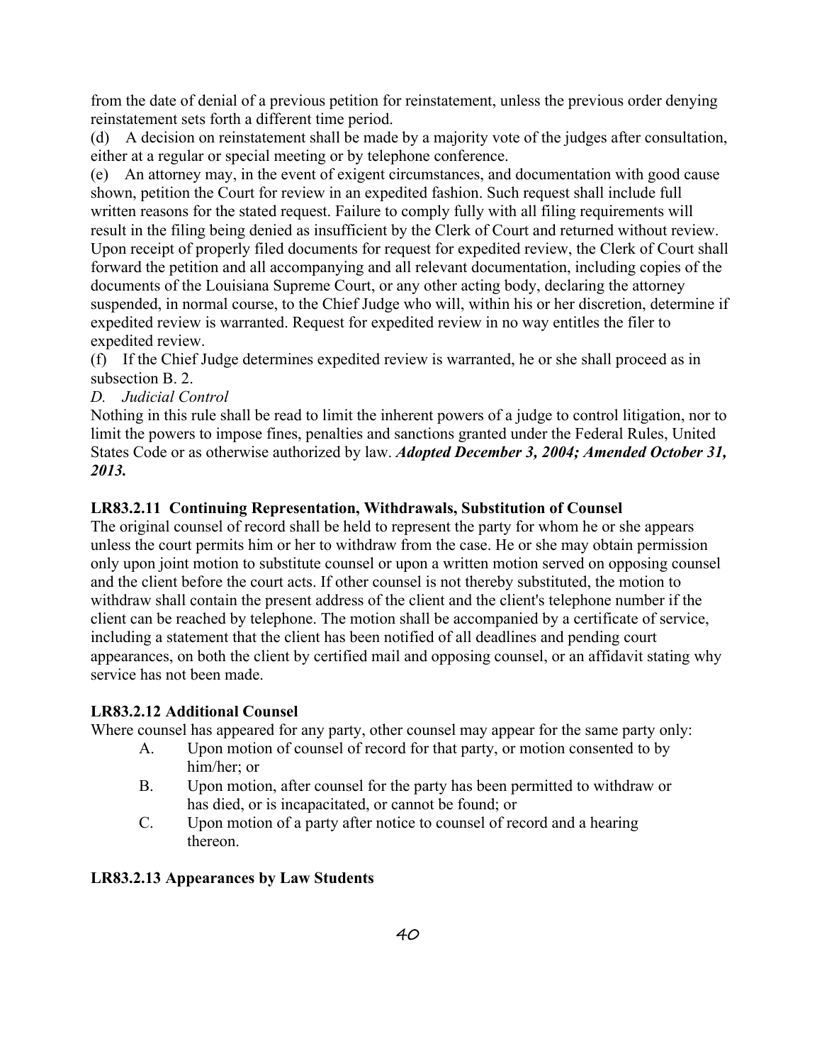from the date of denial of a previous petition for reinstatement, unless the previous order denying reinstatement sets forth a different time period.

(d) A decision on reinstatement shall be made by a majority vote of the judges after consultation, either at a regular or special meeting or by telephone conference.

(e) An attorney may, in the event of exigent circumstances, and documentation with good cause shown, petition the Court for review in an expedited fashion. Such request shall include full written reasons for the stated request. Failure to comply fully with all filing requirements will result in the filing being denied as insufficient by the Clerk of Court and returned without review. Upon receipt of properly filed documents for request for expedited review, the Clerk of Court shall forward the petition and all accompanying and all relevant documentation, including copies of the documents of the Louisiana Supreme Court, or any other acting body, declaring the attorney suspended, in normal course, to the Chief Judge who will, within his or her discretion, determine if expedited review is warranted. Request for expedited review in no way entitles the filer to expedited review.

(f) If the Chief Judge determines expedited review is warranted, he or she shall proceed as in subsection B. 2.

*D. Judicial Control*

Nothing in this rule shall be read to limit the inherent powers of a judge to control litigation, nor to limit the powers to impose fines, penalties and sanctions granted under the Federal Rules, United States Code or as otherwise authorized by law. ***Adopted December 3, 2004; Amended October 31, 2013.***

**LR83.2.11 Continuing Representation, Withdrawals, Substitution of Counsel**

The original counsel of record shall be held to represent the party for whom he or she appears unless the court permits him or her to withdraw from the case. He or she may obtain permission only upon joint motion to substitute counsel or upon a written motion served on opposing counsel and the client before the court acts. If other counsel is not thereby substituted, the motion to withdraw shall contain the present address of the client and the client's telephone number if the client can be reached by telephone. The motion shall be accompanied by a certificate of service, including a statement that the client has been notified of all deadlines and pending court appearances, on both the client by certified mail and opposing counsel, or an affidavit stating why service has not been made.

**LR83.2.12 Additional Counsel**

Where counsel has appeared for any party, other counsel may appear for the same party only:

A. Upon motion of counsel of record for that party, or motion consented to by him/her; or

B. Upon motion, after counsel for the party has been permitted to withdraw or has died, or is incapacitated, or cannot be found; or

C. Upon motion of a party after notice to counsel of record and a hearing thereon.

**LR83.2.13 Appearances by Law Students**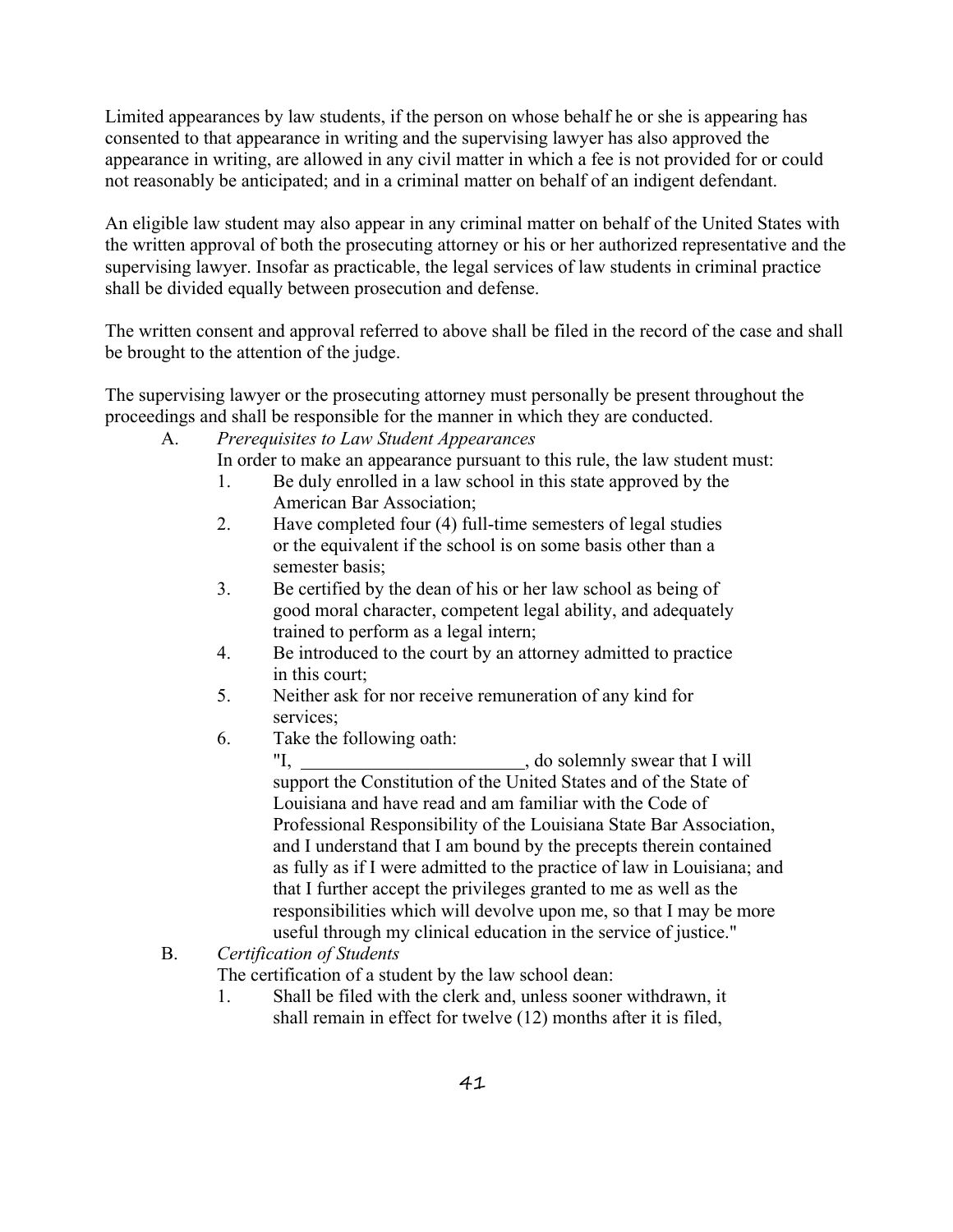Limited appearances by law students, if the person on whose behalf he or she is appearing has consented to that appearance in writing and the supervising lawyer has also approved the appearance in writing, are allowed in any civil matter in which a fee is not provided for or could not reasonably be anticipated; and in a criminal matter on behalf of an indigent defendant.

An eligible law student may also appear in any criminal matter on behalf of the United States with the written approval of both the prosecuting attorney or his or her authorized representative and the supervising lawyer. Insofar as practicable, the legal services of law students in criminal practice shall be divided equally between prosecution and defense.

The written consent and approval referred to above shall be filed in the record of the case and shall be brought to the attention of the judge.

The supervising lawyer or the prosecuting attorney must personally be present throughout the proceedings and shall be responsible for the manner in which they are conducted.

A. *Prerequisites to Law Student Appearances*

   In order to make an appearance pursuant to this rule, the law student must:

   1. Be duly enrolled in a law school in this state approved by the American Bar Association;
   2. Have completed four (4) full-time semesters of legal studies or the equivalent if the school is on some basis other than a semester basis;
   3. Be certified by the dean of his or her law school as being of good moral character, competent legal ability, and adequately trained to perform as a legal intern;
   4. Be introduced to the court by an attorney admitted to practice in this court;
   5. Neither ask for nor receive remuneration of any kind for services;
   6. Take the following oath:

      "I, ________________________, do solemnly swear that I will support the Constitution of the United States and of the State of Louisiana and have read and am familiar with the Code of Professional Responsibility of the Louisiana State Bar Association, and I understand that I am bound by the precepts therein contained as fully as if I were admitted to the practice of law in Louisiana; and that I further accept the privileges granted to me as well as the responsibilities which will devolve upon me, so that I may be more useful through my clinical education in the service of justice."

B. *Certification of Students*

   The certification of a student by the law school dean:

   1. Shall be filed with the clerk and, unless sooner withdrawn, it shall remain in effect for twelve (12) months after it is filed,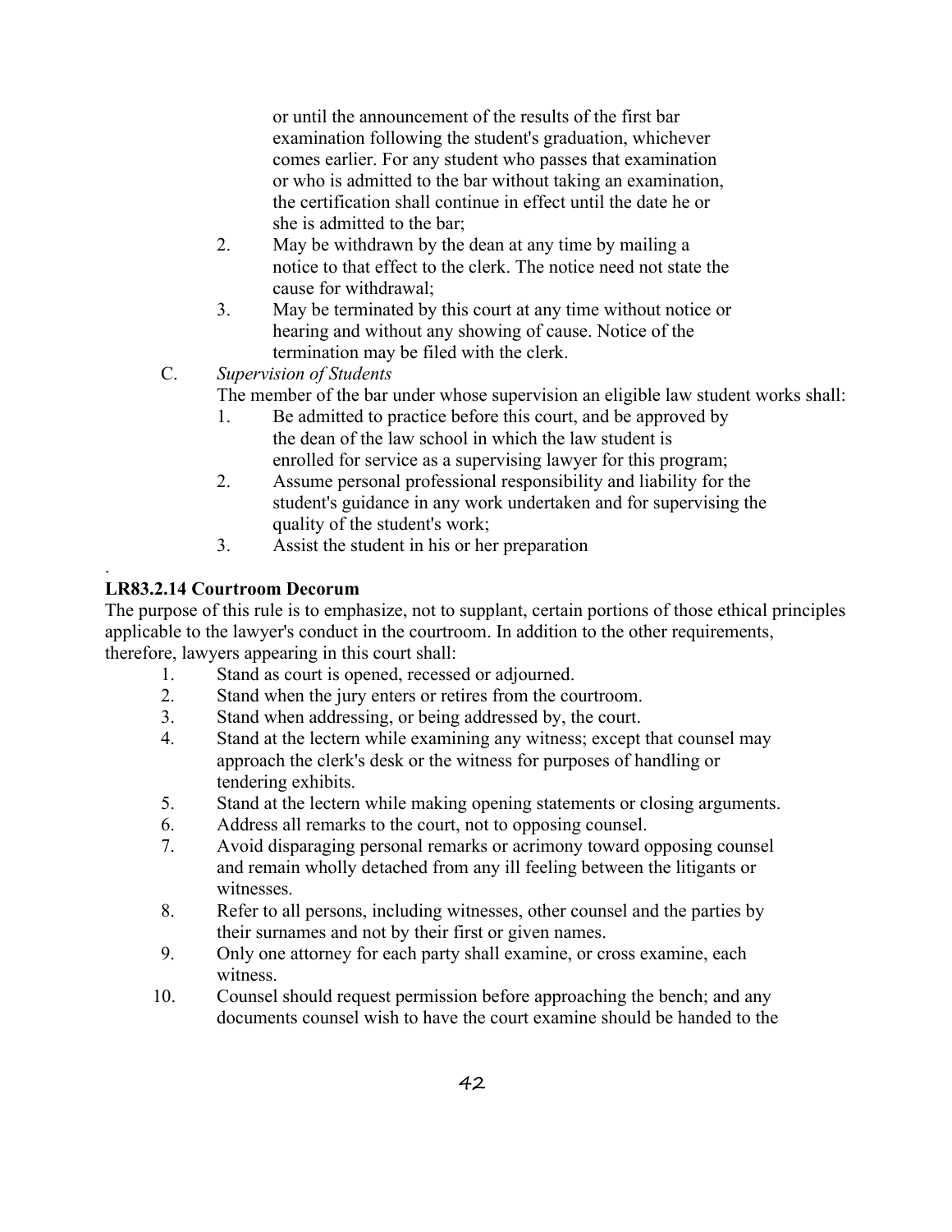or until the announcement of the results of the first bar examination following the student's graduation, whichever comes earlier. For any student who passes that examination or who is admitted to the bar without taking an examination, the certification shall continue in effect until the date he or she is admitted to the bar;

2. May be withdrawn by the dean at any time by mailing a notice to that effect to the clerk. The notice need not state the cause for withdrawal;
3. May be terminated by this court at any time without notice or hearing and without any showing of cause. Notice of the termination may be filed with the clerk.

C. *Supervision of Students*

The member of the bar under whose supervision an eligible law student works shall:

1. Be admitted to practice before this court, and be approved by the dean of the law school in which the law student is enrolled for service as a supervising lawyer for this program;
2. Assume personal professional responsibility and liability for the student's guidance in any work undertaken and for supervising the quality of the student's work;
3. Assist the student in his or her preparation

.

**LR83.2.14 Courtroom Decorum**

The purpose of this rule is to emphasize, not to supplant, certain portions of those ethical principles applicable to the lawyer's conduct in the courtroom. In addition to the other requirements, therefore, lawyers appearing in this court shall:

1. Stand as court is opened, recessed or adjourned.
2. Stand when the jury enters or retires from the courtroom.
3. Stand when addressing, or being addressed by, the court.
4. Stand at the lectern while examining any witness; except that counsel may approach the clerk's desk or the witness for purposes of handling or tendering exhibits.
5. Stand at the lectern while making opening statements or closing arguments.
6. Address all remarks to the court, not to opposing counsel.
7. Avoid disparaging personal remarks or acrimony toward opposing counsel and remain wholly detached from any ill feeling between the litigants or witnesses.
8. Refer to all persons, including witnesses, other counsel and the parties by their surnames and not by their first or given names.
9. Only one attorney for each party shall examine, or cross examine, each witness.
10. Counsel should request permission before approaching the bench; and any documents counsel wish to have the court examine should be handed to the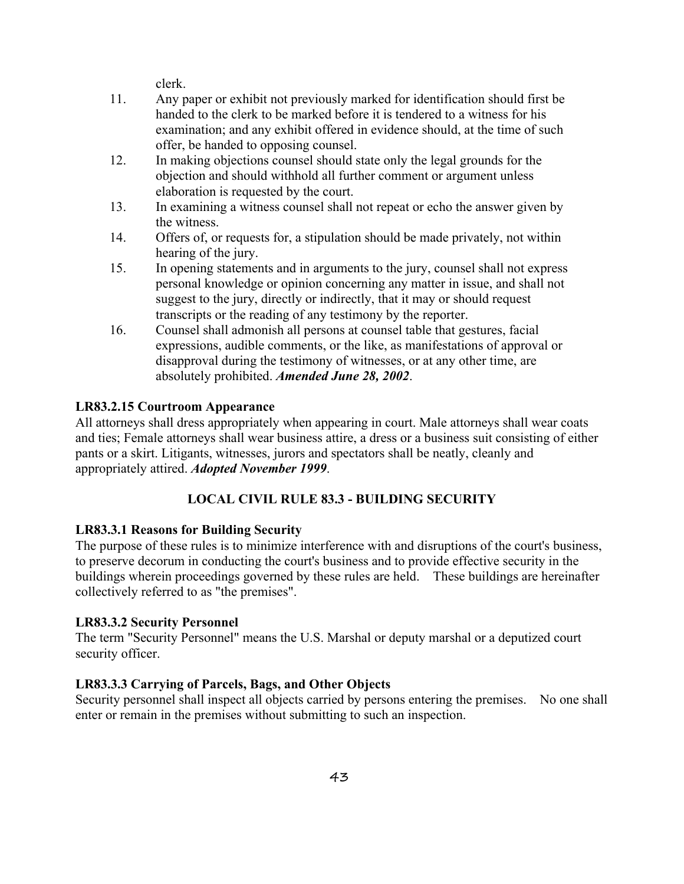clerk.

11. Any paper or exhibit not previously marked for identification should first be handed to the clerk to be marked before it is tendered to a witness for his examination; and any exhibit offered in evidence should, at the time of such offer, be handed to opposing counsel.
12. In making objections counsel should state only the legal grounds for the objection and should withhold all further comment or argument unless elaboration is requested by the court.
13. In examining a witness counsel shall not repeat or echo the answer given by the witness.
14. Offers of, or requests for, a stipulation should be made privately, not within hearing of the jury.
15. In opening statements and in arguments to the jury, counsel shall not express personal knowledge or opinion concerning any matter in issue, and shall not suggest to the jury, directly or indirectly, that it may or should request transcripts or the reading of any testimony by the reporter.
16. Counsel shall admonish all persons at counsel table that gestures, facial expressions, audible comments, or the like, as manifestations of approval or disapproval during the testimony of witnesses, or at any other time, are absolutely prohibited. ***Amended June 28, 2002***.

**LR83.2.15 Courtroom Appearance**

All attorneys shall dress appropriately when appearing in court. Male attorneys shall wear coats and ties; Female attorneys shall wear business attire, a dress or a business suit consisting of either pants or a skirt. Litigants, witnesses, jurors and spectators shall be neatly, cleanly and appropriately attired. ***Adopted November 1999***.

## LOCAL CIVIL RULE 83.3 - BUILDING SECURITY

**LR83.3.1 Reasons for Building Security**

The purpose of these rules is to minimize interference with and disruptions of the court's business, to preserve decorum in conducting the court's business and to provide effective security in the buildings wherein proceedings governed by these rules are held. These buildings are hereinafter collectively referred to as "the premises".

**LR83.3.2 Security Personnel**

The term "Security Personnel" means the U.S. Marshal or deputy marshal or a deputized court security officer.

**LR83.3.3 Carrying of Parcels, Bags, and Other Objects**

Security personnel shall inspect all objects carried by persons entering the premises. No one shall enter or remain in the premises without submitting to such an inspection.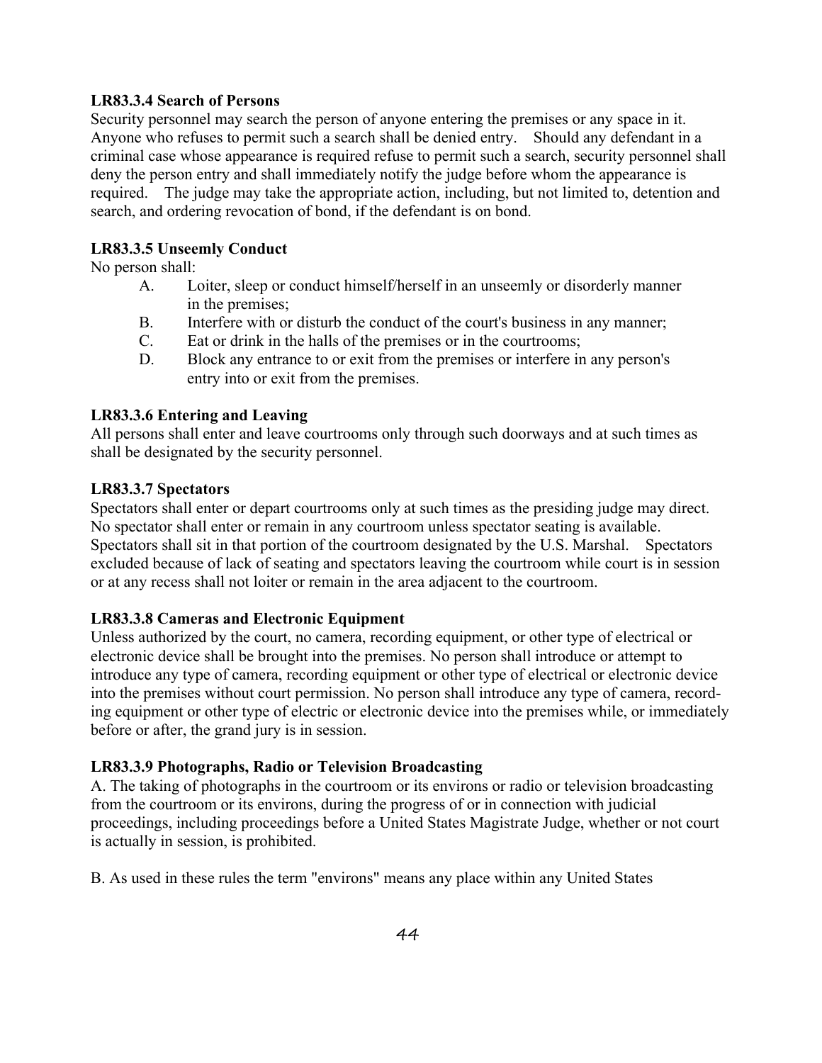**LR83.3.4 Search of Persons**

Security personnel may search the person of anyone entering the premises or any space in it. Anyone who refuses to permit such a search shall be denied entry. Should any defendant in a criminal case whose appearance is required refuse to permit such a search, security personnel shall deny the person entry and shall immediately notify the judge before whom the appearance is required. The judge may take the appropriate action, including, but not limited to, detention and search, and ordering revocation of bond, if the defendant is on bond.

**LR83.3.5 Unseemly Conduct**

No person shall:

A. Loiter, sleep or conduct himself/herself in an unseemly or disorderly manner in the premises;

B. Interfere with or disturb the conduct of the court's business in any manner;

C. Eat or drink in the halls of the premises or in the courtrooms;

D. Block any entrance to or exit from the premises or interfere in any person's entry into or exit from the premises.

**LR83.3.6 Entering and Leaving**

All persons shall enter and leave courtrooms only through such doorways and at such times as shall be designated by the security personnel.

**LR83.3.7 Spectators**

Spectators shall enter or depart courtrooms only at such times as the presiding judge may direct. No spectator shall enter or remain in any courtroom unless spectator seating is available. Spectators shall sit in that portion of the courtroom designated by the U.S. Marshal. Spectators excluded because of lack of seating and spectators leaving the courtroom while court is in session or at any recess shall not loiter or remain in the area adjacent to the courtroom.

**LR83.3.8 Cameras and Electronic Equipment**

Unless authorized by the court, no camera, recording equipment, or other type of electrical or electronic device shall be brought into the premises. No person shall introduce or attempt to introduce any type of camera, recording equipment or other type of electrical or electronic device into the premises without court permission. No person shall introduce any type of camera, recording equipment or other type of electric or electronic device into the premises while, or immediately before or after, the grand jury is in session.

**LR83.3.9 Photographs, Radio or Television Broadcasting**

A. The taking of photographs in the courtroom or its environs or radio or television broadcasting from the courtroom or its environs, during the progress of or in connection with judicial proceedings, including proceedings before a United States Magistrate Judge, whether or not court is actually in session, is prohibited.

B. As used in these rules the term "environs" means any place within any United States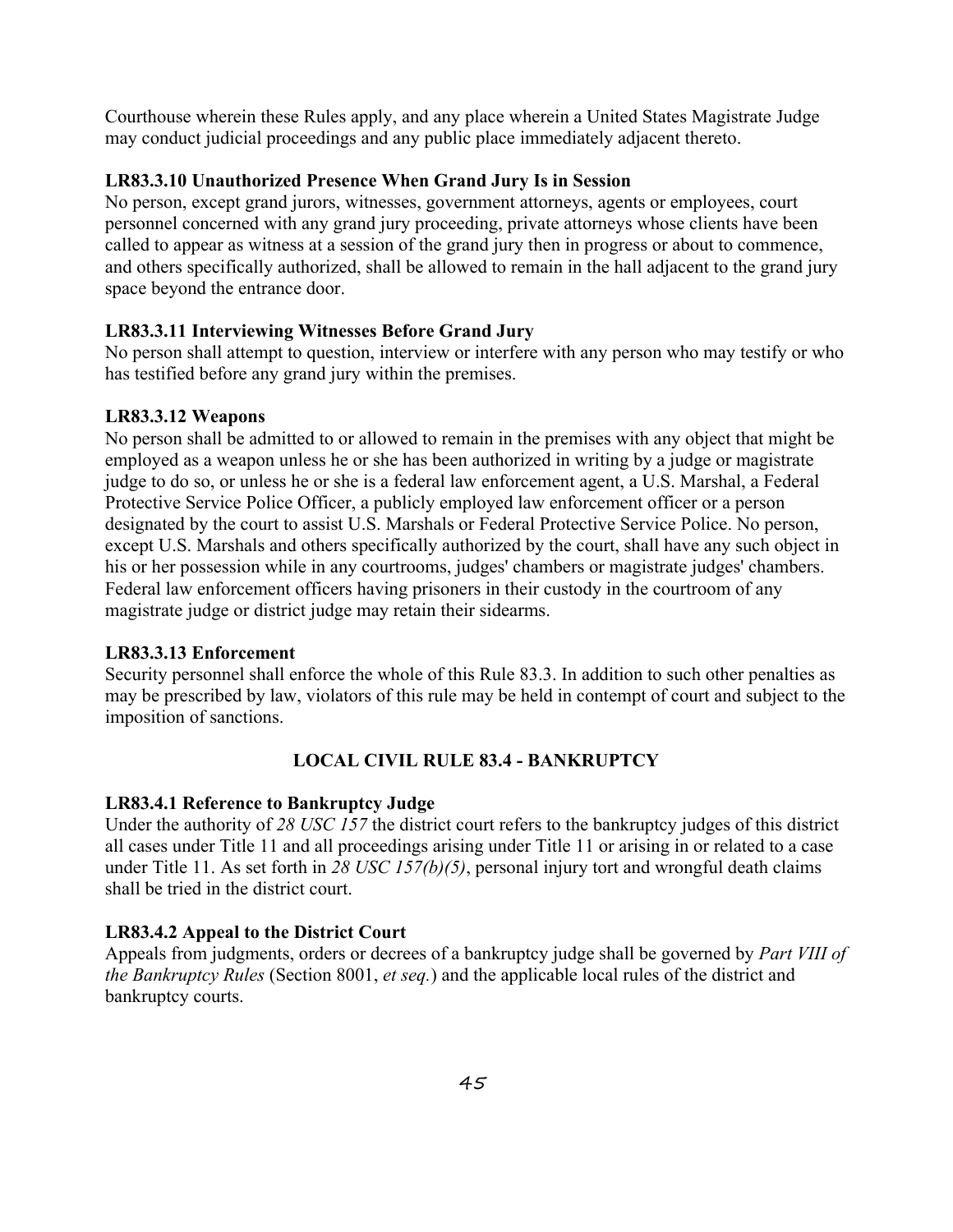Courthouse wherein these Rules apply, and any place wherein a United States Magistrate Judge may conduct judicial proceedings and any public place immediately adjacent thereto.

**LR83.3.10 Unauthorized Presence When Grand Jury Is in Session**

No person, except grand jurors, witnesses, government attorneys, agents or employees, court personnel concerned with any grand jury proceeding, private attorneys whose clients have been called to appear as witness at a session of the grand jury then in progress or about to commence, and others specifically authorized, shall be allowed to remain in the hall adjacent to the grand jury space beyond the entrance door.

**LR83.3.11 Interviewing Witnesses Before Grand Jury**

No person shall attempt to question, interview or interfere with any person who may testify or who has testified before any grand jury within the premises.

**LR83.3.12 Weapons**

No person shall be admitted to or allowed to remain in the premises with any object that might be employed as a weapon unless he or she has been authorized in writing by a judge or magistrate judge to do so, or unless he or she is a federal law enforcement agent, a U.S. Marshal, a Federal Protective Service Police Officer, a publicly employed law enforcement officer or a person designated by the court to assist U.S. Marshals or Federal Protective Service Police. No person, except U.S. Marshals and others specifically authorized by the court, shall have any such object in his or her possession while in any courtrooms, judges' chambers or magistrate judges' chambers. Federal law enforcement officers having prisoners in their custody in the courtroom of any magistrate judge or district judge may retain their sidearms.

**LR83.3.13 Enforcement**

Security personnel shall enforce the whole of this Rule 83.3. In addition to such other penalties as may be prescribed by law, violators of this rule may be held in contempt of court and subject to the imposition of sanctions.

## LOCAL CIVIL RULE 83.4 - BANKRUPTCY

**LR83.4.1 Reference to Bankruptcy Judge**

Under the authority of *28 USC 157* the district court refers to the bankruptcy judges of this district all cases under Title 11 and all proceedings arising under Title 11 or arising in or related to a case under Title 11. As set forth in *28 USC 157(b)(5)*, personal injury tort and wrongful death claims shall be tried in the district court.

**LR83.4.2 Appeal to the District Court**

Appeals from judgments, orders or decrees of a bankruptcy judge shall be governed by *Part VIII of the Bankruptcy Rules* (Section 8001, *et seq.*) and the applicable local rules of the district and bankruptcy courts.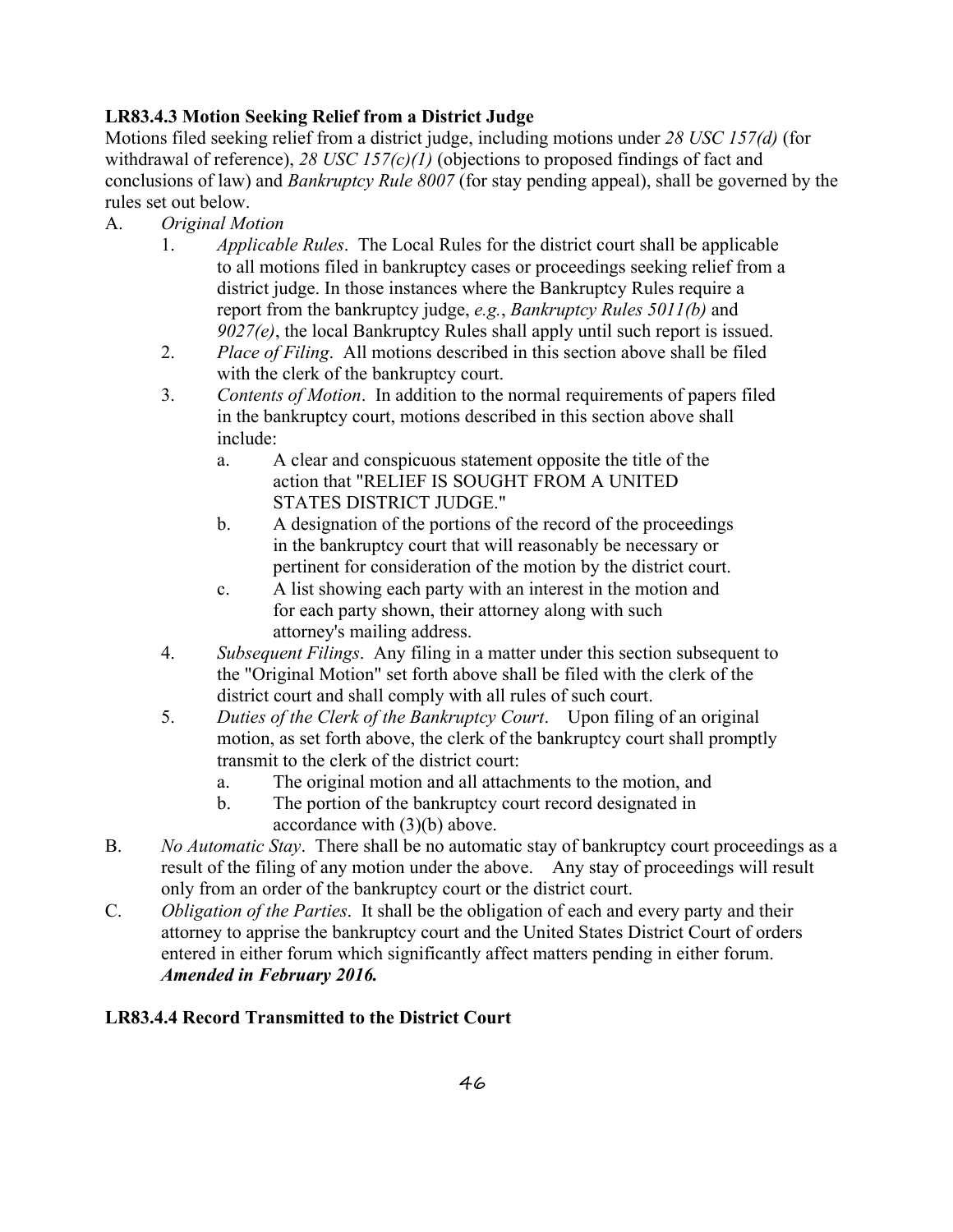**LR83.4.3 Motion Seeking Relief from a District Judge**

Motions filed seeking relief from a district judge, including motions under *28 USC 157(d)* (for withdrawal of reference), *28 USC 157(c)(1)* (objections to proposed findings of fact and conclusions of law) and *Bankruptcy Rule 8007* (for stay pending appeal), shall be governed by the rules set out below.

A. *Original Motion*

1. *Applicable Rules*. The Local Rules for the district court shall be applicable to all motions filed in bankruptcy cases or proceedings seeking relief from a district judge. In those instances where the Bankruptcy Rules require a report from the bankruptcy judge, *e.g.*, *Bankruptcy Rules 5011(b)* and *9027(e)*, the local Bankruptcy Rules shall apply until such report is issued.
2. *Place of Filing*. All motions described in this section above shall be filed with the clerk of the bankruptcy court.
3. *Contents of Motion*. In addition to the normal requirements of papers filed in the bankruptcy court, motions described in this section above shall include:
   a. A clear and conspicuous statement opposite the title of the action that "RELIEF IS SOUGHT FROM A UNITED STATES DISTRICT JUDGE."
   b. A designation of the portions of the record of the proceedings in the bankruptcy court that will reasonably be necessary or pertinent for consideration of the motion by the district court.
   c. A list showing each party with an interest in the motion and for each party shown, their attorney along with such attorney's mailing address.
4. *Subsequent Filings*. Any filing in a matter under this section subsequent to the "Original Motion" set forth above shall be filed with the clerk of the district court and shall comply with all rules of such court.
5. *Duties of the Clerk of the Bankruptcy Court*. Upon filing of an original motion, as set forth above, the clerk of the bankruptcy court shall promptly transmit to the clerk of the district court:
   a. The original motion and all attachments to the motion, and
   b. The portion of the bankruptcy court record designated in accordance with (3)(b) above.

B. *No Automatic Stay*. There shall be no automatic stay of bankruptcy court proceedings as a result of the filing of any motion under the above. Any stay of proceedings will result only from an order of the bankruptcy court or the district court.

C. *Obligation of the Parties*. It shall be the obligation of each and every party and their attorney to apprise the bankruptcy court and the United States District Court of orders entered in either forum which significantly affect matters pending in either forum.
***Amended in February 2016.***

**LR83.4.4 Record Transmitted to the District Court**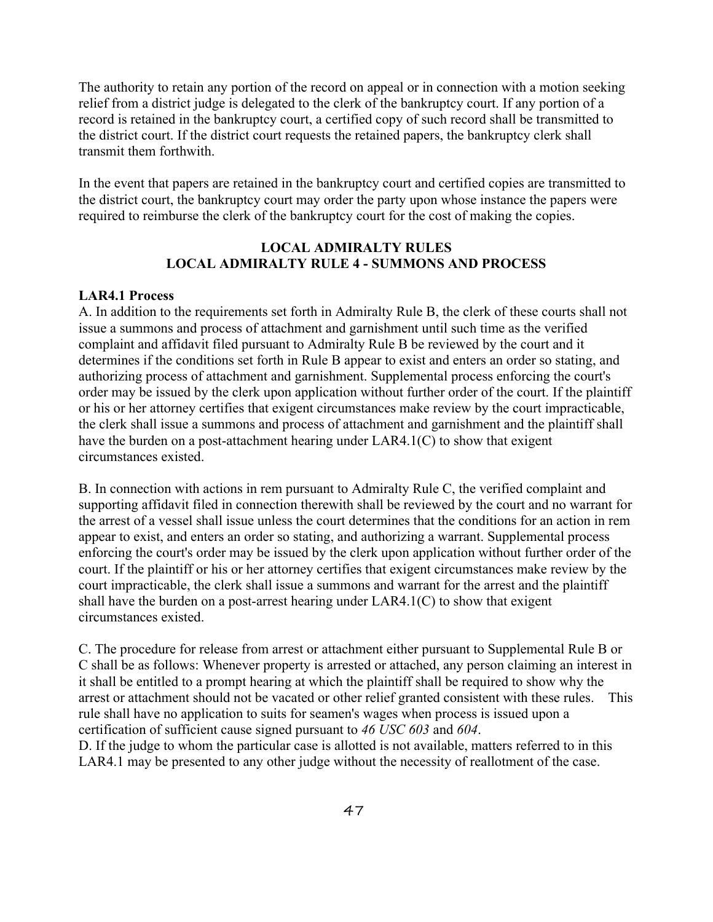The authority to retain any portion of the record on appeal or in connection with a motion seeking relief from a district judge is delegated to the clerk of the bankruptcy court. If any portion of a record is retained in the bankruptcy court, a certified copy of such record shall be transmitted to the district court. If the district court requests the retained papers, the bankruptcy clerk shall transmit them forthwith.

In the event that papers are retained in the bankruptcy court and certified copies are transmitted to the district court, the bankruptcy court may order the party upon whose instance the papers were required to reimburse the clerk of the bankruptcy court for the cost of making the copies.

## LOCAL ADMIRALTY RULES
## LOCAL ADMIRALTY RULE 4 - SUMMONS AND PROCESS

**LAR4.1 Process**

A. In addition to the requirements set forth in Admiralty Rule B, the clerk of these courts shall not issue a summons and process of attachment and garnishment until such time as the verified complaint and affidavit filed pursuant to Admiralty Rule B be reviewed by the court and it determines if the conditions set forth in Rule B appear to exist and enters an order so stating, and authorizing process of attachment and garnishment. Supplemental process enforcing the court's order may be issued by the clerk upon application without further order of the court. If the plaintiff or his or her attorney certifies that exigent circumstances make review by the court impracticable, the clerk shall issue a summons and process of attachment and garnishment and the plaintiff shall have the burden on a post-attachment hearing under LAR4.1(C) to show that exigent circumstances existed.

B. In connection with actions in rem pursuant to Admiralty Rule C, the verified complaint and supporting affidavit filed in connection therewith shall be reviewed by the court and no warrant for the arrest of a vessel shall issue unless the court determines that the conditions for an action in rem appear to exist, and enters an order so stating, and authorizing a warrant. Supplemental process enforcing the court's order may be issued by the clerk upon application without further order of the court. If the plaintiff or his or her attorney certifies that exigent circumstances make review by the court impracticable, the clerk shall issue a summons and warrant for the arrest and the plaintiff shall have the burden on a post-arrest hearing under LAR4.1(C) to show that exigent circumstances existed.

C. The procedure for release from arrest or attachment either pursuant to Supplemental Rule B or C shall be as follows: Whenever property is arrested or attached, any person claiming an interest in it shall be entitled to a prompt hearing at which the plaintiff shall be required to show why the arrest or attachment should not be vacated or other relief granted consistent with these rules. This rule shall have no application to suits for seamen's wages when process is issued upon a certification of sufficient cause signed pursuant to *46 USC 603* and *604*.

D. If the judge to whom the particular case is allotted is not available, matters referred to in this LAR4.1 may be presented to any other judge without the necessity of reallotment of the case.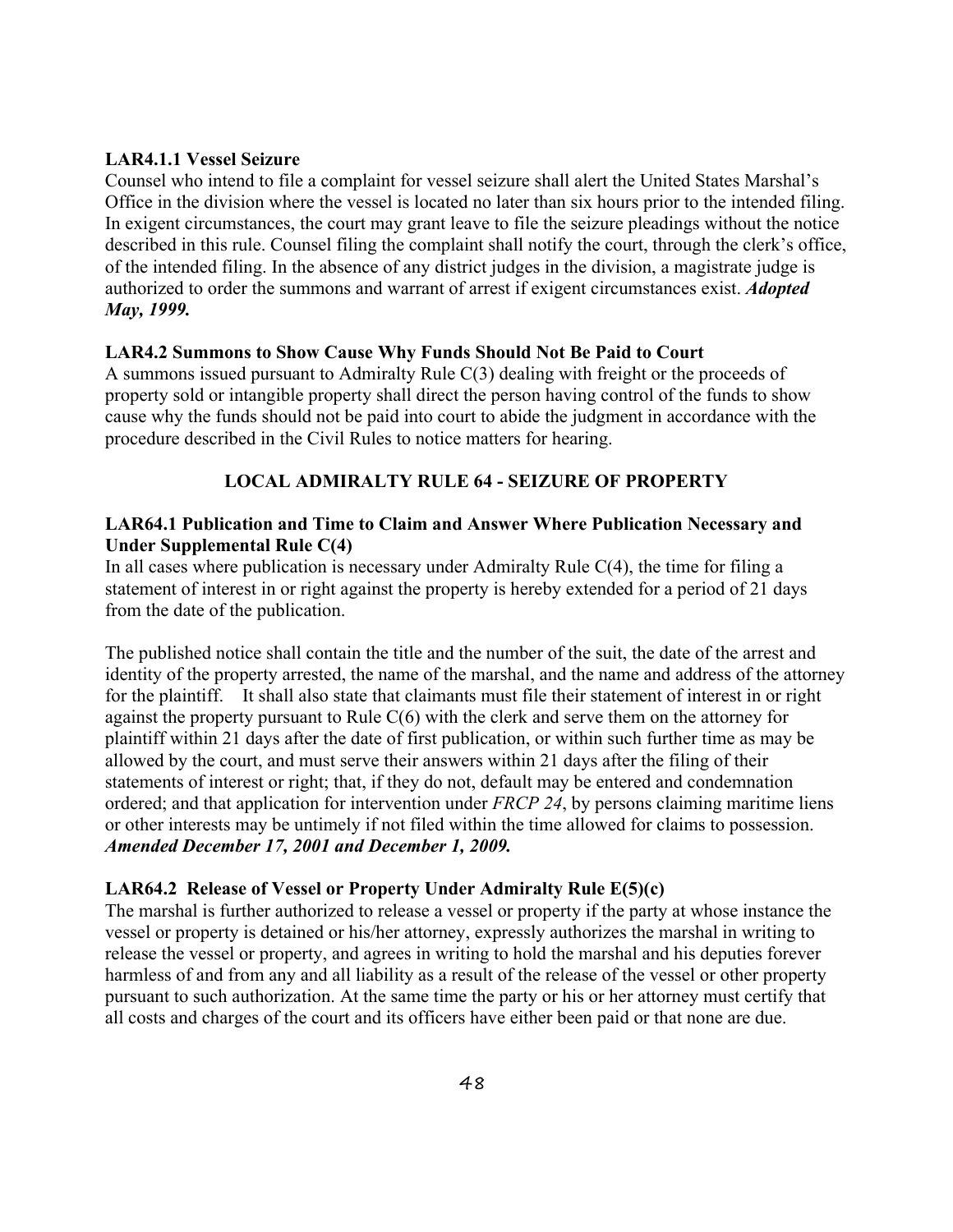**LAR4.1.1 Vessel Seizure**

Counsel who intend to file a complaint for vessel seizure shall alert the United States Marshal's Office in the division where the vessel is located no later than six hours prior to the intended filing. In exigent circumstances, the court may grant leave to file the seizure pleadings without the notice described in this rule. Counsel filing the complaint shall notify the court, through the clerk's office, of the intended filing. In the absence of any district judges in the division, a magistrate judge is authorized to order the summons and warrant of arrest if exigent circumstances exist. ***Adopted May, 1999.***

**LAR4.2 Summons to Show Cause Why Funds Should Not Be Paid to Court**

A summons issued pursuant to Admiralty Rule C(3) dealing with freight or the proceeds of property sold or intangible property shall direct the person having control of the funds to show cause why the funds should not be paid into court to abide the judgment in accordance with the procedure described in the Civil Rules to notice matters for hearing.

## LOCAL ADMIRALTY RULE 64 - SEIZURE OF PROPERTY

**LAR64.1 Publication and Time to Claim and Answer Where Publication Necessary and Under Supplemental Rule C(4)**

In all cases where publication is necessary under Admiralty Rule C(4), the time for filing a statement of interest in or right against the property is hereby extended for a period of 21 days from the date of the publication.

The published notice shall contain the title and the number of the suit, the date of the arrest and identity of the property arrested, the name of the marshal, and the name and address of the attorney for the plaintiff. It shall also state that claimants must file their statement of interest in or right against the property pursuant to Rule C(6) with the clerk and serve them on the attorney for plaintiff within 21 days after the date of first publication, or within such further time as may be allowed by the court, and must serve their answers within 21 days after the filing of their statements of interest or right; that, if they do not, default may be entered and condemnation ordered; and that application for intervention under *FRCP 24*, by persons claiming maritime liens or other interests may be untimely if not filed within the time allowed for claims to possession. ***Amended December 17, 2001 and December 1, 2009.***

**LAR64.2 Release of Vessel or Property Under Admiralty Rule E(5)(c)**

The marshal is further authorized to release a vessel or property if the party at whose instance the vessel or property is detained or his/her attorney, expressly authorizes the marshal in writing to release the vessel or property, and agrees in writing to hold the marshal and his deputies forever harmless of and from any and all liability as a result of the release of the vessel or other property pursuant to such authorization. At the same time the party or his or her attorney must certify that all costs and charges of the court and its officers have either been paid or that none are due.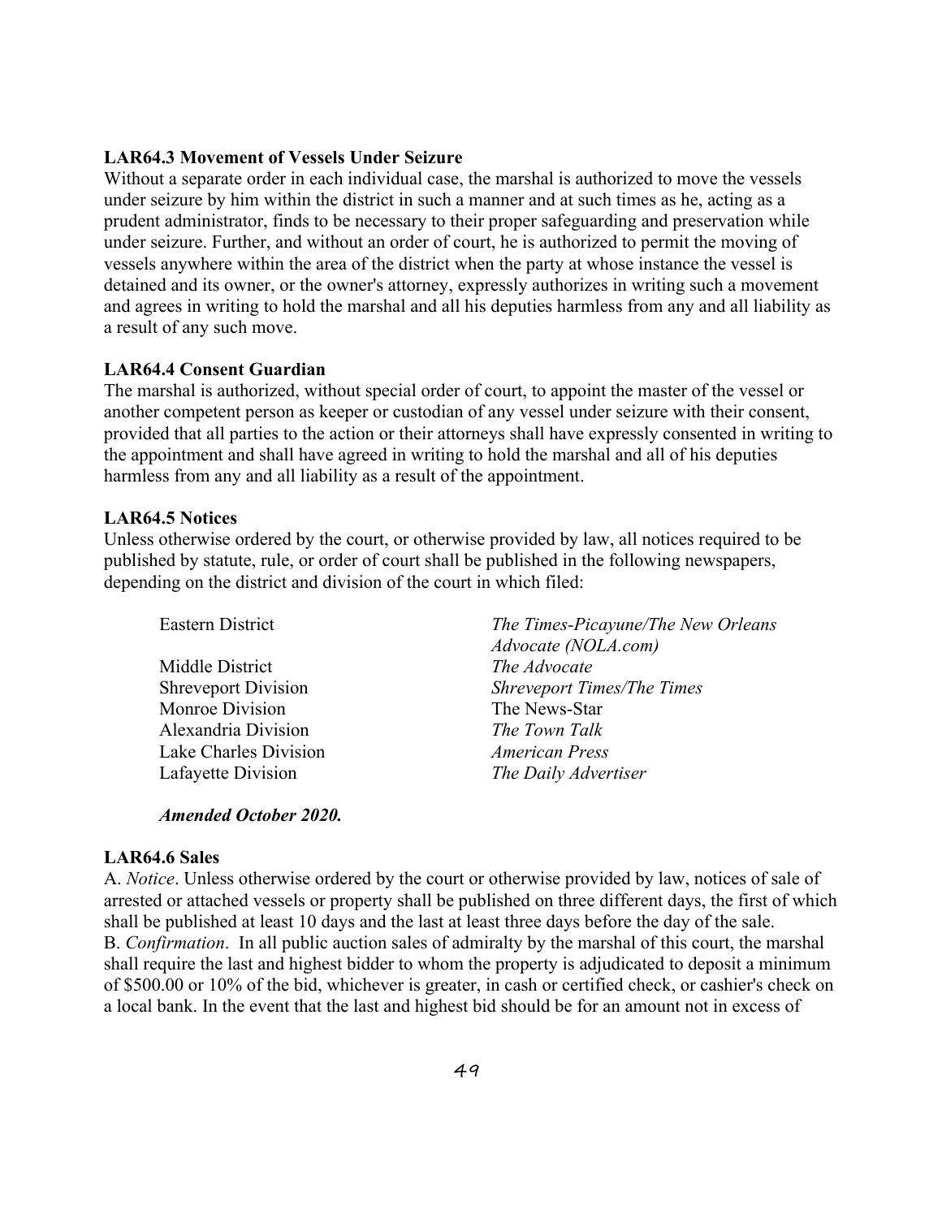**LAR64.3 Movement of Vessels Under Seizure**

Without a separate order in each individual case, the marshal is authorized to move the vessels under seizure by him within the district in such a manner and at such times as he, acting as a prudent administrator, finds to be necessary to their proper safeguarding and preservation while under seizure. Further, and without an order of court, he is authorized to permit the moving of vessels anywhere within the area of the district when the party at whose instance the vessel is detained and its owner, or the owner's attorney, expressly authorizes in writing such a movement and agrees in writing to hold the marshal and all his deputies harmless from any and all liability as a result of any such move.

**LAR64.4 Consent Guardian**

The marshal is authorized, without special order of court, to appoint the master of the vessel or another competent person as keeper or custodian of any vessel under seizure with their consent, provided that all parties to the action or their attorneys shall have expressly consented in writing to the appointment and shall have agreed in writing to hold the marshal and all of his deputies harmless from any and all liability as a result of the appointment.

**LAR64.5 Notices**

Unless otherwise ordered by the court, or otherwise provided by law, all notices required to be published by statute, rule, or order of court shall be published in the following newspapers, depending on the district and division of the court in which filed:

| | |
|---|---|
| Eastern District | *The Times-Picayune/The New Orleans Advocate (NOLA.com)* |
| Middle District | *The Advocate* |
| Shreveport Division | *Shreveport Times/The Times* |
| Monroe Division | The News-Star |
| Alexandria Division | *The Town Talk* |
| Lake Charles Division | *American Press* |
| Lafayette Division | *The Daily Advertiser* |

***Amended October 2020.***

**LAR64.6 Sales**

A. *Notice*. Unless otherwise ordered by the court or otherwise provided by law, notices of sale of arrested or attached vessels or property shall be published on three different days, the first of which shall be published at least 10 days and the last at least three days before the day of the sale.

B. *Confirmation*. In all public auction sales of admiralty by the marshal of this court, the marshal shall require the last and highest bidder to whom the property is adjudicated to deposit a minimum of $500.00 or 10% of the bid, whichever is greater, in cash or certified check, or cashier's check on a local bank. In the event that the last and highest bid should be for an amount not in excess of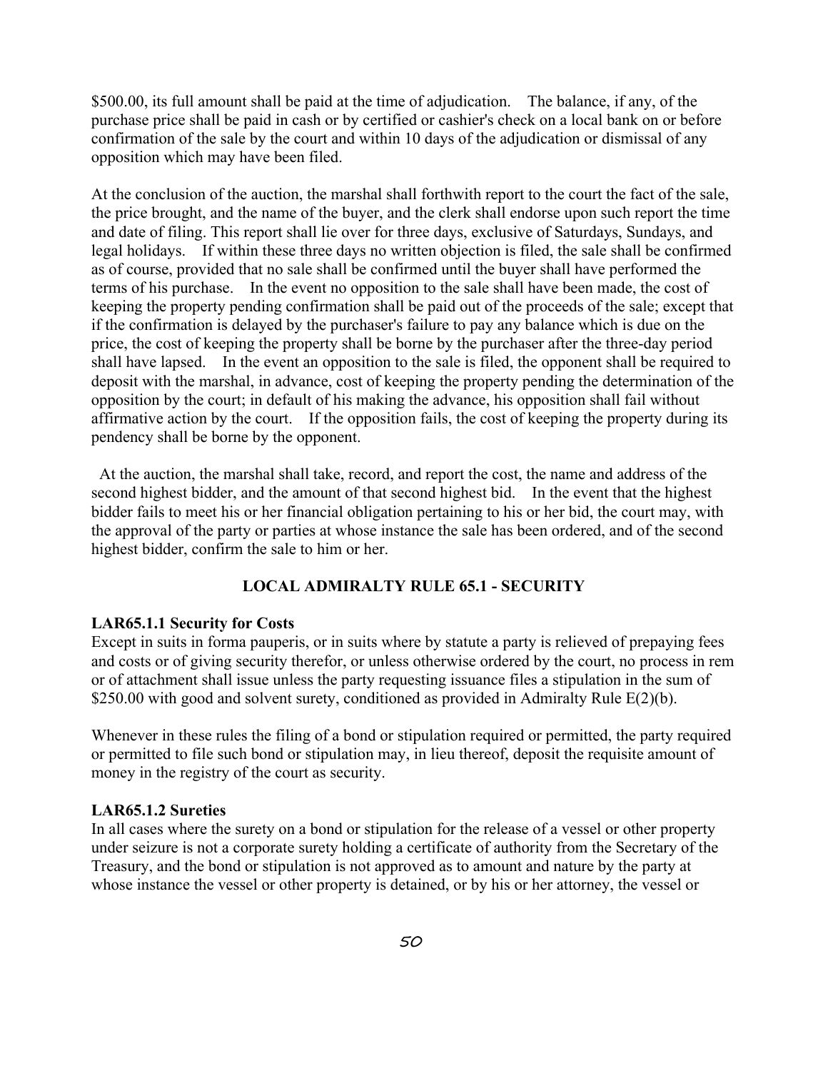$500.00, its full amount shall be paid at the time of adjudication. The balance, if any, of the purchase price shall be paid in cash or by certified or cashier's check on a local bank on or before confirmation of the sale by the court and within 10 days of the adjudication or dismissal of any opposition which may have been filed.

At the conclusion of the auction, the marshal shall forthwith report to the court the fact of the sale, the price brought, and the name of the buyer, and the clerk shall endorse upon such report the time and date of filing. This report shall lie over for three days, exclusive of Saturdays, Sundays, and legal holidays. If within these three days no written objection is filed, the sale shall be confirmed as of course, provided that no sale shall be confirmed until the buyer shall have performed the terms of his purchase. In the event no opposition to the sale shall have been made, the cost of keeping the property pending confirmation shall be paid out of the proceeds of the sale; except that if the confirmation is delayed by the purchaser's failure to pay any balance which is due on the price, the cost of keeping the property shall be borne by the purchaser after the three-day period shall have lapsed. In the event an opposition to the sale is filed, the opponent shall be required to deposit with the marshal, in advance, cost of keeping the property pending the determination of the opposition by the court; in default of his making the advance, his opposition shall fail without affirmative action by the court. If the opposition fails, the cost of keeping the property during its pendency shall be borne by the opponent.

At the auction, the marshal shall take, record, and report the cost, the name and address of the second highest bidder, and the amount of that second highest bid. In the event that the highest bidder fails to meet his or her financial obligation pertaining to his or her bid, the court may, with the approval of the party or parties at whose instance the sale has been ordered, and of the second highest bidder, confirm the sale to him or her.

## LOCAL ADMIRALTY RULE 65.1 - SECURITY

**LAR65.1.1 Security for Costs**

Except in suits in forma pauperis, or in suits where by statute a party is relieved of prepaying fees and costs or of giving security therefor, or unless otherwise ordered by the court, no process in rem or of attachment shall issue unless the party requesting issuance files a stipulation in the sum of $250.00 with good and solvent surety, conditioned as provided in Admiralty Rule E(2)(b).

Whenever in these rules the filing of a bond or stipulation required or permitted, the party required or permitted to file such bond or stipulation may, in lieu thereof, deposit the requisite amount of money in the registry of the court as security.

**LAR65.1.2 Sureties**

In all cases where the surety on a bond or stipulation for the release of a vessel or other property under seizure is not a corporate surety holding a certificate of authority from the Secretary of the Treasury, and the bond or stipulation is not approved as to amount and nature by the party at whose instance the vessel or other property is detained, or by his or her attorney, the vessel or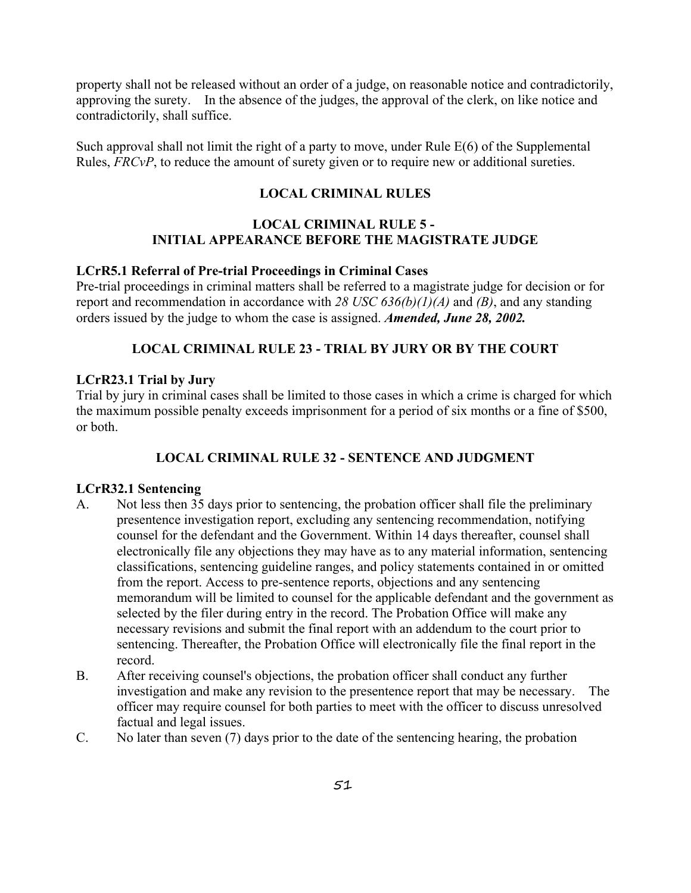property shall not be released without an order of a judge, on reasonable notice and contradictorily, approving the surety. In the absence of the judges, the approval of the clerk, on like notice and contradictorily, shall suffice.

Such approval shall not limit the right of a party to move, under Rule E(6) of the Supplemental Rules, *FRCvP*, to reduce the amount of surety given or to require new or additional sureties.

## LOCAL CRIMINAL RULES

### LOCAL CRIMINAL RULE 5 - INITIAL APPEARANCE BEFORE THE MAGISTRATE JUDGE

**LCrR5.1 Referral of Pre-trial Proceedings in Criminal Cases**
Pre-trial proceedings in criminal matters shall be referred to a magistrate judge for decision or for report and recommendation in accordance with *28 USC 636(b)(1)(A)* and *(B)*, and any standing orders issued by the judge to whom the case is assigned. ***Amended, June 28, 2002.***

### LOCAL CRIMINAL RULE 23 - TRIAL BY JURY OR BY THE COURT

**LCrR23.1 Trial by Jury**
Trial by jury in criminal cases shall be limited to those cases in which a crime is charged for which the maximum possible penalty exceeds imprisonment for a period of six months or a fine of $500, or both.

### LOCAL CRIMINAL RULE 32 - SENTENCE AND JUDGMENT

**LCrR32.1 Sentencing**

A. Not less then 35 days prior to sentencing, the probation officer shall file the preliminary presentence investigation report, excluding any sentencing recommendation, notifying counsel for the defendant and the Government. Within 14 days thereafter, counsel shall electronically file any objections they may have as to any material information, sentencing classifications, sentencing guideline ranges, and policy statements contained in or omitted from the report. Access to pre-sentence reports, objections and any sentencing memorandum will be limited to counsel for the applicable defendant and the government as selected by the filer during entry in the record. The Probation Office will make any necessary revisions and submit the final report with an addendum to the court prior to sentencing. Thereafter, the Probation Office will electronically file the final report in the record.

B. After receiving counsel's objections, the probation officer shall conduct any further investigation and make any revision to the presentence report that may be necessary. The officer may require counsel for both parties to meet with the officer to discuss unresolved factual and legal issues.

C. No later than seven (7) days prior to the date of the sentencing hearing, the probation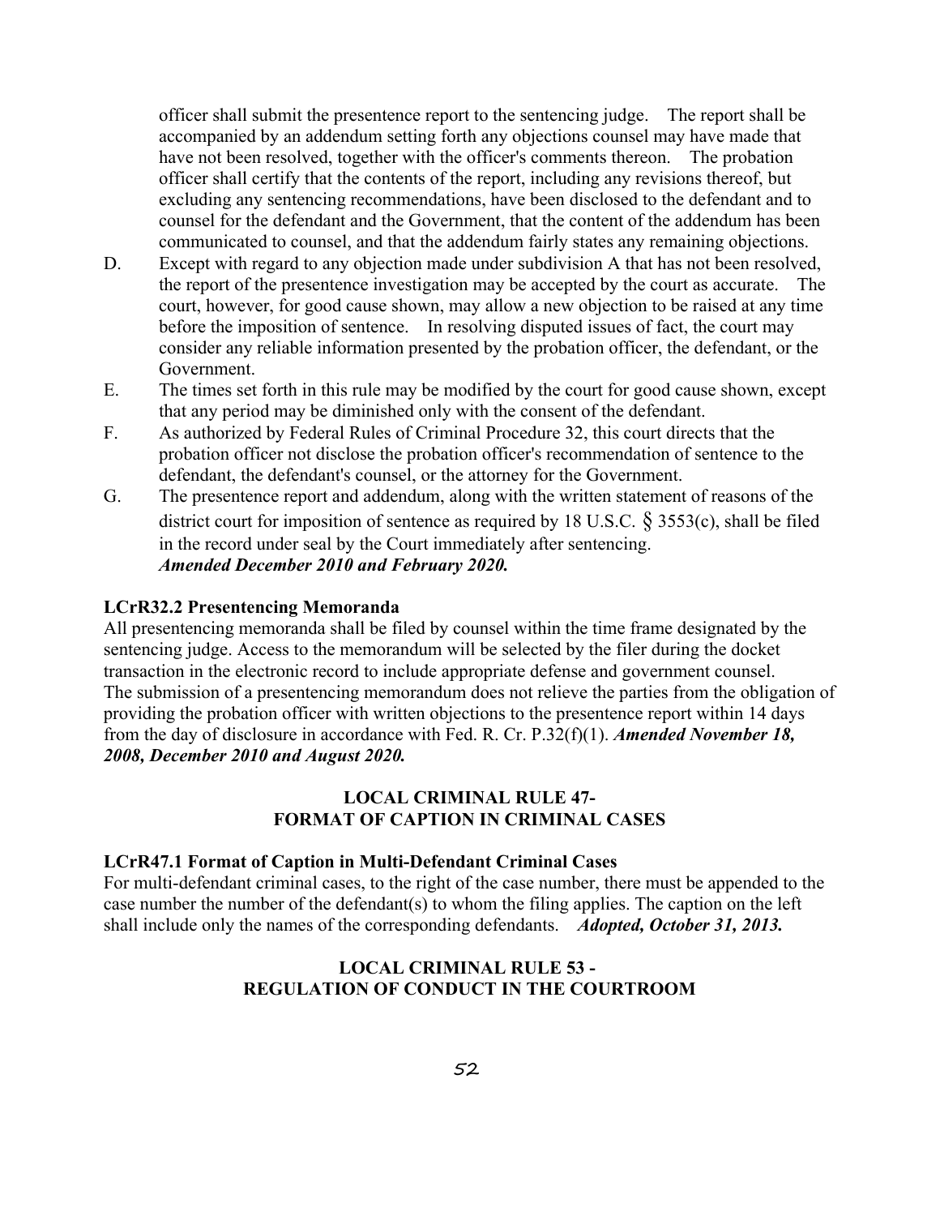officer shall submit the presentence report to the sentencing judge. The report shall be accompanied by an addendum setting forth any objections counsel may have made that have not been resolved, together with the officer's comments thereon. The probation officer shall certify that the contents of the report, including any revisions thereof, but excluding any sentencing recommendations, have been disclosed to the defendant and to counsel for the defendant and the Government, that the content of the addendum has been communicated to counsel, and that the addendum fairly states any remaining objections.

D. Except with regard to any objection made under subdivision A that has not been resolved, the report of the presentence investigation may be accepted by the court as accurate. The court, however, for good cause shown, may allow a new objection to be raised at any time before the imposition of sentence. In resolving disputed issues of fact, the court may consider any reliable information presented by the probation officer, the defendant, or the Government.

E. The times set forth in this rule may be modified by the court for good cause shown, except that any period may be diminished only with the consent of the defendant.

F. As authorized by Federal Rules of Criminal Procedure 32, this court directs that the probation officer not disclose the probation officer's recommendation of sentence to the defendant, the defendant's counsel, or the attorney for the Government.

G. The presentence report and addendum, along with the written statement of reasons of the district court for imposition of sentence as required by 18 U.S.C. § 3553(c), shall be filed in the record under seal by the Court immediately after sentencing.
***Amended December 2010 and February 2020.***

**LCrR32.2 Presentencing Memoranda**

All presentencing memoranda shall be filed by counsel within the time frame designated by the sentencing judge. Access to the memorandum will be selected by the filer during the docket transaction in the electronic record to include appropriate defense and government counsel. The submission of a presentencing memorandum does not relieve the parties from the obligation of providing the probation officer with written objections to the presentence report within 14 days from the day of disclosure in accordance with Fed. R. Cr. P.32(f)(1). ***Amended November 18, 2008, December 2010 and August 2020.***

## LOCAL CRIMINAL RULE 47- FORMAT OF CAPTION IN CRIMINAL CASES

**LCrR47.1 Format of Caption in Multi-Defendant Criminal Cases**

For multi-defendant criminal cases, to the right of the case number, there must be appended to the case number the number of the defendant(s) to whom the filing applies. The caption on the left shall include only the names of the corresponding defendants. ***Adopted, October 31, 2013.***

## LOCAL CRIMINAL RULE 53 - REGULATION OF CONDUCT IN THE COURTROOM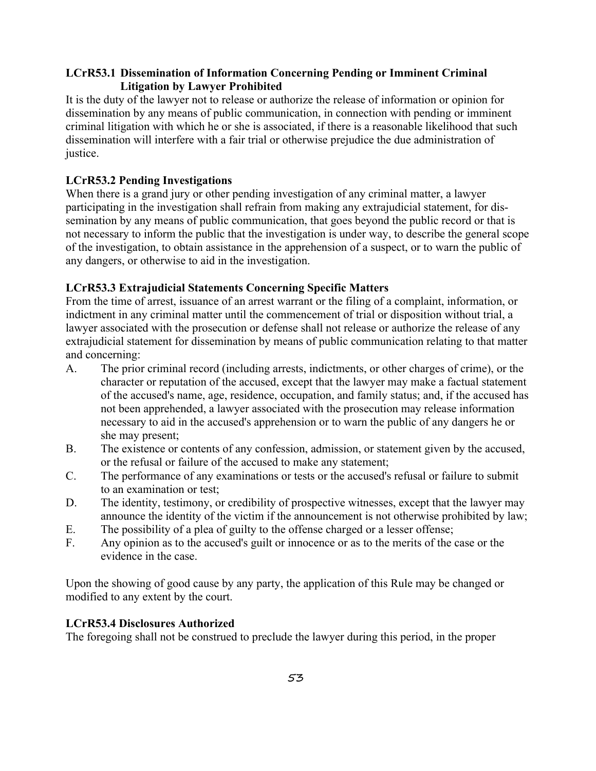### LCrR53.1 Dissemination of Information Concerning Pending or Imminent Criminal Litigation by Lawyer Prohibited

It is the duty of the lawyer not to release or authorize the release of information or opinion for dissemination by any means of public communication, in connection with pending or imminent criminal litigation with which he or she is associated, if there is a reasonable likelihood that such dissemination will interfere with a fair trial or otherwise prejudice the due administration of justice.

### LCrR53.2 Pending Investigations

When there is a grand jury or other pending investigation of any criminal matter, a lawyer participating in the investigation shall refrain from making any extrajudicial statement, for dissemination by any means of public communication, that goes beyond the public record or that is not necessary to inform the public that the investigation is under way, to describe the general scope of the investigation, to obtain assistance in the apprehension of a suspect, or to warn the public of any dangers, or otherwise to aid in the investigation.

### LCrR53.3 Extrajudicial Statements Concerning Specific Matters

From the time of arrest, issuance of an arrest warrant or the filing of a complaint, information, or indictment in any criminal matter until the commencement of trial or disposition without trial, a lawyer associated with the prosecution or defense shall not release or authorize the release of any extrajudicial statement for dissemination by means of public communication relating to that matter and concerning:

A. The prior criminal record (including arrests, indictments, or other charges of crime), or the character or reputation of the accused, except that the lawyer may make a factual statement of the accused's name, age, residence, occupation, and family status; and, if the accused has not been apprehended, a lawyer associated with the prosecution may release information necessary to aid in the accused's apprehension or to warn the public of any dangers he or she may present;

B. The existence or contents of any confession, admission, or statement given by the accused, or the refusal or failure of the accused to make any statement;

C. The performance of any examinations or tests or the accused's refusal or failure to submit to an examination or test;

D. The identity, testimony, or credibility of prospective witnesses, except that the lawyer may announce the identity of the victim if the announcement is not otherwise prohibited by law;

E. The possibility of a plea of guilty to the offense charged or a lesser offense;

F. Any opinion as to the accused's guilt or innocence or as to the merits of the case or the evidence in the case.

Upon the showing of good cause by any party, the application of this Rule may be changed or modified to any extent by the court.

### LCrR53.4 Disclosures Authorized

The foregoing shall not be construed to preclude the lawyer during this period, in the proper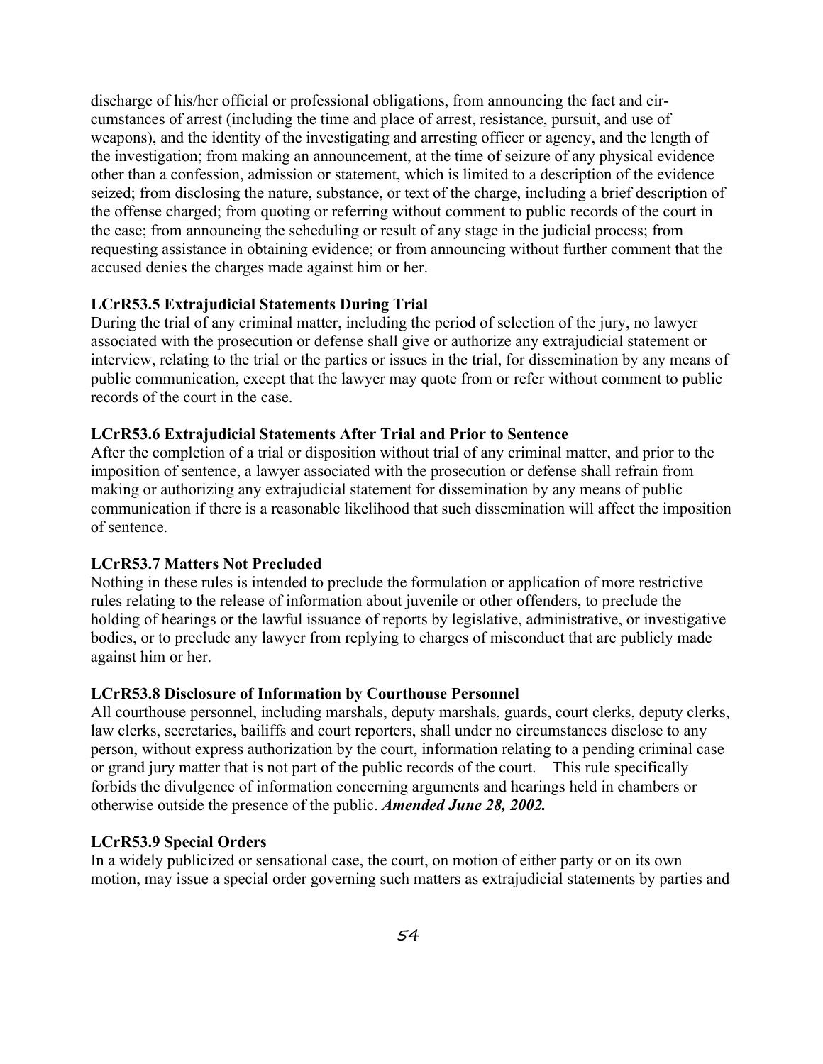discharge of his/her official or professional obligations, from announcing the fact and circumstances of arrest (including the time and place of arrest, resistance, pursuit, and use of weapons), and the identity of the investigating and arresting officer or agency, and the length of the investigation; from making an announcement, at the time of seizure of any physical evidence other than a confession, admission or statement, which is limited to a description of the evidence seized; from disclosing the nature, substance, or text of the charge, including a brief description of the offense charged; from quoting or referring without comment to public records of the court in the case; from announcing the scheduling or result of any stage in the judicial process; from requesting assistance in obtaining evidence; or from announcing without further comment that the accused denies the charges made against him or her.

**LCrR53.5 Extrajudicial Statements During Trial**

During the trial of any criminal matter, including the period of selection of the jury, no lawyer associated with the prosecution or defense shall give or authorize any extrajudicial statement or interview, relating to the trial or the parties or issues in the trial, for dissemination by any means of public communication, except that the lawyer may quote from or refer without comment to public records of the court in the case.

**LCrR53.6 Extrajudicial Statements After Trial and Prior to Sentence**

After the completion of a trial or disposition without trial of any criminal matter, and prior to the imposition of sentence, a lawyer associated with the prosecution or defense shall refrain from making or authorizing any extrajudicial statement for dissemination by any means of public communication if there is a reasonable likelihood that such dissemination will affect the imposition of sentence.

**LCrR53.7 Matters Not Precluded**

Nothing in these rules is intended to preclude the formulation or application of more restrictive rules relating to the release of information about juvenile or other offenders, to preclude the holding of hearings or the lawful issuance of reports by legislative, administrative, or investigative bodies, or to preclude any lawyer from replying to charges of misconduct that are publicly made against him or her.

**LCrR53.8 Disclosure of Information by Courthouse Personnel**

All courthouse personnel, including marshals, deputy marshals, guards, court clerks, deputy clerks, law clerks, secretaries, bailiffs and court reporters, shall under no circumstances disclose to any person, without express authorization by the court, information relating to a pending criminal case or grand jury matter that is not part of the public records of the court. This rule specifically forbids the divulgence of information concerning arguments and hearings held in chambers or otherwise outside the presence of the public. ***Amended June 28, 2002.***

**LCrR53.9 Special Orders**

In a widely publicized or sensational case, the court, on motion of either party or on its own motion, may issue a special order governing such matters as extrajudicial statements by parties and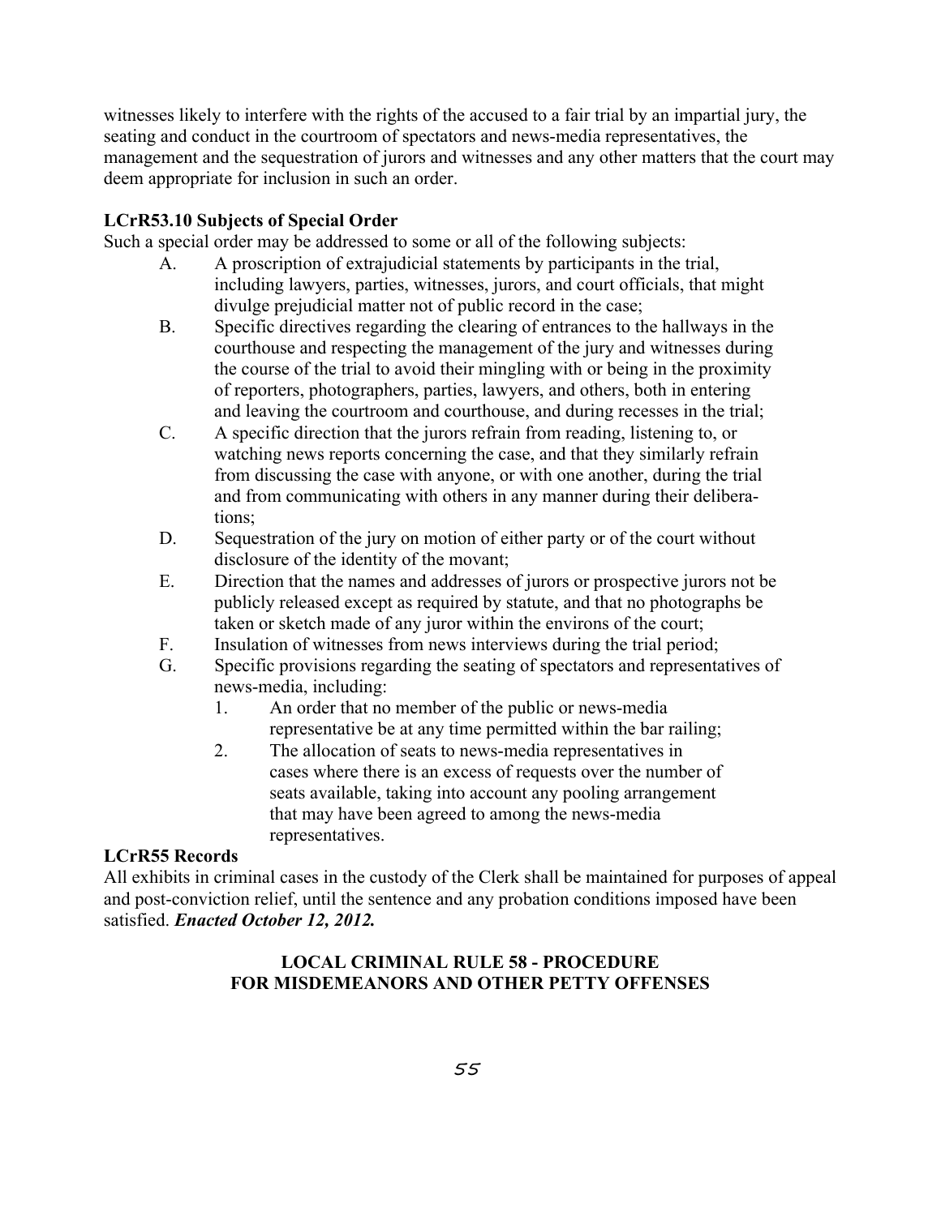witnesses likely to interfere with the rights of the accused to a fair trial by an impartial jury, the seating and conduct in the courtroom of spectators and news-media representatives, the management and the sequestration of jurors and witnesses and any other matters that the court may deem appropriate for inclusion in such an order.

**LCrR53.10 Subjects of Special Order**

Such a special order may be addressed to some or all of the following subjects:

A. A proscription of extrajudicial statements by participants in the trial, including lawyers, parties, witnesses, jurors, and court officials, that might divulge prejudicial matter not of public record in the case;

B. Specific directives regarding the clearing of entrances to the hallways in the courthouse and respecting the management of the jury and witnesses during the course of the trial to avoid their mingling with or being in the proximity of reporters, photographers, parties, lawyers, and others, both in entering and leaving the courtroom and courthouse, and during recesses in the trial;

C. A specific direction that the jurors refrain from reading, listening to, or watching news reports concerning the case, and that they similarly refrain from discussing the case with anyone, or with one another, during the trial and from communicating with others in any manner during their deliberations;

D. Sequestration of the jury on motion of either party or of the court without disclosure of the identity of the movant;

E. Direction that the names and addresses of jurors or prospective jurors not be publicly released except as required by statute, and that no photographs be taken or sketch made of any juror within the environs of the court;

F. Insulation of witnesses from news interviews during the trial period;

G. Specific provisions regarding the seating of spectators and representatives of news-media, including:

  1. An order that no member of the public or news-media representative be at any time permitted within the bar railing;
  2. The allocation of seats to news-media representatives in cases where there is an excess of requests over the number of seats available, taking into account any pooling arrangement that may have been agreed to among the news-media representatives.

**LCrR55 Records**

All exhibits in criminal cases in the custody of the Clerk shall be maintained for purposes of appeal and post-conviction relief, until the sentence and any probation conditions imposed have been satisfied. ***Enacted October 12, 2012.***

## LOCAL CRIMINAL RULE 58 - PROCEDURE FOR MISDEMEANORS AND OTHER PETTY OFFENSES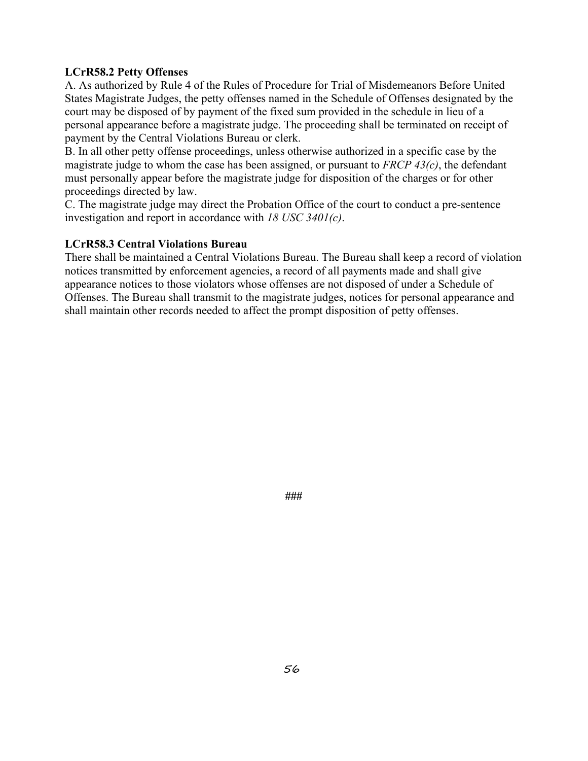**LCrR58.2 Petty Offenses**

A. As authorized by Rule 4 of the Rules of Procedure for Trial of Misdemeanors Before United States Magistrate Judges, the petty offenses named in the Schedule of Offenses designated by the court may be disposed of by payment of the fixed sum provided in the schedule in lieu of a personal appearance before a magistrate judge. The proceeding shall be terminated on receipt of payment by the Central Violations Bureau or clerk.

B. In all other petty offense proceedings, unless otherwise authorized in a specific case by the magistrate judge to whom the case has been assigned, or pursuant to *FRCP 43(c)*, the defendant must personally appear before the magistrate judge for disposition of the charges or for other proceedings directed by law.

C. The magistrate judge may direct the Probation Office of the court to conduct a pre-sentence investigation and report in accordance with *18 USC 3401(c)*.

**LCrR58.3 Central Violations Bureau**

There shall be maintained a Central Violations Bureau. The Bureau shall keep a record of violation notices transmitted by enforcement agencies, a record of all payments made and shall give appearance notices to those violators whose offenses are not disposed of under a Schedule of Offenses. The Bureau shall transmit to the magistrate judges, notices for personal appearance and shall maintain other records needed to affect the prompt disposition of petty offenses.

###